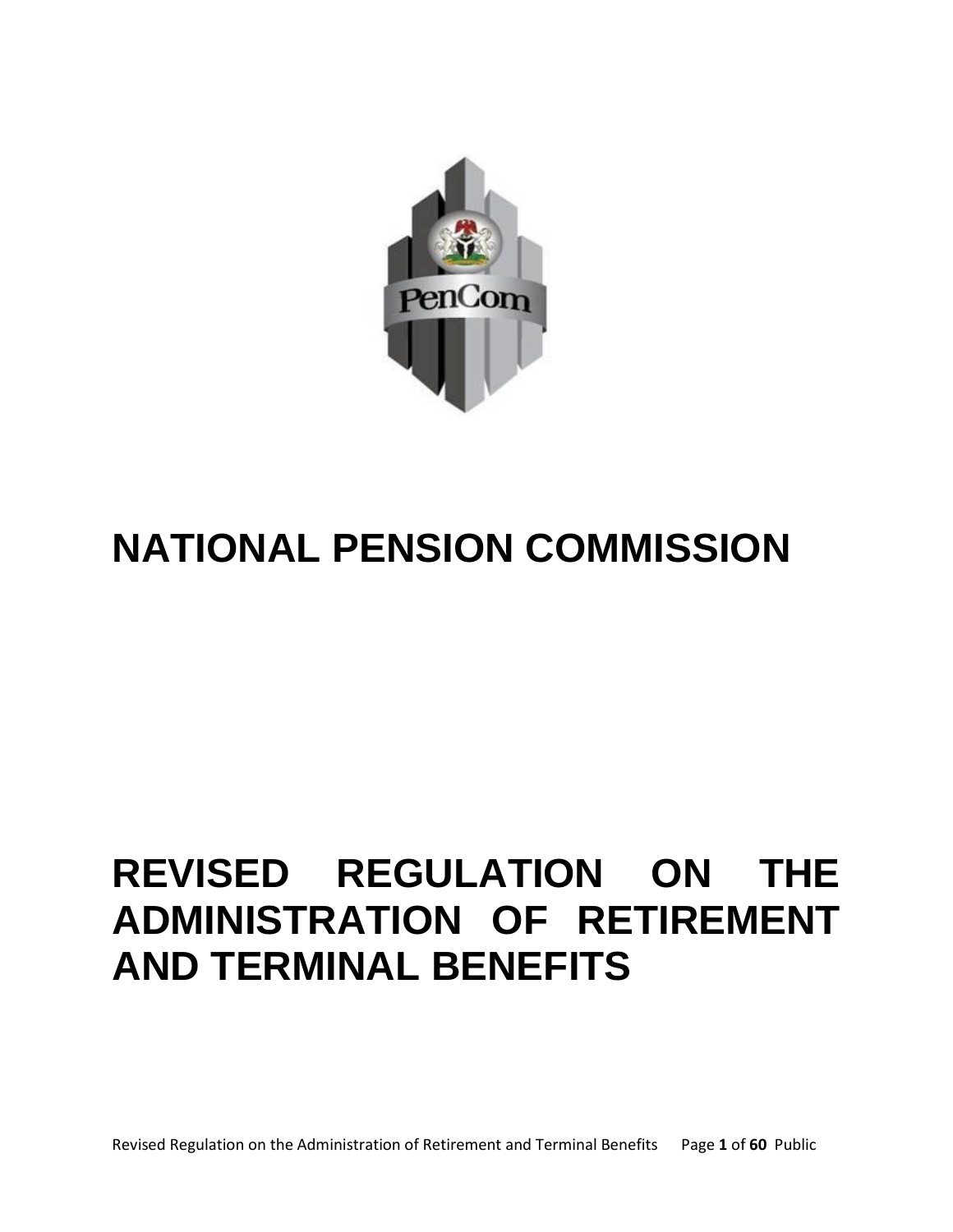# NATIONAL PENSION COMMISSION

# REVISED REGULATION ON THE ADMINISTRATION OF RETIREMENT AND TERMINAL BENEFITS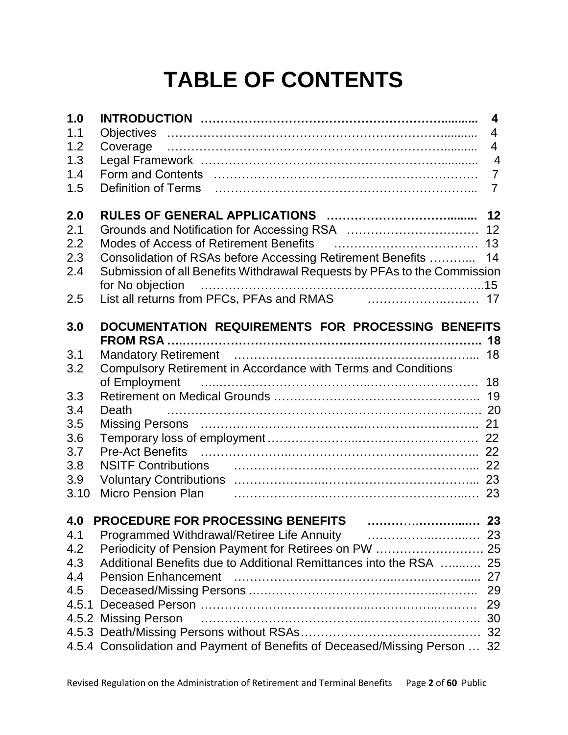# TABLE OF CONTENTS

| | | |
|---|---|---|
| **1.0** | **INTRODUCTION** | **4** |
| 1.1 | Objectives | 4 |
| 1.2 | Coverage | 4 |
| 1.3 | Legal Framework | 4 |
| 1.4 | Form and Contents | 7 |
| 1.5 | Definition of Terms | 7 |
| **2.0** | **RULES OF GENERAL APPLICATIONS** | **12** |
| 2.1 | Grounds and Notification for Accessing RSA | 12 |
| 2.2 | Modes of Access of Retirement Benefits | 13 |
| 2.3 | Consolidation of RSAs before Accessing Retirement Benefits | 14 |
| 2.4 | Submission of all Benefits Withdrawal Requests by PFAs to the Commission for No objection | 15 |
| 2.5 | List all returns from PFCs, PFAs and RMAS | 17 |
| **3.0** | **DOCUMENTATION REQUIREMENTS FOR PROCESSING BENEFITS FROM RSA** | **18** |
| 3.1 | Mandatory Retirement | 18 |
| 3.2 | Compulsory Retirement in Accordance with Terms and Conditions of Employment | 18 |
| 3.3 | Retirement on Medical Grounds | 19 |
| 3.4 | Death | 20 |
| 3.5 | Missing Persons | 21 |
| 3.6 | Temporary loss of employment | 22 |
| 3.7 | Pre-Act Benefits | 22 |
| 3.8 | NSITF Contributions | 22 |
| 3.9 | Voluntary Contributions | 23 |
| 3.10 | Micro Pension Plan | 23 |
| **4.0** | **PROCEDURE FOR PROCESSING BENEFITS** | **23** |
| 4.1 | Programmed Withdrawal/Retiree Life Annuity | 23 |
| 4.2 | Periodicity of Pension Payment for Retirees on PW | 25 |
| 4.3 | Additional Benefits due to Additional Remittances into the RSA | 25 |
| 4.4 | Pension Enhancement | 27 |
| 4.5 | Deceased/Missing Persons | 29 |
| 4.5.1 | Deceased Person | 29 |
| 4.5.2 | Missing Person | 30 |
| 4.5.3 | Death/Missing Persons without RSAs | 32 |
| 4.5.4 | Consolidation and Payment of Benefits of Deceased/Missing Person | 32 |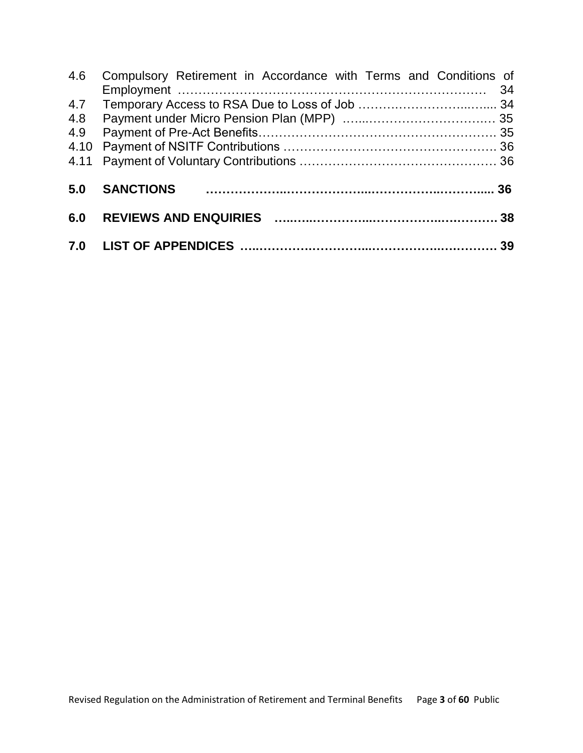4.6 Compulsory Retirement in Accordance with Terms and Conditions of Employment ………………………………………………………………… 34
4.7 Temporary Access to RSA Due to Loss of Job ……….……………..…..... 34
4.8 Payment under Micro Pension Plan (MPP) …...………………………..… 35
4.9 Payment of Pre-Act Benefits………………………………………………… 35
4.10 Payment of NSITF Contributions …………………………………………… 36
4.11 Payment of Voluntary Contributions ……………………………………… 36

**5.0 SANCTIONS ………………..………………...…………..……….... 36**

**6.0 REVIEWS AND ENQUIRIES …..….………….....………….….………. 38**

**7.0 LIST OF APPENDICES …..……….…………...…………..…………. 39**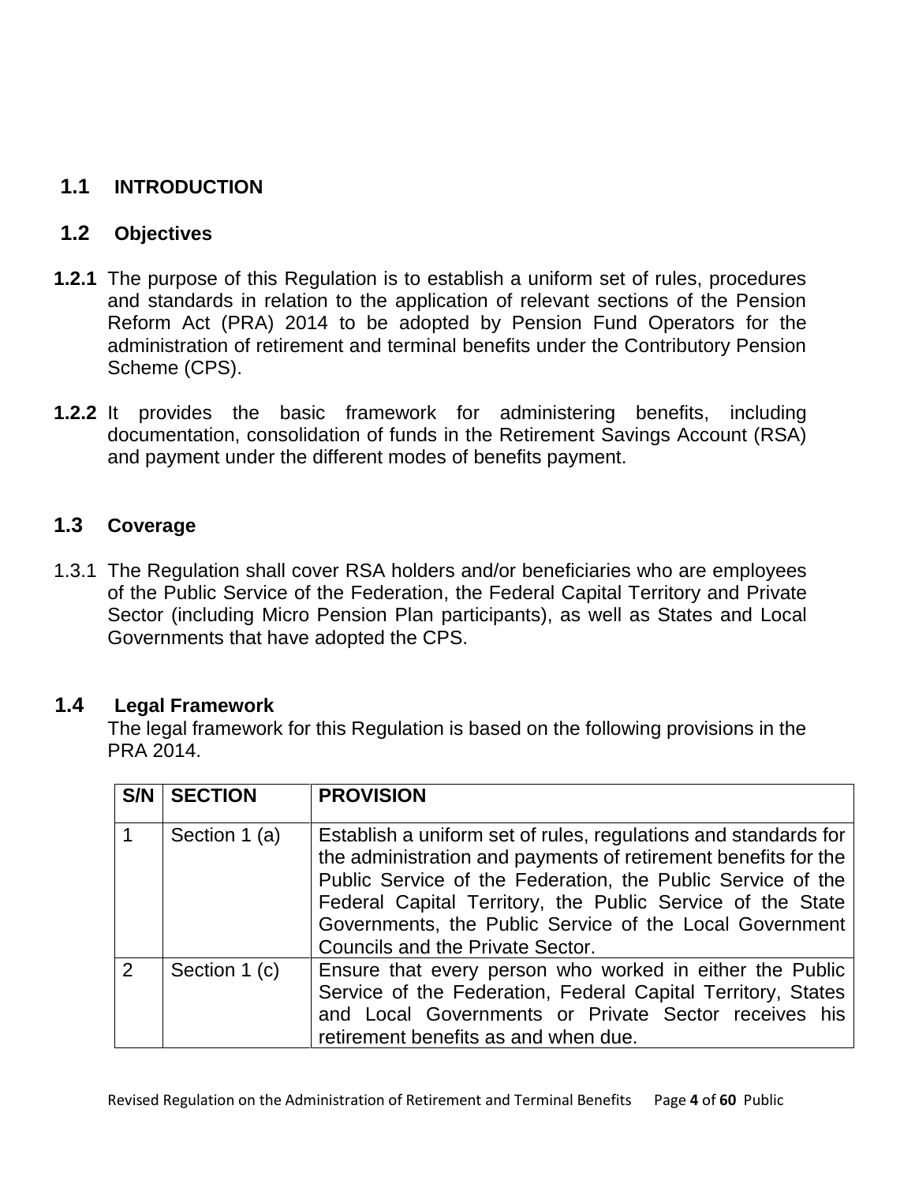## 1.1 INTRODUCTION

### 1.2 Objectives

**1.2.1** The purpose of this Regulation is to establish a uniform set of rules, procedures and standards in relation to the application of relevant sections of the Pension Reform Act (PRA) 2014 to be adopted by Pension Fund Operators for the administration of retirement and terminal benefits under the Contributory Pension Scheme (CPS).

**1.2.2** It provides the basic framework for administering benefits, including documentation, consolidation of funds in the Retirement Savings Account (RSA) and payment under the different modes of benefits payment.

### 1.3 Coverage

1.3.1 The Regulation shall cover RSA holders and/or beneficiaries who are employees of the Public Service of the Federation, the Federal Capital Territory and Private Sector (including Micro Pension Plan participants), as well as States and Local Governments that have adopted the CPS.

### 1.4 Legal Framework

The legal framework for this Regulation is based on the following provisions in the PRA 2014.

| S/N | SECTION | PROVISION |
|---|---|---|
| 1 | Section 1 (a) | Establish a uniform set of rules, regulations and standards for the administration and payments of retirement benefits for the Public Service of the Federation, the Public Service of the Federal Capital Territory, the Public Service of the State Governments, the Public Service of the Local Government Councils and the Private Sector. |
| 2 | Section 1 (c) | Ensure that every person who worked in either the Public Service of the Federation, Federal Capital Territory, States and Local Governments or Private Sector receives his retirement benefits as and when due. |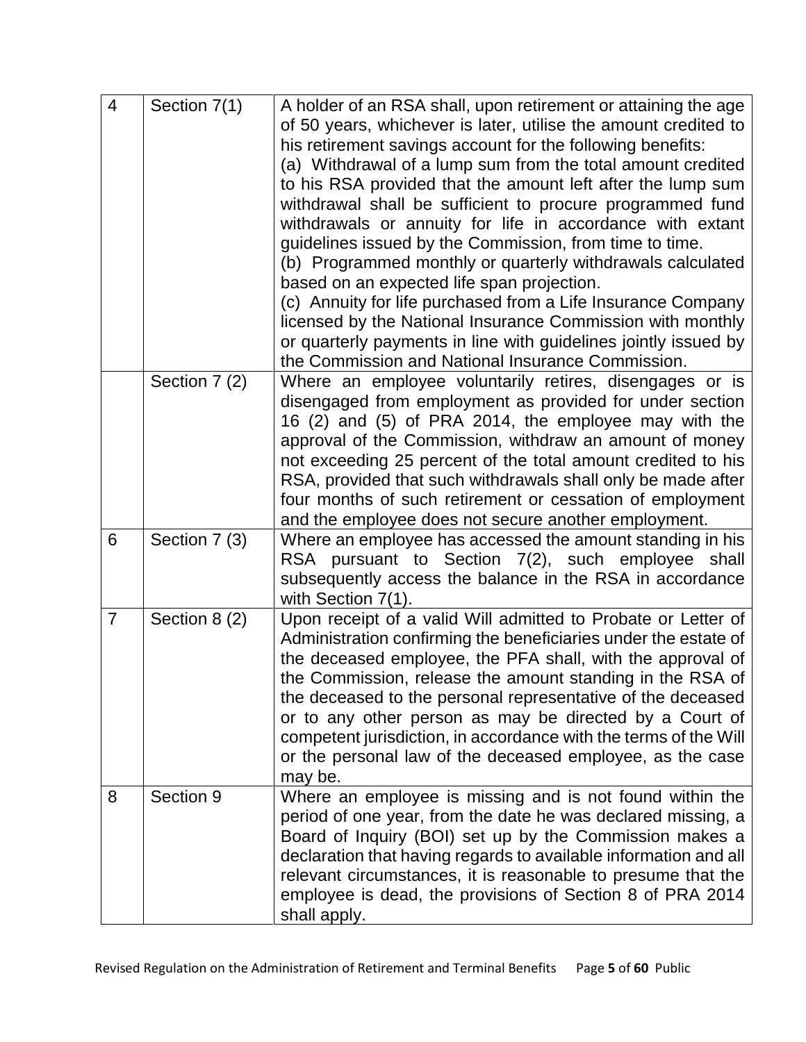| | | |
|---|---|---|
| 4 | Section 7(1) | A holder of an RSA shall, upon retirement or attaining the age of 50 years, whichever is later, utilise the amount credited to his retirement savings account for the following benefits:<br>(a) Withdrawal of a lump sum from the total amount credited to his RSA provided that the amount left after the lump sum withdrawal shall be sufficient to procure programmed fund withdrawals or annuity for life in accordance with extant guidelines issued by the Commission, from time to time.<br>(b) Programmed monthly or quarterly withdrawals calculated based on an expected life span projection.<br>(c) Annuity for life purchased from a Life Insurance Company licensed by the National Insurance Commission with monthly or quarterly payments in line with guidelines jointly issued by the Commission and National Insurance Commission. |
| | Section 7 (2) | Where an employee voluntarily retires, disengages or is disengaged from employment as provided for under section 16 (2) and (5) of PRA 2014, the employee may with the approval of the Commission, withdraw an amount of money not exceeding 25 percent of the total amount credited to his RSA, provided that such withdrawals shall only be made after four months of such retirement or cessation of employment and the employee does not secure another employment. |
| 6 | Section 7 (3) | Where an employee has accessed the amount standing in his RSA pursuant to Section 7(2), such employee shall subsequently access the balance in the RSA in accordance with Section 7(1). |
| 7 | Section 8 (2) | Upon receipt of a valid Will admitted to Probate or Letter of Administration confirming the beneficiaries under the estate of the deceased employee, the PFA shall, with the approval of the Commission, release the amount standing in the RSA of the deceased to the personal representative of the deceased or to any other person as may be directed by a Court of competent jurisdiction, in accordance with the terms of the Will or the personal law of the deceased employee, as the case may be. |
| 8 | Section 9 | Where an employee is missing and is not found within the period of one year, from the date he was declared missing, a Board of Inquiry (BOI) set up by the Commission makes a declaration that having regards to available information and all relevant circumstances, it is reasonable to presume that the employee is dead, the provisions of Section 8 of PRA 2014 shall apply. |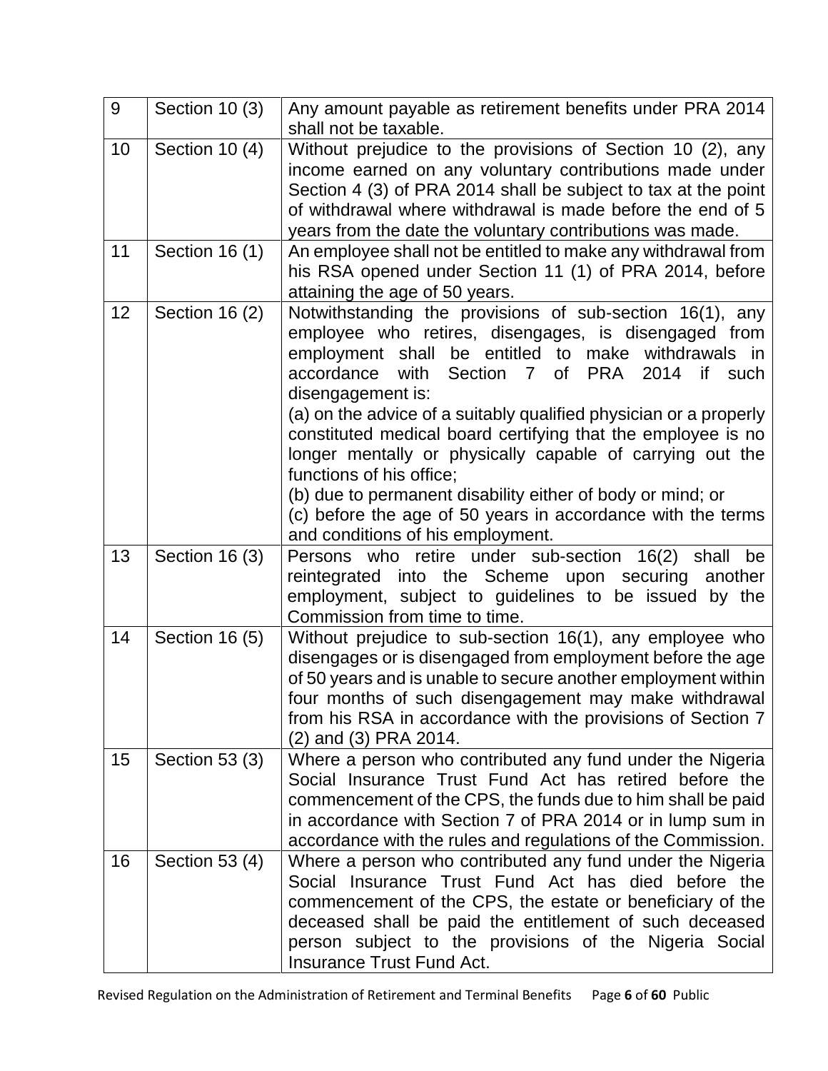| | | |
|---|---|---|
| 9 | Section 10 (3) | Any amount payable as retirement benefits under PRA 2014 shall not be taxable. |
| 10 | Section 10 (4) | Without prejudice to the provisions of Section 10 (2), any income earned on any voluntary contributions made under Section 4 (3) of PRA 2014 shall be subject to tax at the point of withdrawal where withdrawal is made before the end of 5 years from the date the voluntary contributions was made. |
| 11 | Section 16 (1) | An employee shall not be entitled to make any withdrawal from his RSA opened under Section 11 (1) of PRA 2014, before attaining the age of 50 years. |
| 12 | Section 16 (2) | Notwithstanding the provisions of sub-section 16(1), any employee who retires, disengages, is disengaged from employment shall be entitled to make withdrawals in accordance with Section 7 of PRA 2014 if such disengagement is:<br>(a) on the advice of a suitably qualified physician or a properly constituted medical board certifying that the employee is no longer mentally or physically capable of carrying out the functions of his office;<br>(b) due to permanent disability either of body or mind; or<br>(c) before the age of 50 years in accordance with the terms and conditions of his employment. |
| 13 | Section 16 (3) | Persons who retire under sub-section 16(2) shall be reintegrated into the Scheme upon securing another employment, subject to guidelines to be issued by the Commission from time to time. |
| 14 | Section 16 (5) | Without prejudice to sub-section 16(1), any employee who disengages or is disengaged from employment before the age of 50 years and is unable to secure another employment within four months of such disengagement may make withdrawal from his RSA in accordance with the provisions of Section 7 (2) and (3) PRA 2014. |
| 15 | Section 53 (3) | Where a person who contributed any fund under the Nigeria Social Insurance Trust Fund Act has retired before the commencement of the CPS, the funds due to him shall be paid in accordance with Section 7 of PRA 2014 or in lump sum in accordance with the rules and regulations of the Commission. |
| 16 | Section 53 (4) | Where a person who contributed any fund under the Nigeria Social Insurance Trust Fund Act has died before the commencement of the CPS, the estate or beneficiary of the deceased shall be paid the entitlement of such deceased person subject to the provisions of the Nigeria Social Insurance Trust Fund Act. |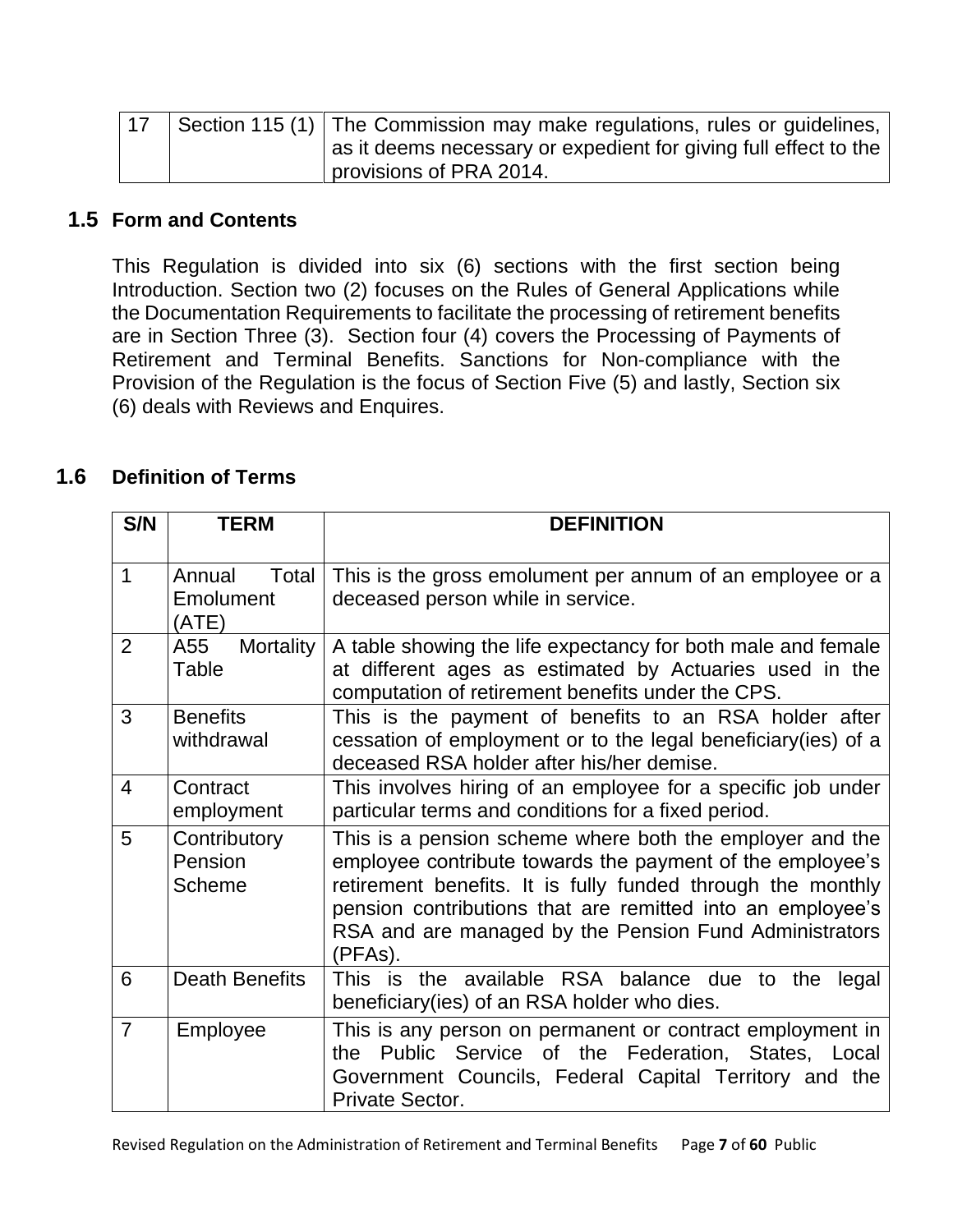| 17 | Section 115 (1) | The Commission may make regulations, rules or guidelines, as it deems necessary or expedient for giving full effect to the provisions of PRA 2014. |
|---|---|---|

## 1.5 Form and Contents

This Regulation is divided into six (6) sections with the first section being Introduction. Section two (2) focuses on the Rules of General Applications while the Documentation Requirements to facilitate the processing of retirement benefits are in Section Three (3). Section four (4) covers the Processing of Payments of Retirement and Terminal Benefits. Sanctions for Non-compliance with the Provision of the Regulation is the focus of Section Five (5) and lastly, Section six (6) deals with Reviews and Enquires.

## 1.6 Definition of Terms

| S/N | TERM | DEFINITION |
|---|---|---|
| 1 | Annual Total Emolument (ATE) | This is the gross emolument per annum of an employee or a deceased person while in service. |
| 2 | A55 Mortality Table | A table showing the life expectancy for both male and female at different ages as estimated by Actuaries used in the computation of retirement benefits under the CPS. |
| 3 | Benefits withdrawal | This is the payment of benefits to an RSA holder after cessation of employment or to the legal beneficiary(ies) of a deceased RSA holder after his/her demise. |
| 4 | Contract employment | This involves hiring of an employee for a specific job under particular terms and conditions for a fixed period. |
| 5 | Contributory Pension Scheme | This is a pension scheme where both the employer and the employee contribute towards the payment of the employee's retirement benefits. It is fully funded through the monthly pension contributions that are remitted into an employee's RSA and are managed by the Pension Fund Administrators (PFAs). |
| 6 | Death Benefits | This is the available RSA balance due to the legal beneficiary(ies) of an RSA holder who dies. |
| 7 | Employee | This is any person on permanent or contract employment in the Public Service of the Federation, States, Local Government Councils, Federal Capital Territory and the Private Sector. |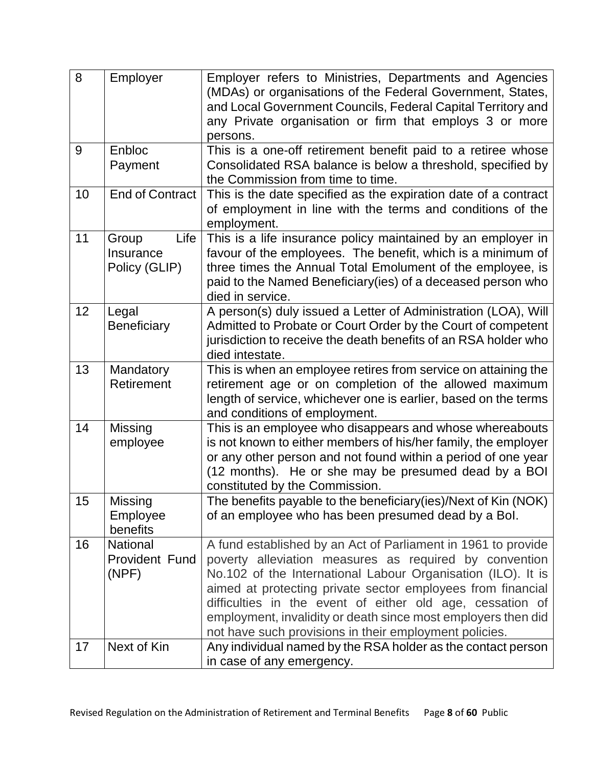| 8 | Employer | Employer refers to Ministries, Departments and Agencies (MDAs) or organisations of the Federal Government, States, and Local Government Councils, Federal Capital Territory and any Private organisation or firm that employs 3 or more persons. |
|---|---|---|
| 9 | Enbloc Payment | This is a one-off retirement benefit paid to a retiree whose Consolidated RSA balance is below a threshold, specified by the Commission from time to time. |
| 10 | End of Contract | This is the date specified as the expiration date of a contract of employment in line with the terms and conditions of the employment. |
| 11 | Group Life Insurance Policy (GLIP) | This is a life insurance policy maintained by an employer in favour of the employees. The benefit, which is a minimum of three times the Annual Total Emolument of the employee, is paid to the Named Beneficiary(ies) of a deceased person who died in service. |
| 12 | Legal Beneficiary | A person(s) duly issued a Letter of Administration (LOA), Will Admitted to Probate or Court Order by the Court of competent jurisdiction to receive the death benefits of an RSA holder who died intestate. |
| 13 | Mandatory Retirement | This is when an employee retires from service on attaining the retirement age or on completion of the allowed maximum length of service, whichever one is earlier, based on the terms and conditions of employment. |
| 14 | Missing employee | This is an employee who disappears and whose whereabouts is not known to either members of his/her family, the employer or any other person and not found within a period of one year (12 months). He or she may be presumed dead by a BOI constituted by the Commission. |
| 15 | Missing Employee benefits | The benefits payable to the beneficiary(ies)/Next of Kin (NOK) of an employee who has been presumed dead by a BoI. |
| 16 | National Provident Fund (NPF) | A fund established by an Act of Parliament in 1961 to provide poverty alleviation measures as required by convention No.102 of the International Labour Organisation (ILO). It is aimed at protecting private sector employees from financial difficulties in the event of either old age, cessation of employment, invalidity or death since most employers then did not have such provisions in their employment policies. |
| 17 | Next of Kin | Any individual named by the RSA holder as the contact person in case of any emergency. |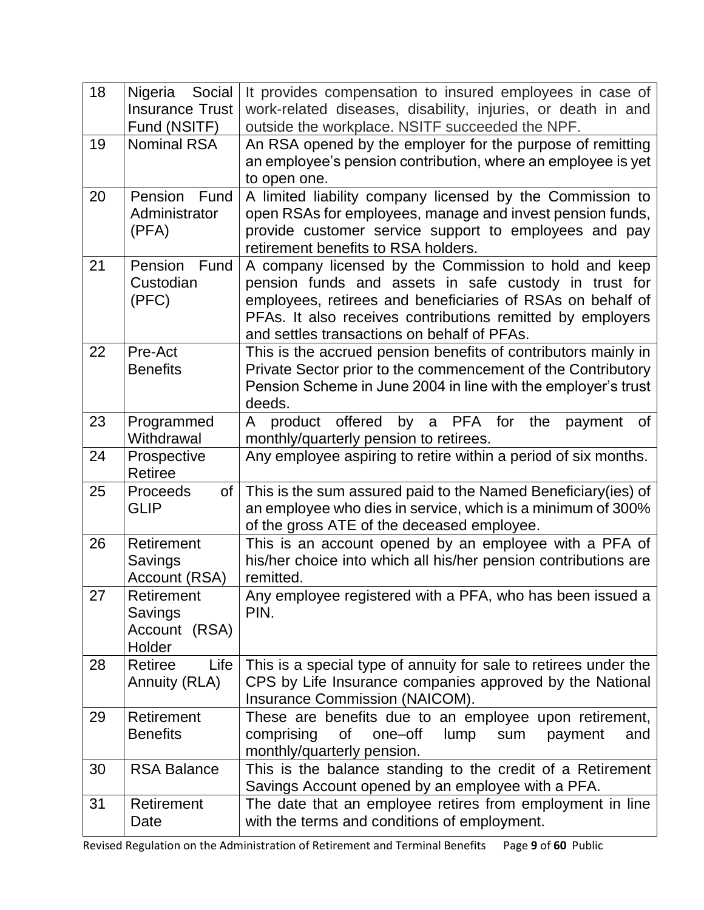| | | |
|---|---|---|
| 18 | Nigeria Social Insurance Trust Fund (NSITF) | It provides compensation to insured employees in case of work-related diseases, disability, injuries, or death in and outside the workplace. NSITF succeeded the NPF. |
| 19 | Nominal RSA | An RSA opened by the employer for the purpose of remitting an employee's pension contribution, where an employee is yet to open one. |
| 20 | Pension Fund Administrator (PFA) | A limited liability company licensed by the Commission to open RSAs for employees, manage and invest pension funds, provide customer service support to employees and pay retirement benefits to RSA holders. |
| 21 | Pension Fund Custodian (PFC) | A company licensed by the Commission to hold and keep pension funds and assets in safe custody in trust for employees, retirees and beneficiaries of RSAs on behalf of PFAs. It also receives contributions remitted by employers and settles transactions on behalf of PFAs. |
| 22 | Pre-Act Benefits | This is the accrued pension benefits of contributors mainly in Private Sector prior to the commencement of the Contributory Pension Scheme in June 2004 in line with the employer's trust deeds. |
| 23 | Programmed Withdrawal | A product offered by a PFA for the payment of monthly/quarterly pension to retirees. |
| 24 | Prospective Retiree | Any employee aspiring to retire within a period of six months. |
| 25 | Proceeds of GLIP | This is the sum assured paid to the Named Beneficiary(ies) of an employee who dies in service, which is a minimum of 300% of the gross ATE of the deceased employee. |
| 26 | Retirement Savings Account (RSA) | This is an account opened by an employee with a PFA of his/her choice into which all his/her pension contributions are remitted. |
| 27 | Retirement Savings Account (RSA) Holder | Any employee registered with a PFA, who has been issued a PIN. |
| 28 | Retiree Life Annuity (RLA) | This is a special type of annuity for sale to retirees under the CPS by Life Insurance companies approved by the National Insurance Commission (NAICOM). |
| 29 | Retirement Benefits | These are benefits due to an employee upon retirement, comprising of one–off lump sum payment and monthly/quarterly pension. |
| 30 | RSA Balance | This is the balance standing to the credit of a Retirement Savings Account opened by an employee with a PFA. |
| 31 | Retirement Date | The date that an employee retires from employment in line with the terms and conditions of employment. |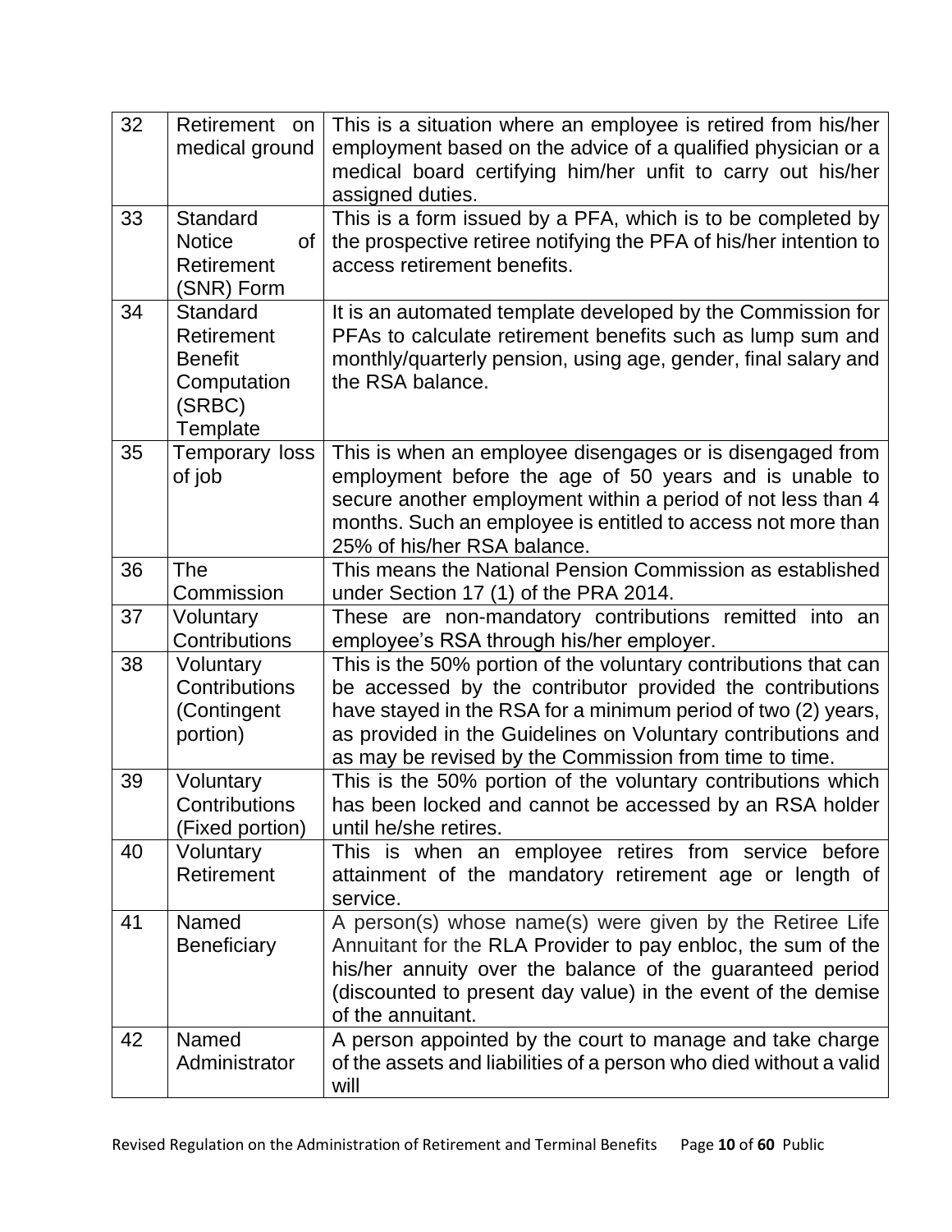| 32 | Retirement on medical ground | This is a situation where an employee is retired from his/her employment based on the advice of a qualified physician or a medical board certifying him/her unfit to carry out his/her assigned duties. |
|---|---|---|
| 33 | Standard Notice of Retirement (SNR) Form | This is a form issued by a PFA, which is to be completed by the prospective retiree notifying the PFA of his/her intention to access retirement benefits. |
| 34 | Standard Retirement Benefit Computation (SRBC) Template | It is an automated template developed by the Commission for PFAs to calculate retirement benefits such as lump sum and monthly/quarterly pension, using age, gender, final salary and the RSA balance. |
| 35 | Temporary loss of job | This is when an employee disengages or is disengaged from employment before the age of 50 years and is unable to secure another employment within a period of not less than 4 months. Such an employee is entitled to access not more than 25% of his/her RSA balance. |
| 36 | The Commission | This means the National Pension Commission as established under Section 17 (1) of the PRA 2014. |
| 37 | Voluntary Contributions | These are non-mandatory contributions remitted into an employee's RSA through his/her employer. |
| 38 | Voluntary Contributions (Contingent portion) | This is the 50% portion of the voluntary contributions that can be accessed by the contributor provided the contributions have stayed in the RSA for a minimum period of two (2) years, as provided in the Guidelines on Voluntary contributions and as may be revised by the Commission from time to time. |
| 39 | Voluntary Contributions (Fixed portion) | This is the 50% portion of the voluntary contributions which has been locked and cannot be accessed by an RSA holder until he/she retires. |
| 40 | Voluntary Retirement | This is when an employee retires from service before attainment of the mandatory retirement age or length of service. |
| 41 | Named Beneficiary | A person(s) whose name(s) were given by the Retiree Life Annuitant for the RLA Provider to pay enbloc, the sum of the his/her annuity over the balance of the guaranteed period (discounted to present day value) in the event of the demise of the annuitant. |
| 42 | Named Administrator | A person appointed by the court to manage and take charge of the assets and liabilities of a person who died without a valid will |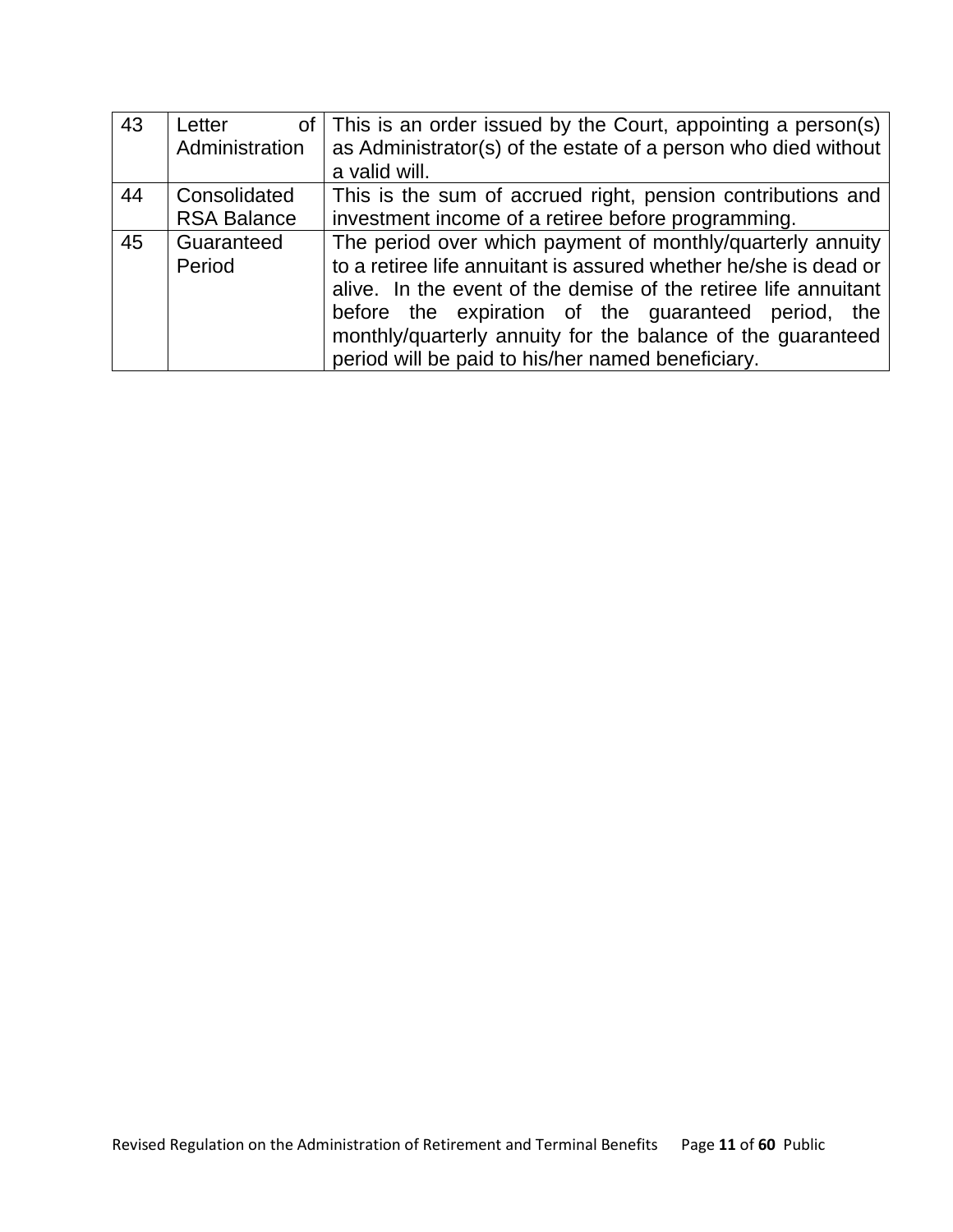| 43 | Letter of Administration | This is an order issued by the Court, appointing a person(s) as Administrator(s) of the estate of a person who died without a valid will. |
|---|---|---|
| 44 | Consolidated RSA Balance | This is the sum of accrued right, pension contributions and investment income of a retiree before programming. |
| 45 | Guaranteed Period | The period over which payment of monthly/quarterly annuity to a retiree life annuitant is assured whether he/she is dead or alive. In the event of the demise of the retiree life annuitant before the expiration of the guaranteed period, the monthly/quarterly annuity for the balance of the guaranteed period will be paid to his/her named beneficiary. |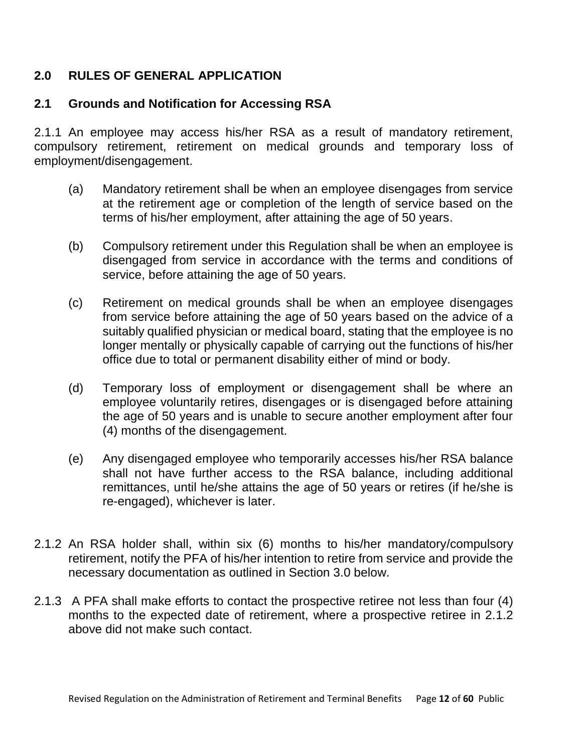## 2.0 RULES OF GENERAL APPLICATION

### 2.1 Grounds and Notification for Accessing RSA

2.1.1 An employee may access his/her RSA as a result of mandatory retirement, compulsory retirement, retirement on medical grounds and temporary loss of employment/disengagement.

(a) Mandatory retirement shall be when an employee disengages from service at the retirement age or completion of the length of service based on the terms of his/her employment, after attaining the age of 50 years.

(b) Compulsory retirement under this Regulation shall be when an employee is disengaged from service in accordance with the terms and conditions of service, before attaining the age of 50 years.

(c) Retirement on medical grounds shall be when an employee disengages from service before attaining the age of 50 years based on the advice of a suitably qualified physician or medical board, stating that the employee is no longer mentally or physically capable of carrying out the functions of his/her office due to total or permanent disability either of mind or body.

(d) Temporary loss of employment or disengagement shall be where an employee voluntarily retires, disengages or is disengaged before attaining the age of 50 years and is unable to secure another employment after four (4) months of the disengagement.

(e) Any disengaged employee who temporarily accesses his/her RSA balance shall not have further access to the RSA balance, including additional remittances, until he/she attains the age of 50 years or retires (if he/she is re-engaged), whichever is later.

2.1.2 An RSA holder shall, within six (6) months to his/her mandatory/compulsory retirement, notify the PFA of his/her intention to retire from service and provide the necessary documentation as outlined in Section 3.0 below.

2.1.3 A PFA shall make efforts to contact the prospective retiree not less than four (4) months to the expected date of retirement, where a prospective retiree in 2.1.2 above did not make such contact.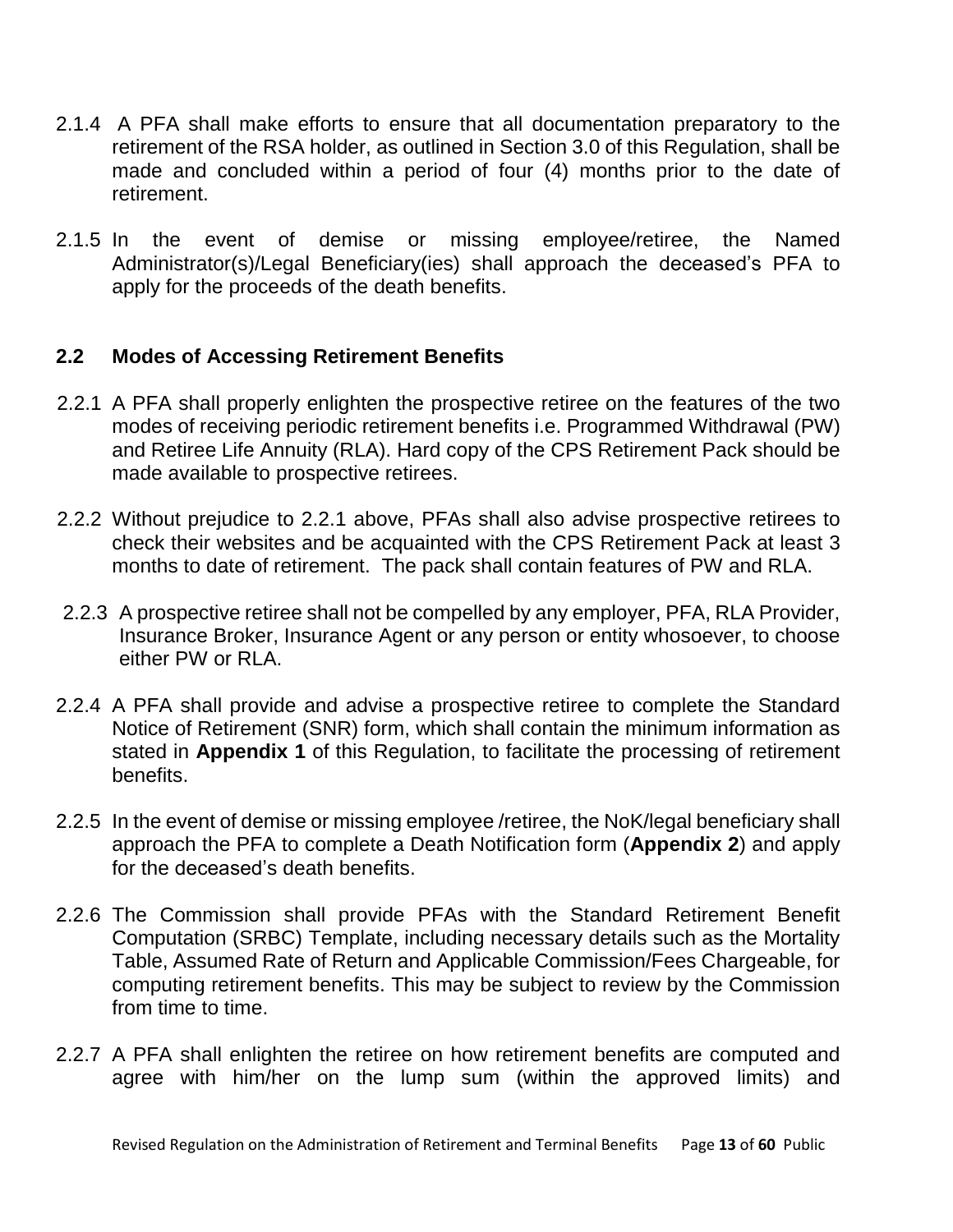2.1.4 A PFA shall make efforts to ensure that all documentation preparatory to the retirement of the RSA holder, as outlined in Section 3.0 of this Regulation, shall be made and concluded within a period of four (4) months prior to the date of retirement.

2.1.5 In the event of demise or missing employee/retiree, the Named Administrator(s)/Legal Beneficiary(ies) shall approach the deceased's PFA to apply for the proceeds of the death benefits.

## 2.2 Modes of Accessing Retirement Benefits

2.2.1 A PFA shall properly enlighten the prospective retiree on the features of the two modes of receiving periodic retirement benefits i.e. Programmed Withdrawal (PW) and Retiree Life Annuity (RLA). Hard copy of the CPS Retirement Pack should be made available to prospective retirees.

2.2.2 Without prejudice to 2.2.1 above, PFAs shall also advise prospective retirees to check their websites and be acquainted with the CPS Retirement Pack at least 3 months to date of retirement. The pack shall contain features of PW and RLA.

2.2.3 A prospective retiree shall not be compelled by any employer, PFA, RLA Provider, Insurance Broker, Insurance Agent or any person or entity whosoever, to choose either PW or RLA.

2.2.4 A PFA shall provide and advise a prospective retiree to complete the Standard Notice of Retirement (SNR) form, which shall contain the minimum information as stated in **Appendix 1** of this Regulation, to facilitate the processing of retirement benefits.

2.2.5 In the event of demise or missing employee /retiree, the NoK/legal beneficiary shall approach the PFA to complete a Death Notification form (**Appendix 2**) and apply for the deceased's death benefits.

2.2.6 The Commission shall provide PFAs with the Standard Retirement Benefit Computation (SRBC) Template, including necessary details such as the Mortality Table, Assumed Rate of Return and Applicable Commission/Fees Chargeable, for computing retirement benefits. This may be subject to review by the Commission from time to time.

2.2.7 A PFA shall enlighten the retiree on how retirement benefits are computed and agree with him/her on the lump sum (within the approved limits) and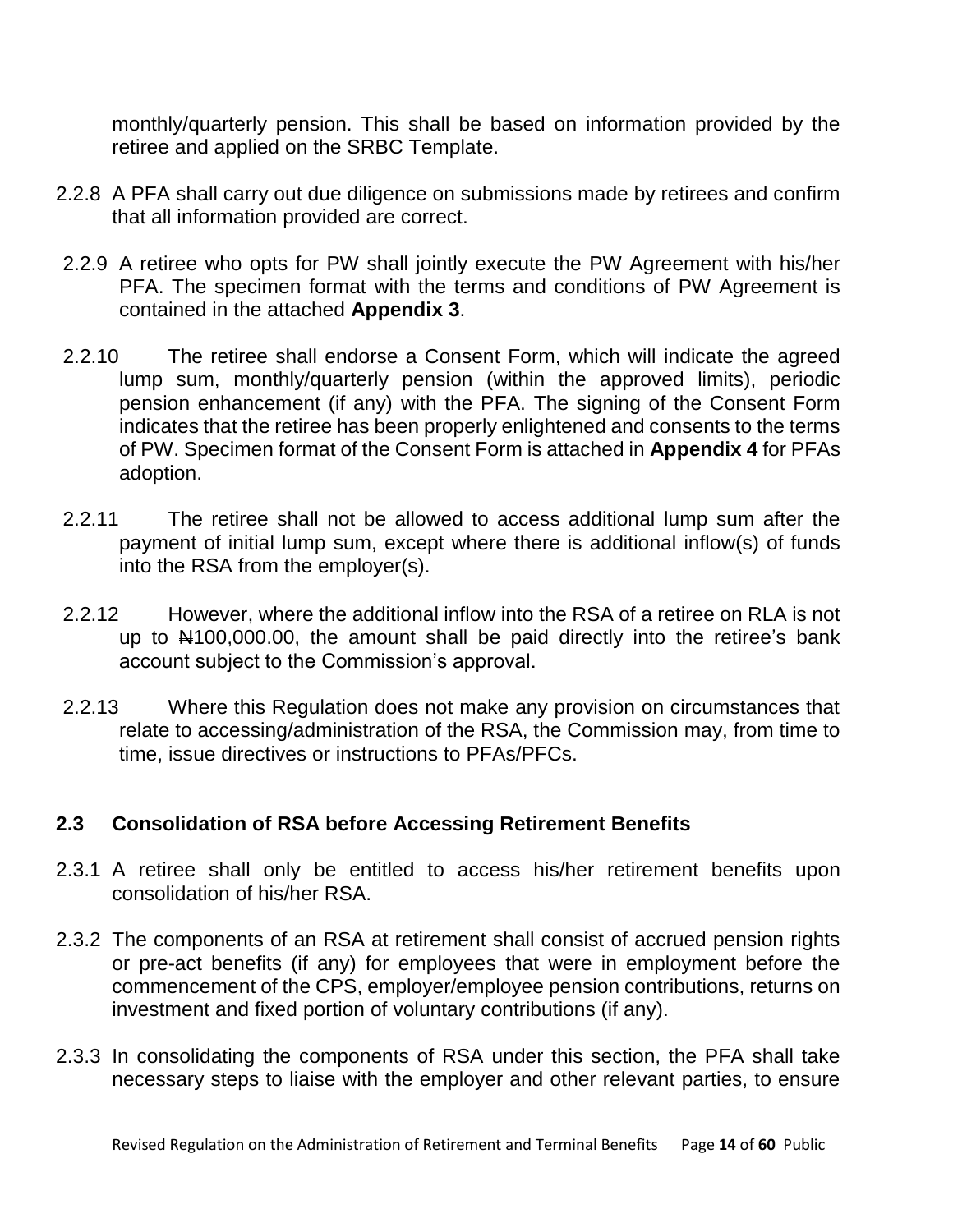monthly/quarterly pension. This shall be based on information provided by the retiree and applied on the SRBC Template.

2.2.8 A PFA shall carry out due diligence on submissions made by retirees and confirm that all information provided are correct.

2.2.9 A retiree who opts for PW shall jointly execute the PW Agreement with his/her PFA. The specimen format with the terms and conditions of PW Agreement is contained in the attached **Appendix 3**.

2.2.10 The retiree shall endorse a Consent Form, which will indicate the agreed lump sum, monthly/quarterly pension (within the approved limits), periodic pension enhancement (if any) with the PFA. The signing of the Consent Form indicates that the retiree has been properly enlightened and consents to the terms of PW. Specimen format of the Consent Form is attached in **Appendix 4** for PFAs adoption.

2.2.11 The retiree shall not be allowed to access additional lump sum after the payment of initial lump sum, except where there is additional inflow(s) of funds into the RSA from the employer(s).

2.2.12 However, where the additional inflow into the RSA of a retiree on RLA is not up to ₦100,000.00, the amount shall be paid directly into the retiree's bank account subject to the Commission's approval.

2.2.13 Where this Regulation does not make any provision on circumstances that relate to accessing/administration of the RSA, the Commission may, from time to time, issue directives or instructions to PFAs/PFCs.

## 2.3 Consolidation of RSA before Accessing Retirement Benefits

2.3.1 A retiree shall only be entitled to access his/her retirement benefits upon consolidation of his/her RSA.

2.3.2 The components of an RSA at retirement shall consist of accrued pension rights or pre-act benefits (if any) for employees that were in employment before the commencement of the CPS, employer/employee pension contributions, returns on investment and fixed portion of voluntary contributions (if any).

2.3.3 In consolidating the components of RSA under this section, the PFA shall take necessary steps to liaise with the employer and other relevant parties, to ensure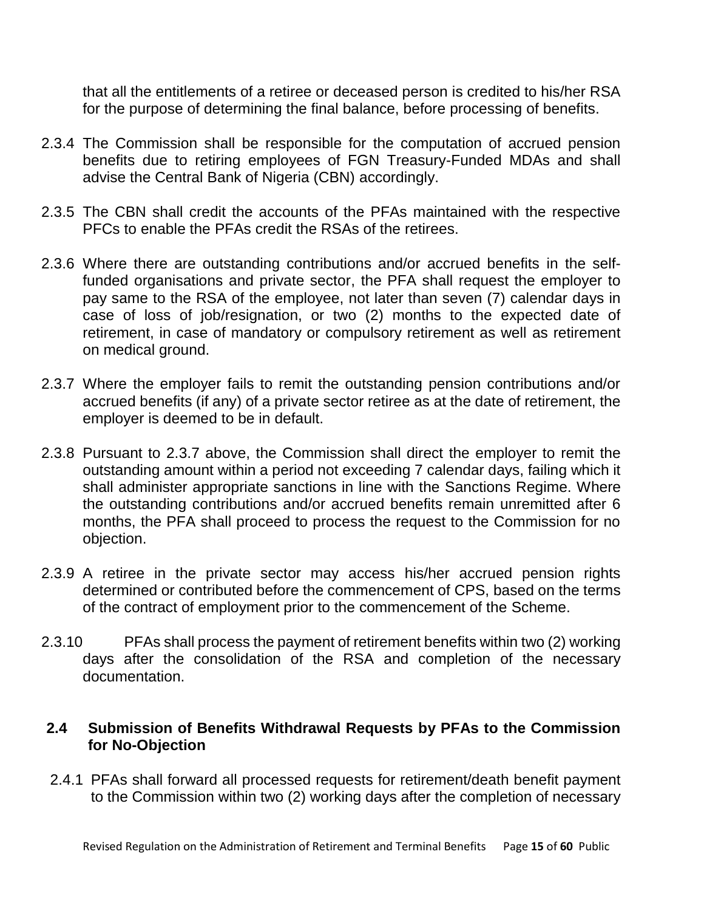that all the entitlements of a retiree or deceased person is credited to his/her RSA for the purpose of determining the final balance, before processing of benefits.

2.3.4 The Commission shall be responsible for the computation of accrued pension benefits due to retiring employees of FGN Treasury-Funded MDAs and shall advise the Central Bank of Nigeria (CBN) accordingly.

2.3.5 The CBN shall credit the accounts of the PFAs maintained with the respective PFCs to enable the PFAs credit the RSAs of the retirees.

2.3.6 Where there are outstanding contributions and/or accrued benefits in the self-funded organisations and private sector, the PFA shall request the employer to pay same to the RSA of the employee, not later than seven (7) calendar days in case of loss of job/resignation, or two (2) months to the expected date of retirement, in case of mandatory or compulsory retirement as well as retirement on medical ground.

2.3.7 Where the employer fails to remit the outstanding pension contributions and/or accrued benefits (if any) of a private sector retiree as at the date of retirement, the employer is deemed to be in default.

2.3.8 Pursuant to 2.3.7 above, the Commission shall direct the employer to remit the outstanding amount within a period not exceeding 7 calendar days, failing which it shall administer appropriate sanctions in line with the Sanctions Regime. Where the outstanding contributions and/or accrued benefits remain unremitted after 6 months, the PFA shall proceed to process the request to the Commission for no objection.

2.3.9 A retiree in the private sector may access his/her accrued pension rights determined or contributed before the commencement of CPS, based on the terms of the contract of employment prior to the commencement of the Scheme.

2.3.10 PFAs shall process the payment of retirement benefits within two (2) working days after the consolidation of the RSA and completion of the necessary documentation.

## 2.4 Submission of Benefits Withdrawal Requests by PFAs to the Commission for No-Objection

2.4.1 PFAs shall forward all processed requests for retirement/death benefit payment to the Commission within two (2) working days after the completion of necessary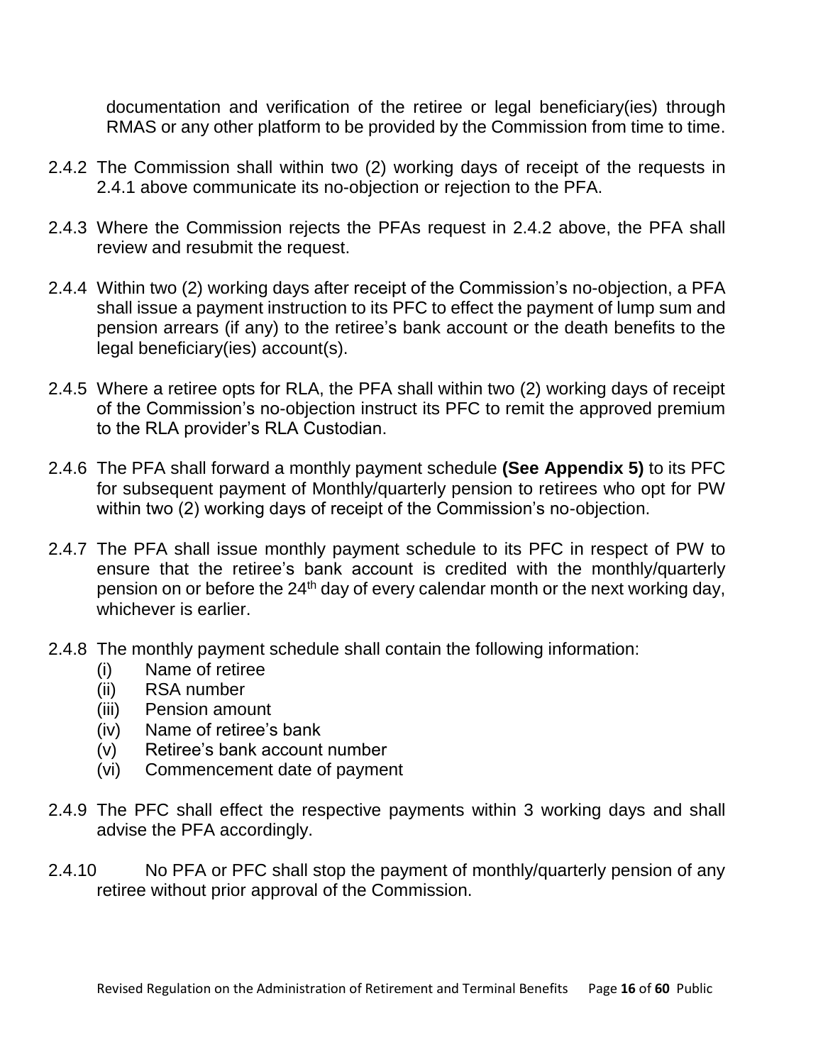documentation and verification of the retiree or legal beneficiary(ies) through RMAS or any other platform to be provided by the Commission from time to time.

2.4.2 The Commission shall within two (2) working days of receipt of the requests in 2.4.1 above communicate its no-objection or rejection to the PFA.

2.4.3 Where the Commission rejects the PFAs request in 2.4.2 above, the PFA shall review and resubmit the request.

2.4.4 Within two (2) working days after receipt of the Commission's no-objection, a PFA shall issue a payment instruction to its PFC to effect the payment of lump sum and pension arrears (if any) to the retiree's bank account or the death benefits to the legal beneficiary(ies) account(s).

2.4.5 Where a retiree opts for RLA, the PFA shall within two (2) working days of receipt of the Commission's no-objection instruct its PFC to remit the approved premium to the RLA provider's RLA Custodian.

2.4.6 The PFA shall forward a monthly payment schedule **(See Appendix 5)** to its PFC for subsequent payment of Monthly/quarterly pension to retirees who opt for PW within two (2) working days of receipt of the Commission's no-objection.

2.4.7 The PFA shall issue monthly payment schedule to its PFC in respect of PW to ensure that the retiree's bank account is credited with the monthly/quarterly pension on or before the 24th day of every calendar month or the next working day, whichever is earlier.

2.4.8 The monthly payment schedule shall contain the following information:

(i) Name of retiree
(ii) RSA number
(iii) Pension amount
(iv) Name of retiree's bank
(v) Retiree's bank account number
(vi) Commencement date of payment

2.4.9 The PFC shall effect the respective payments within 3 working days and shall advise the PFA accordingly.

2.4.10 No PFA or PFC shall stop the payment of monthly/quarterly pension of any retiree without prior approval of the Commission.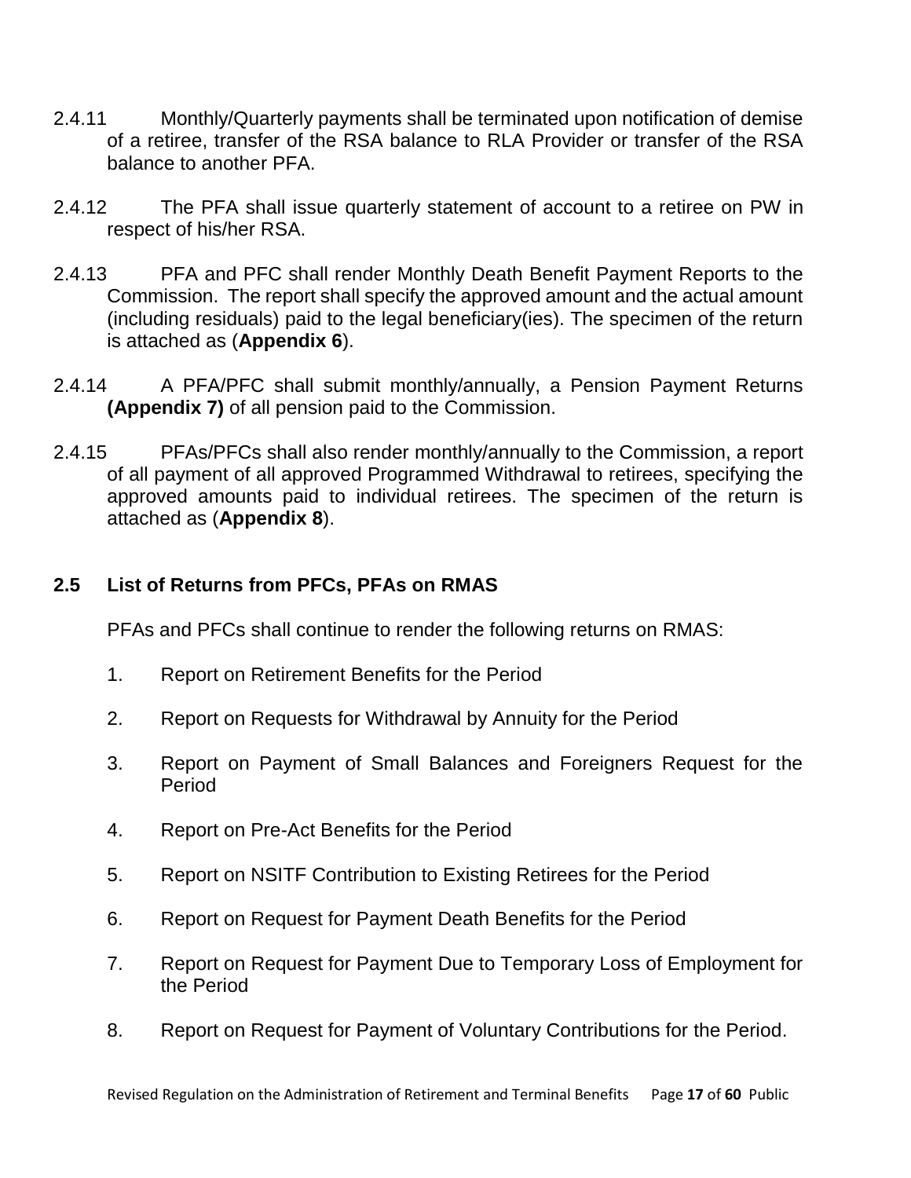2.4.11 Monthly/Quarterly payments shall be terminated upon notification of demise of a retiree, transfer of the RSA balance to RLA Provider or transfer of the RSA balance to another PFA.

2.4.12 The PFA shall issue quarterly statement of account to a retiree on PW in respect of his/her RSA.

2.4.13 PFA and PFC shall render Monthly Death Benefit Payment Reports to the Commission. The report shall specify the approved amount and the actual amount (including residuals) paid to the legal beneficiary(ies). The specimen of the return is attached as (**Appendix 6**).

2.4.14 A PFA/PFC shall submit monthly/annually, a Pension Payment Returns **(Appendix 7)** of all pension paid to the Commission.

2.4.15 PFAs/PFCs shall also render monthly/annually to the Commission, a report of all payment of all approved Programmed Withdrawal to retirees, specifying the approved amounts paid to individual retirees. The specimen of the return is attached as (**Appendix 8**).

## 2.5 List of Returns from PFCs, PFAs on RMAS

PFAs and PFCs shall continue to render the following returns on RMAS:

1. Report on Retirement Benefits for the Period
2. Report on Requests for Withdrawal by Annuity for the Period
3. Report on Payment of Small Balances and Foreigners Request for the Period
4. Report on Pre-Act Benefits for the Period
5. Report on NSITF Contribution to Existing Retirees for the Period
6. Report on Request for Payment Death Benefits for the Period
7. Report on Request for Payment Due to Temporary Loss of Employment for the Period
8. Report on Request for Payment of Voluntary Contributions for the Period.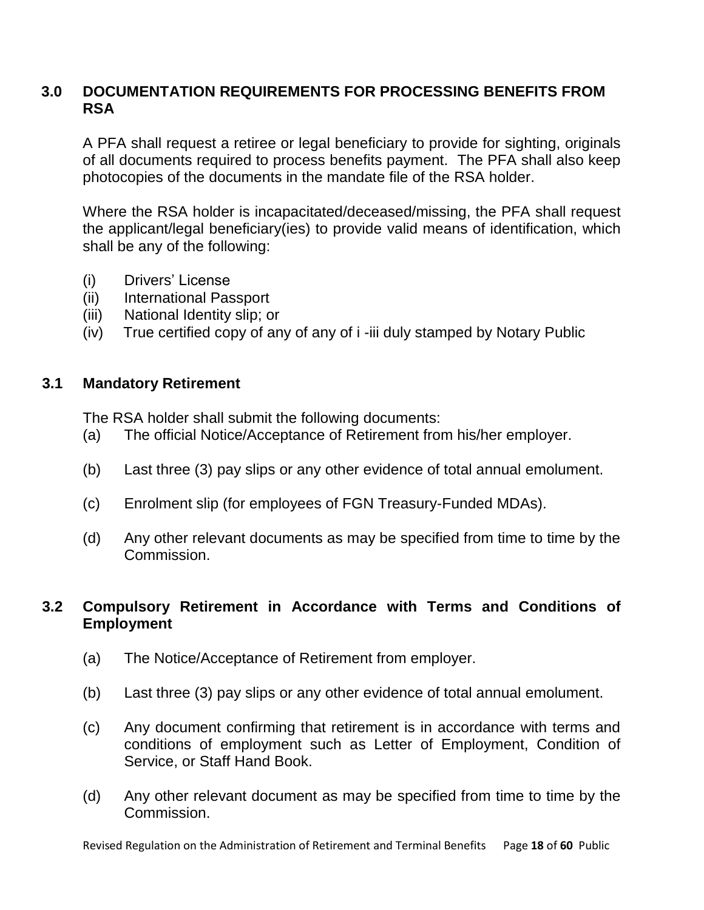## 3.0 DOCUMENTATION REQUIREMENTS FOR PROCESSING BENEFITS FROM RSA

A PFA shall request a retiree or legal beneficiary to provide for sighting, originals of all documents required to process benefits payment. The PFA shall also keep photocopies of the documents in the mandate file of the RSA holder.

Where the RSA holder is incapacitated/deceased/missing, the PFA shall request the applicant/legal beneficiary(ies) to provide valid means of identification, which shall be any of the following:

(i) Drivers' License
(ii) International Passport
(iii) National Identity slip; or
(iv) True certified copy of any of any of i -iii duly stamped by Notary Public

### 3.1 Mandatory Retirement

The RSA holder shall submit the following documents:

(a) The official Notice/Acceptance of Retirement from his/her employer.

(b) Last three (3) pay slips or any other evidence of total annual emolument.

(c) Enrolment slip (for employees of FGN Treasury-Funded MDAs).

(d) Any other relevant documents as may be specified from time to time by the Commission.

### 3.2 Compulsory Retirement in Accordance with Terms and Conditions of Employment

(a) The Notice/Acceptance of Retirement from employer.

(b) Last three (3) pay slips or any other evidence of total annual emolument.

(c) Any document confirming that retirement is in accordance with terms and conditions of employment such as Letter of Employment, Condition of Service, or Staff Hand Book.

(d) Any other relevant document as may be specified from time to time by the Commission.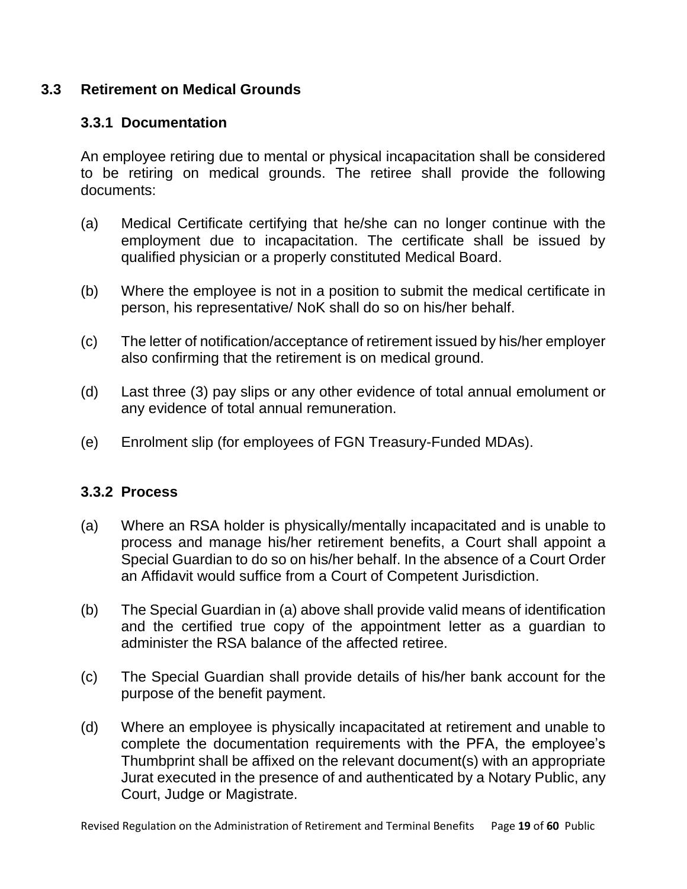## 3.3 Retirement on Medical Grounds

### 3.3.1 Documentation

An employee retiring due to mental or physical incapacitation shall be considered to be retiring on medical grounds. The retiree shall provide the following documents:

(a) Medical Certificate certifying that he/she can no longer continue with the employment due to incapacitation. The certificate shall be issued by qualified physician or a properly constituted Medical Board.

(b) Where the employee is not in a position to submit the medical certificate in person, his representative/ NoK shall do so on his/her behalf.

(c) The letter of notification/acceptance of retirement issued by his/her employer also confirming that the retirement is on medical ground.

(d) Last three (3) pay slips or any other evidence of total annual emolument or any evidence of total annual remuneration.

(e) Enrolment slip (for employees of FGN Treasury-Funded MDAs).

### 3.3.2 Process

(a) Where an RSA holder is physically/mentally incapacitated and is unable to process and manage his/her retirement benefits, a Court shall appoint a Special Guardian to do so on his/her behalf. In the absence of a Court Order an Affidavit would suffice from a Court of Competent Jurisdiction.

(b) The Special Guardian in (a) above shall provide valid means of identification and the certified true copy of the appointment letter as a guardian to administer the RSA balance of the affected retiree.

(c) The Special Guardian shall provide details of his/her bank account for the purpose of the benefit payment.

(d) Where an employee is physically incapacitated at retirement and unable to complete the documentation requirements with the PFA, the employee's Thumbprint shall be affixed on the relevant document(s) with an appropriate Jurat executed in the presence of and authenticated by a Notary Public, any Court, Judge or Magistrate.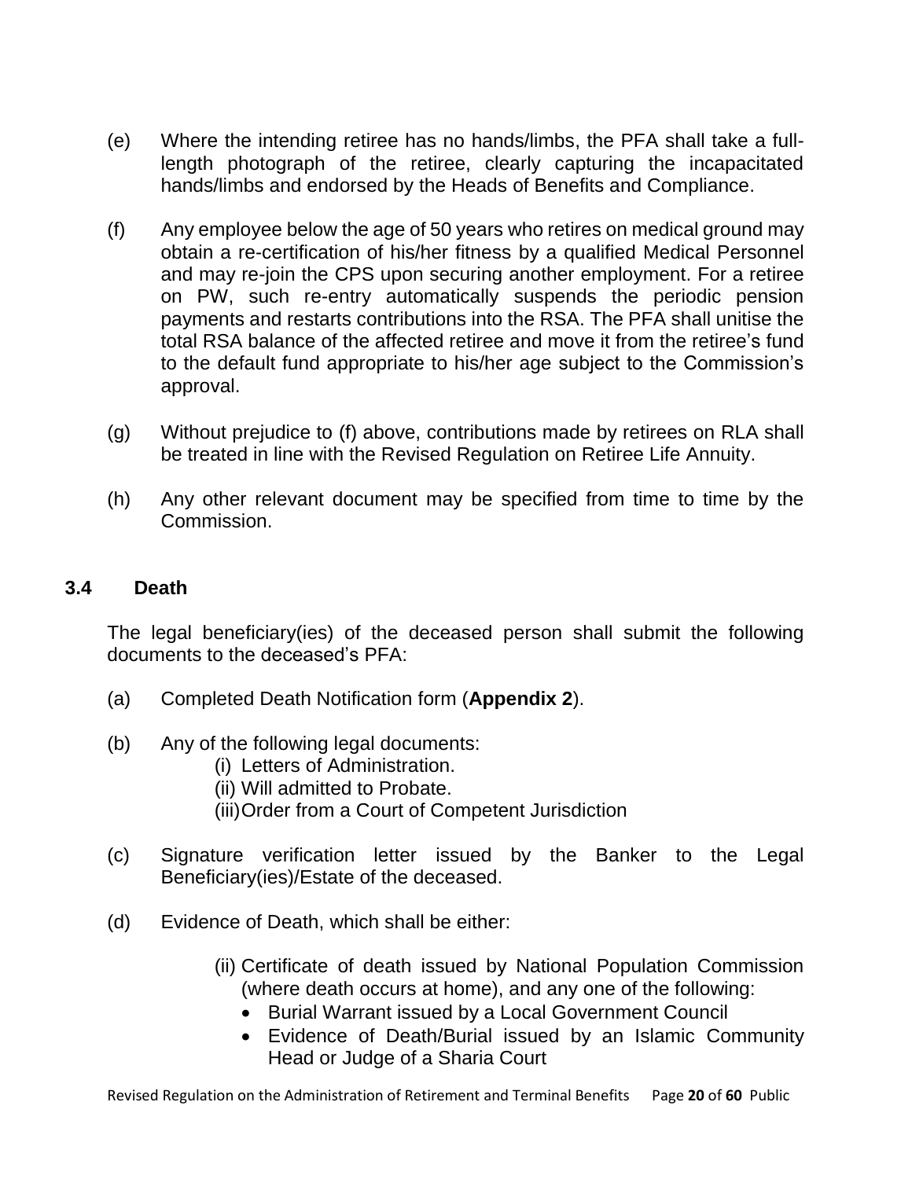(e) Where the intending retiree has no hands/limbs, the PFA shall take a full-length photograph of the retiree, clearly capturing the incapacitated hands/limbs and endorsed by the Heads of Benefits and Compliance.

(f) Any employee below the age of 50 years who retires on medical ground may obtain a re-certification of his/her fitness by a qualified Medical Personnel and may re-join the CPS upon securing another employment. For a retiree on PW, such re-entry automatically suspends the periodic pension payments and restarts contributions into the RSA. The PFA shall unitise the total RSA balance of the affected retiree and move it from the retiree's fund to the default fund appropriate to his/her age subject to the Commission's approval.

(g) Without prejudice to (f) above, contributions made by retirees on RLA shall be treated in line with the Revised Regulation on Retiree Life Annuity.

(h) Any other relevant document may be specified from time to time by the Commission.

### 3.4 Death

The legal beneficiary(ies) of the deceased person shall submit the following documents to the deceased's PFA:

(a) Completed Death Notification form (**Appendix 2**).

(b) Any of the following legal documents:
   - (i) Letters of Administration.
   - (ii) Will admitted to Probate.
   - (iii) Order from a Court of Competent Jurisdiction

(c) Signature verification letter issued by the Banker to the Legal Beneficiary(ies)/Estate of the deceased.

(d) Evidence of Death, which shall be either:

   (ii) Certificate of death issued by National Population Commission (where death occurs at home), and any one of the following:
   - Burial Warrant issued by a Local Government Council
   - Evidence of Death/Burial issued by an Islamic Community Head or Judge of a Sharia Court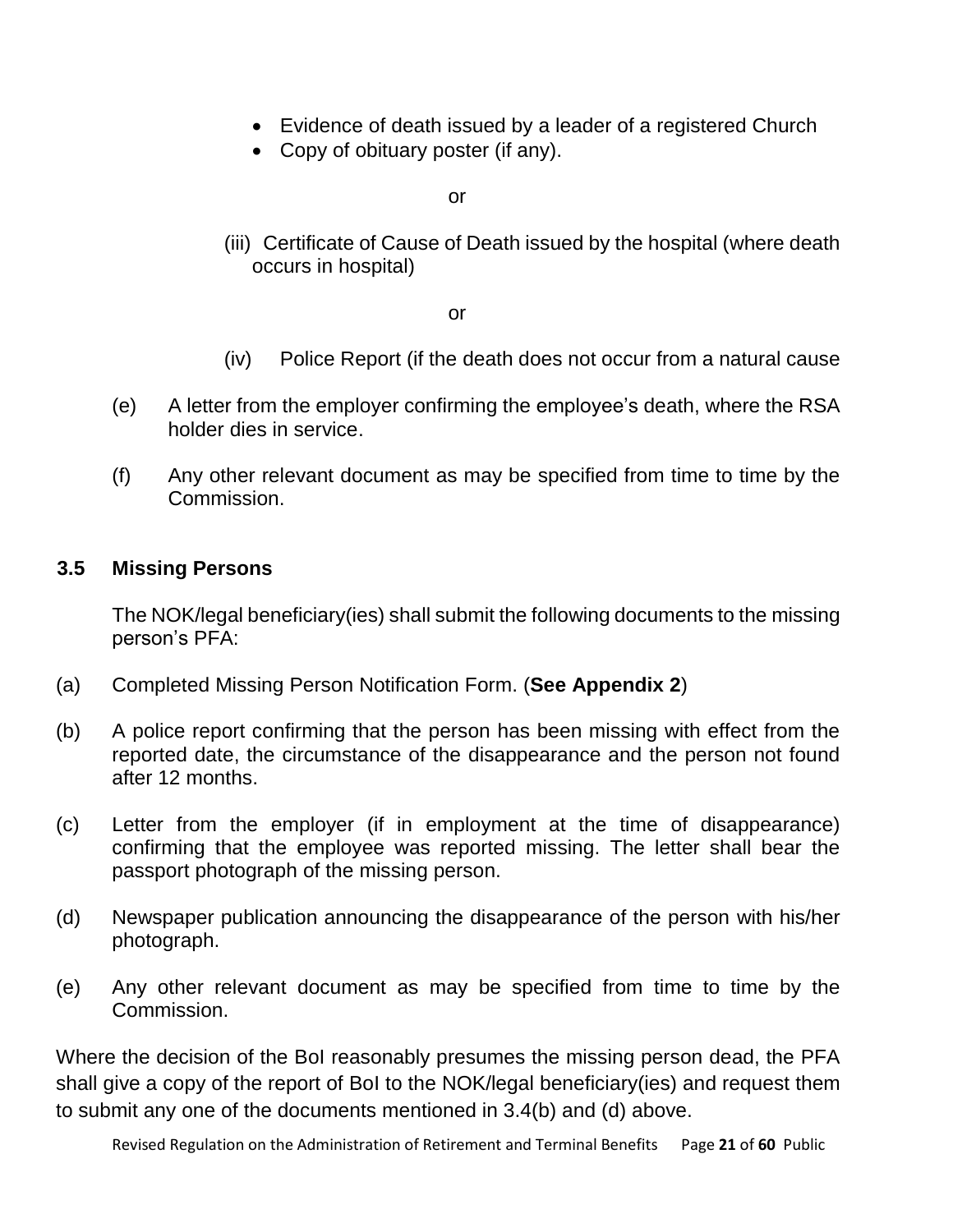- Evidence of death issued by a leader of a registered Church
- Copy of obituary poster (if any).

or

(iii) Certificate of Cause of Death issued by the hospital (where death occurs in hospital)

or

(iv) Police Report (if the death does not occur from a natural cause

(e) A letter from the employer confirming the employee's death, where the RSA holder dies in service.

(f) Any other relevant document as may be specified from time to time by the Commission.

### 3.5 Missing Persons

The NOK/legal beneficiary(ies) shall submit the following documents to the missing person's PFA:

(a) Completed Missing Person Notification Form. (**See Appendix 2**)

(b) A police report confirming that the person has been missing with effect from the reported date, the circumstance of the disappearance and the person not found after 12 months.

(c) Letter from the employer (if in employment at the time of disappearance) confirming that the employee was reported missing. The letter shall bear the passport photograph of the missing person.

(d) Newspaper publication announcing the disappearance of the person with his/her photograph.

(e) Any other relevant document as may be specified from time to time by the Commission.

Where the decision of the BoI reasonably presumes the missing person dead, the PFA shall give a copy of the report of BoI to the NOK/legal beneficiary(ies) and request them to submit any one of the documents mentioned in 3.4(b) and (d) above.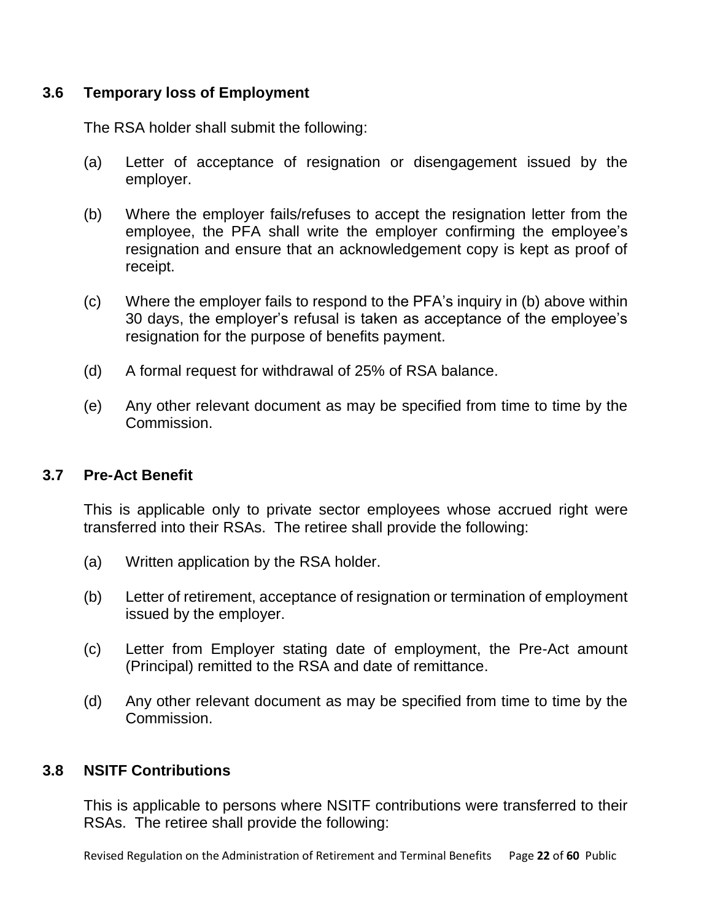### 3.6 Temporary loss of Employment

The RSA holder shall submit the following:

(a) Letter of acceptance of resignation or disengagement issued by the employer.

(b) Where the employer fails/refuses to accept the resignation letter from the employee, the PFA shall write the employer confirming the employee's resignation and ensure that an acknowledgement copy is kept as proof of receipt.

(c) Where the employer fails to respond to the PFA's inquiry in (b) above within 30 days, the employer's refusal is taken as acceptance of the employee's resignation for the purpose of benefits payment.

(d) A formal request for withdrawal of 25% of RSA balance.

(e) Any other relevant document as may be specified from time to time by the Commission.

### 3.7 Pre-Act Benefit

This is applicable only to private sector employees whose accrued right were transferred into their RSAs. The retiree shall provide the following:

(a) Written application by the RSA holder.

(b) Letter of retirement, acceptance of resignation or termination of employment issued by the employer.

(c) Letter from Employer stating date of employment, the Pre-Act amount (Principal) remitted to the RSA and date of remittance.

(d) Any other relevant document as may be specified from time to time by the Commission.

### 3.8 NSITF Contributions

This is applicable to persons where NSITF contributions were transferred to their RSAs. The retiree shall provide the following: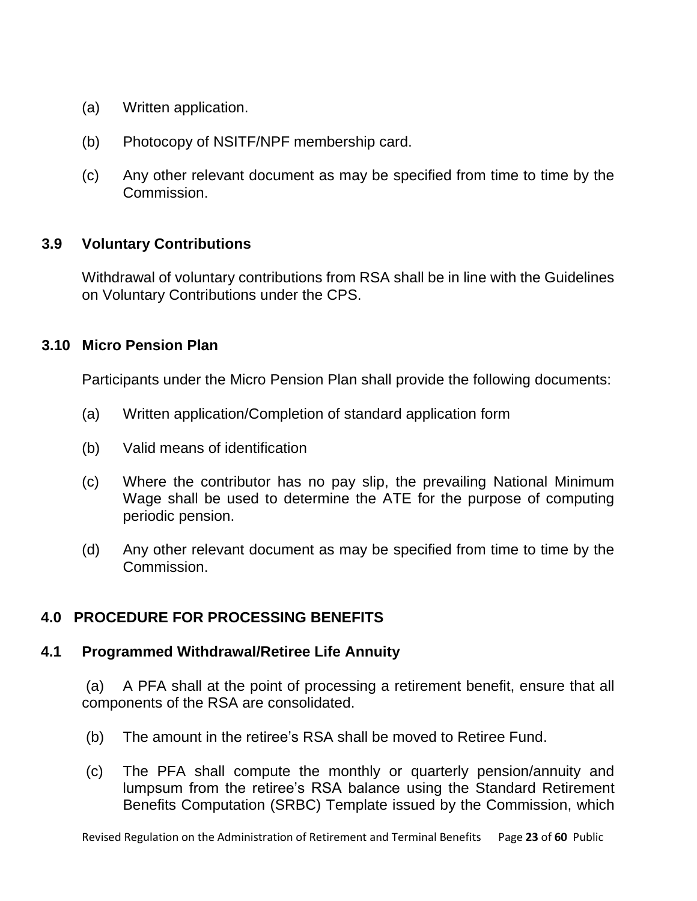(a) Written application.

(b) Photocopy of NSITF/NPF membership card.

(c) Any other relevant document as may be specified from time to time by the Commission.

### 3.9 Voluntary Contributions

Withdrawal of voluntary contributions from RSA shall be in line with the Guidelines on Voluntary Contributions under the CPS.

### 3.10 Micro Pension Plan

Participants under the Micro Pension Plan shall provide the following documents:

(a) Written application/Completion of standard application form

(b) Valid means of identification

(c) Where the contributor has no pay slip, the prevailing National Minimum Wage shall be used to determine the ATE for the purpose of computing periodic pension.

(d) Any other relevant document as may be specified from time to time by the Commission.

## 4.0 PROCEDURE FOR PROCESSING BENEFITS

### 4.1 Programmed Withdrawal/Retiree Life Annuity

(a) A PFA shall at the point of processing a retirement benefit, ensure that all components of the RSA are consolidated.

(b) The amount in the retiree's RSA shall be moved to Retiree Fund.

(c) The PFA shall compute the monthly or quarterly pension/annuity and lumpsum from the retiree's RSA balance using the Standard Retirement Benefits Computation (SRBC) Template issued by the Commission, which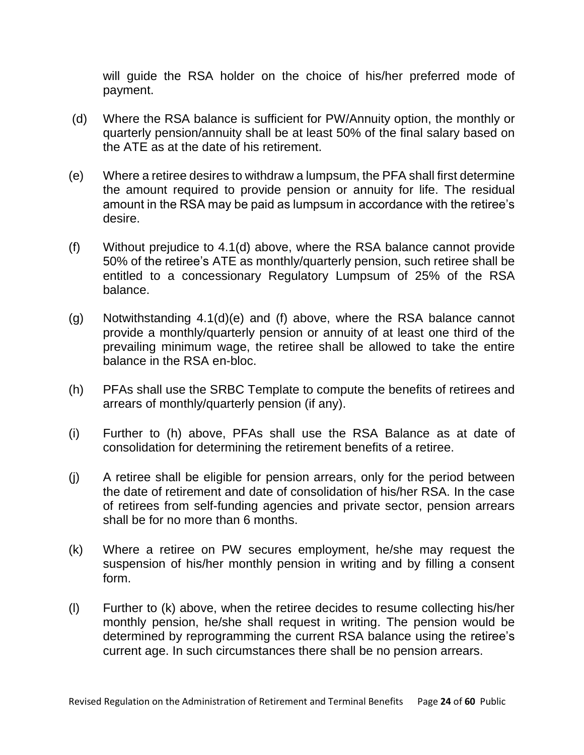will guide the RSA holder on the choice of his/her preferred mode of payment.

(d) Where the RSA balance is sufficient for PW/Annuity option, the monthly or quarterly pension/annuity shall be at least 50% of the final salary based on the ATE as at the date of his retirement.

(e) Where a retiree desires to withdraw a lumpsum, the PFA shall first determine the amount required to provide pension or annuity for life. The residual amount in the RSA may be paid as lumpsum in accordance with the retiree's desire.

(f) Without prejudice to 4.1(d) above, where the RSA balance cannot provide 50% of the retiree's ATE as monthly/quarterly pension, such retiree shall be entitled to a concessionary Regulatory Lumpsum of 25% of the RSA balance.

(g) Notwithstanding 4.1(d)(e) and (f) above, where the RSA balance cannot provide a monthly/quarterly pension or annuity of at least one third of the prevailing minimum wage, the retiree shall be allowed to take the entire balance in the RSA en-bloc.

(h) PFAs shall use the SRBC Template to compute the benefits of retirees and arrears of monthly/quarterly pension (if any).

(i) Further to (h) above, PFAs shall use the RSA Balance as at date of consolidation for determining the retirement benefits of a retiree.

(j) A retiree shall be eligible for pension arrears, only for the period between the date of retirement and date of consolidation of his/her RSA. In the case of retirees from self-funding agencies and private sector, pension arrears shall be for no more than 6 months.

(k) Where a retiree on PW secures employment, he/she may request the suspension of his/her monthly pension in writing and by filling a consent form.

(l) Further to (k) above, when the retiree decides to resume collecting his/her monthly pension, he/she shall request in writing. The pension would be determined by reprogramming the current RSA balance using the retiree's current age. In such circumstances there shall be no pension arrears.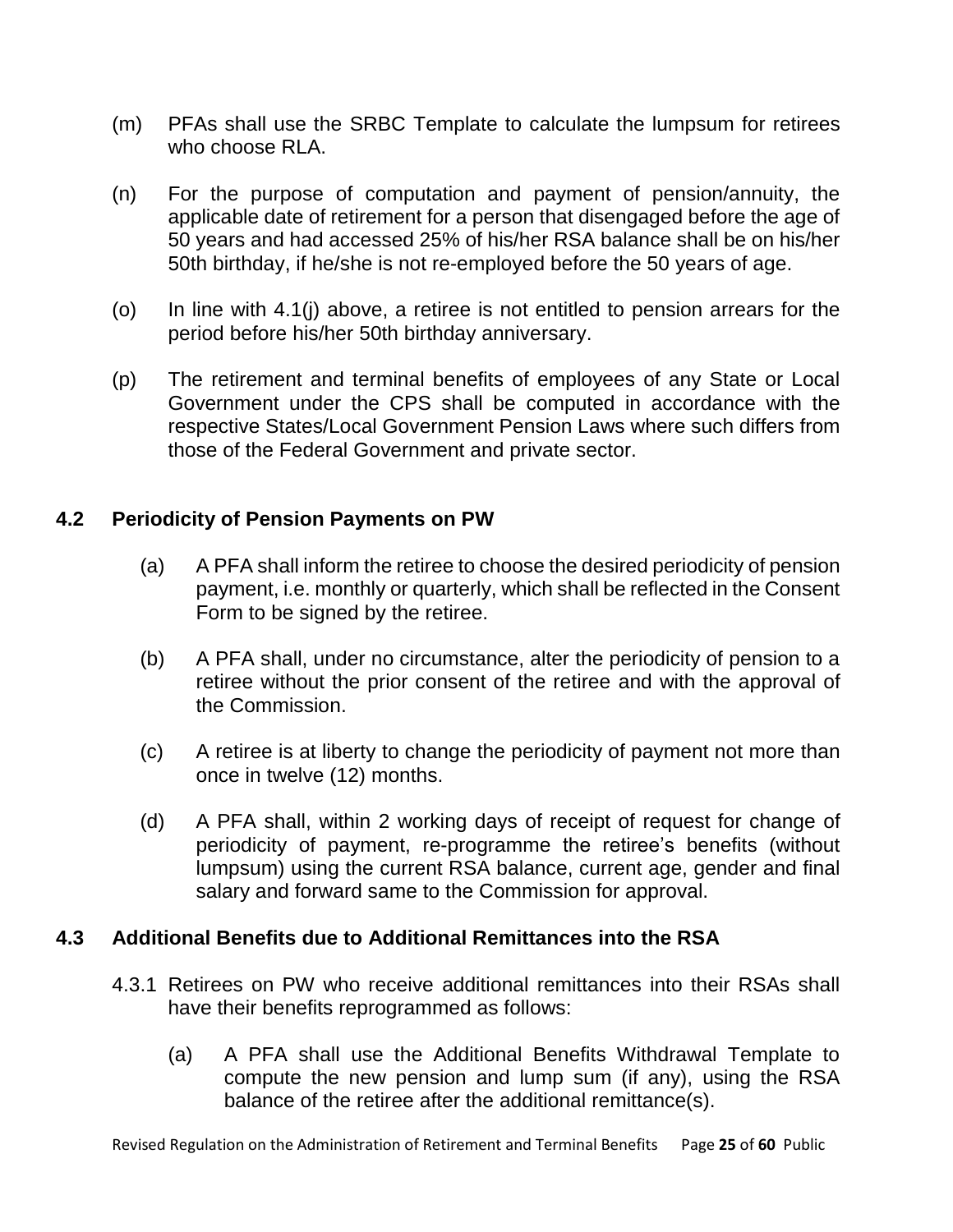(m) PFAs shall use the SRBC Template to calculate the lumpsum for retirees who choose RLA.

(n) For the purpose of computation and payment of pension/annuity, the applicable date of retirement for a person that disengaged before the age of 50 years and had accessed 25% of his/her RSA balance shall be on his/her 50th birthday, if he/she is not re-employed before the 50 years of age.

(o) In line with 4.1(j) above, a retiree is not entitled to pension arrears for the period before his/her 50th birthday anniversary.

(p) The retirement and terminal benefits of employees of any State or Local Government under the CPS shall be computed in accordance with the respective States/Local Government Pension Laws where such differs from those of the Federal Government and private sector.

## 4.2 Periodicity of Pension Payments on PW

(a) A PFA shall inform the retiree to choose the desired periodicity of pension payment, i.e. monthly or quarterly, which shall be reflected in the Consent Form to be signed by the retiree.

(b) A PFA shall, under no circumstance, alter the periodicity of pension to a retiree without the prior consent of the retiree and with the approval of the Commission.

(c) A retiree is at liberty to change the periodicity of payment not more than once in twelve (12) months.

(d) A PFA shall, within 2 working days of receipt of request for change of periodicity of payment, re-programme the retiree's benefits (without lumpsum) using the current RSA balance, current age, gender and final salary and forward same to the Commission for approval.

## 4.3 Additional Benefits due to Additional Remittances into the RSA

4.3.1 Retirees on PW who receive additional remittances into their RSAs shall have their benefits reprogrammed as follows:

(a) A PFA shall use the Additional Benefits Withdrawal Template to compute the new pension and lump sum (if any), using the RSA balance of the retiree after the additional remittance(s).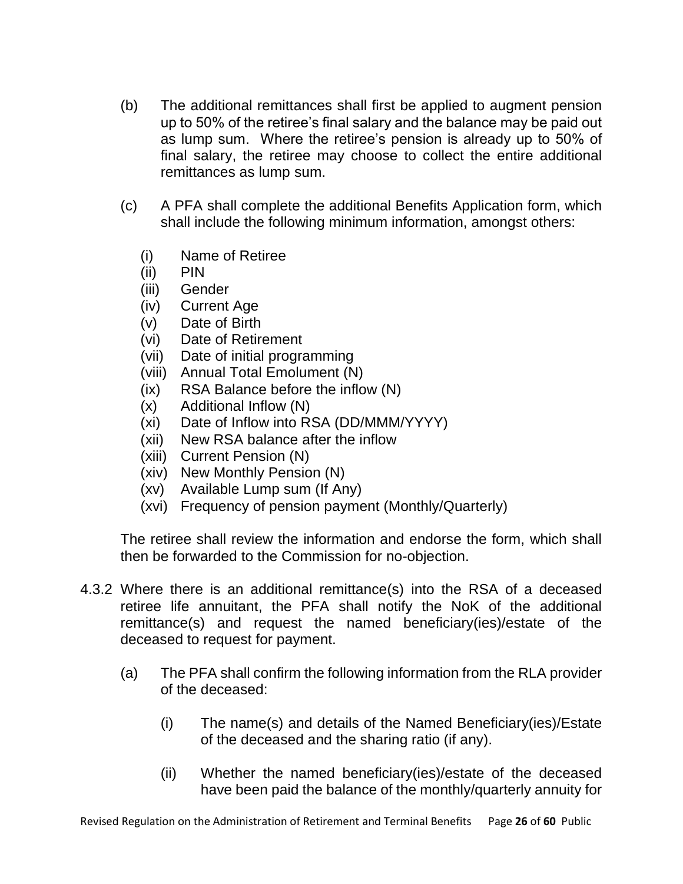(b) The additional remittances shall first be applied to augment pension up to 50% of the retiree's final salary and the balance may be paid out as lump sum. Where the retiree's pension is already up to 50% of final salary, the retiree may choose to collect the entire additional remittances as lump sum.

(c) A PFA shall complete the additional Benefits Application form, which shall include the following minimum information, amongst others:

   (i) Name of Retiree
   (ii) PIN
   (iii) Gender
   (iv) Current Age
   (v) Date of Birth
   (vi) Date of Retirement
   (vii) Date of initial programming
   (viii) Annual Total Emolument (N)
   (ix) RSA Balance before the inflow (N)
   (x) Additional Inflow (N)
   (xi) Date of Inflow into RSA (DD/MMM/YYYY)
   (xii) New RSA balance after the inflow
   (xiii) Current Pension (N)
   (xiv) New Monthly Pension (N)
   (xv) Available Lump sum (If Any)
   (xvi) Frequency of pension payment (Monthly/Quarterly)

The retiree shall review the information and endorse the form, which shall then be forwarded to the Commission for no-objection.

4.3.2 Where there is an additional remittance(s) into the RSA of a deceased retiree life annuitant, the PFA shall notify the NoK of the additional remittance(s) and request the named beneficiary(ies)/estate of the deceased to request for payment.

(a) The PFA shall confirm the following information from the RLA provider of the deceased:

   (i) The name(s) and details of the Named Beneficiary(ies)/Estate of the deceased and the sharing ratio (if any).

   (ii) Whether the named beneficiary(ies)/estate of the deceased have been paid the balance of the monthly/quarterly annuity for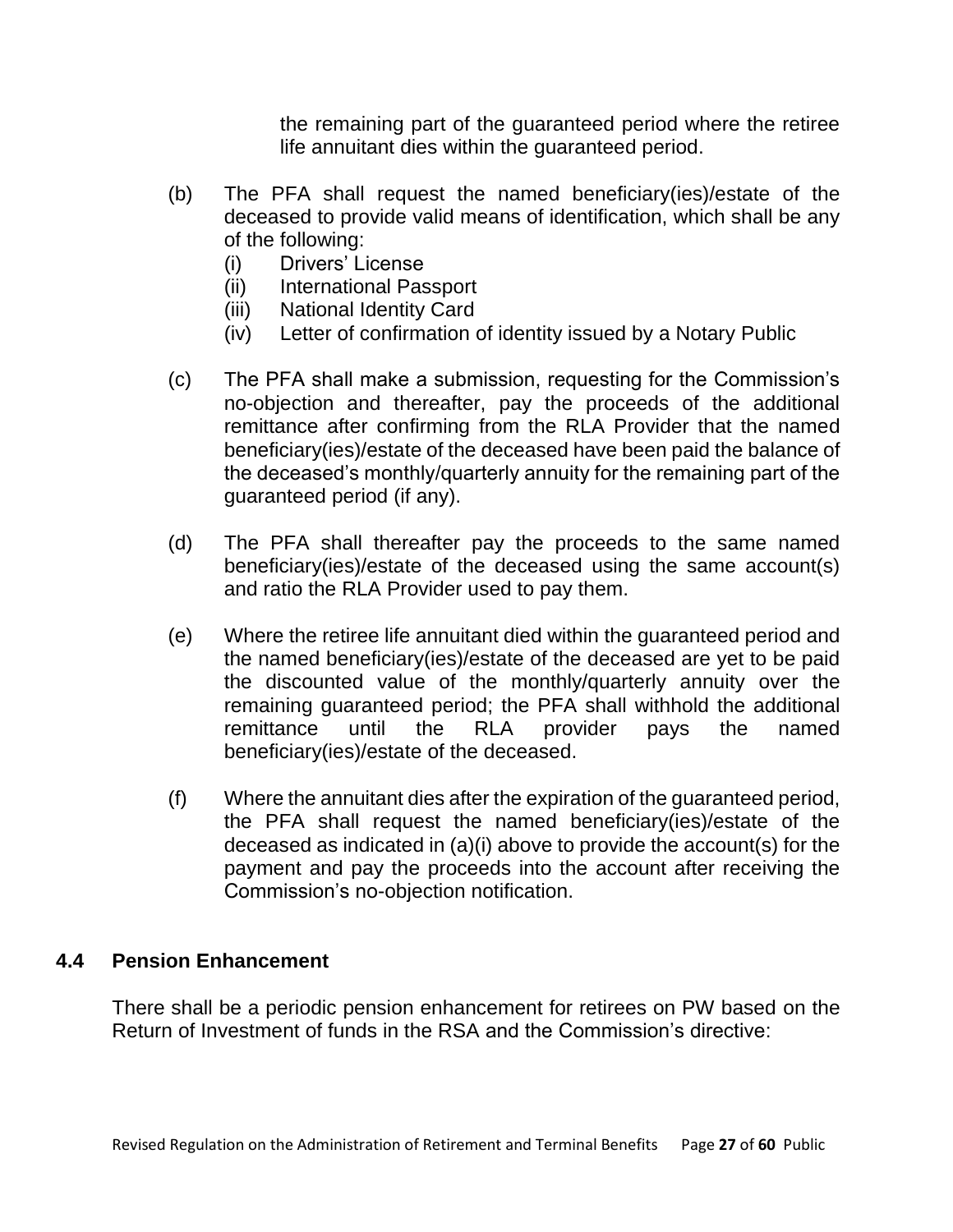the remaining part of the guaranteed period where the retiree life annuitant dies within the guaranteed period.

(b) The PFA shall request the named beneficiary(ies)/estate of the deceased to provide valid means of identification, which shall be any of the following:
   (i) Drivers' License
   (ii) International Passport
   (iii) National Identity Card
   (iv) Letter of confirmation of identity issued by a Notary Public

(c) The PFA shall make a submission, requesting for the Commission's no-objection and thereafter, pay the proceeds of the additional remittance after confirming from the RLA Provider that the named beneficiary(ies)/estate of the deceased have been paid the balance of the deceased's monthly/quarterly annuity for the remaining part of the guaranteed period (if any).

(d) The PFA shall thereafter pay the proceeds to the same named beneficiary(ies)/estate of the deceased using the same account(s) and ratio the RLA Provider used to pay them.

(e) Where the retiree life annuitant died within the guaranteed period and the named beneficiary(ies)/estate of the deceased are yet to be paid the discounted value of the monthly/quarterly annuity over the remaining guaranteed period; the PFA shall withhold the additional remittance until the RLA provider pays the named beneficiary(ies)/estate of the deceased.

(f) Where the annuitant dies after the expiration of the guaranteed period, the PFA shall request the named beneficiary(ies)/estate of the deceased as indicated in (a)(i) above to provide the account(s) for the payment and pay the proceeds into the account after receiving the Commission's no-objection notification.

## 4.4 Pension Enhancement

There shall be a periodic pension enhancement for retirees on PW based on the Return of Investment of funds in the RSA and the Commission's directive: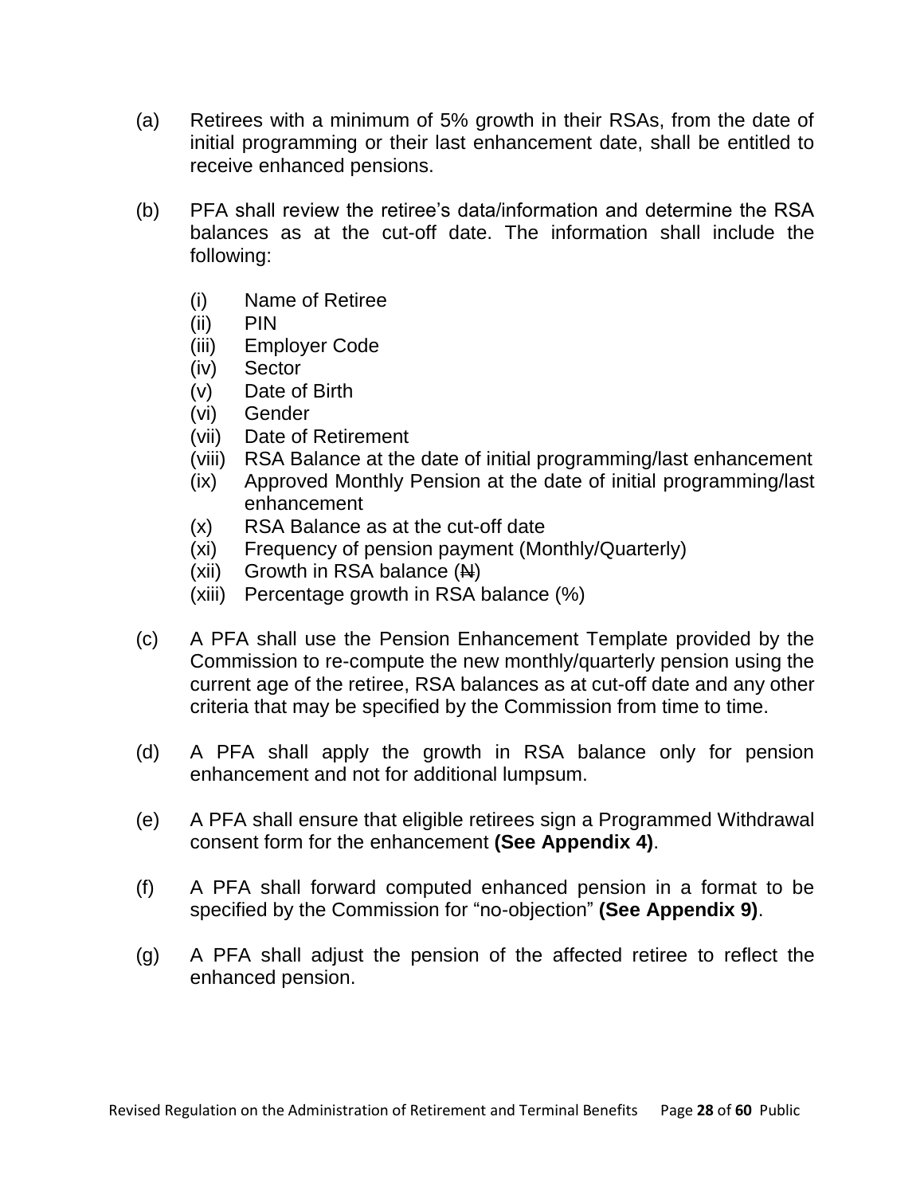(a) Retirees with a minimum of 5% growth in their RSAs, from the date of initial programming or their last enhancement date, shall be entitled to receive enhanced pensions.

(b) PFA shall review the retiree's data/information and determine the RSA balances as at the cut-off date. The information shall include the following:

   (i) Name of Retiree
   (ii) PIN
   (iii) Employer Code
   (iv) Sector
   (v) Date of Birth
   (vi) Gender
   (vii) Date of Retirement
   (viii) RSA Balance at the date of initial programming/last enhancement
   (ix) Approved Monthly Pension at the date of initial programming/last enhancement
   (x) RSA Balance as at the cut-off date
   (xi) Frequency of pension payment (Monthly/Quarterly)
   (xii) Growth in RSA balance (₦)
   (xiii) Percentage growth in RSA balance (%)

(c) A PFA shall use the Pension Enhancement Template provided by the Commission to re-compute the new monthly/quarterly pension using the current age of the retiree, RSA balances as at cut-off date and any other criteria that may be specified by the Commission from time to time.

(d) A PFA shall apply the growth in RSA balance only for pension enhancement and not for additional lumpsum.

(e) A PFA shall ensure that eligible retirees sign a Programmed Withdrawal consent form for the enhancement **(See Appendix 4)**.

(f) A PFA shall forward computed enhanced pension in a format to be specified by the Commission for "no-objection" **(See Appendix 9)**.

(g) A PFA shall adjust the pension of the affected retiree to reflect the enhanced pension.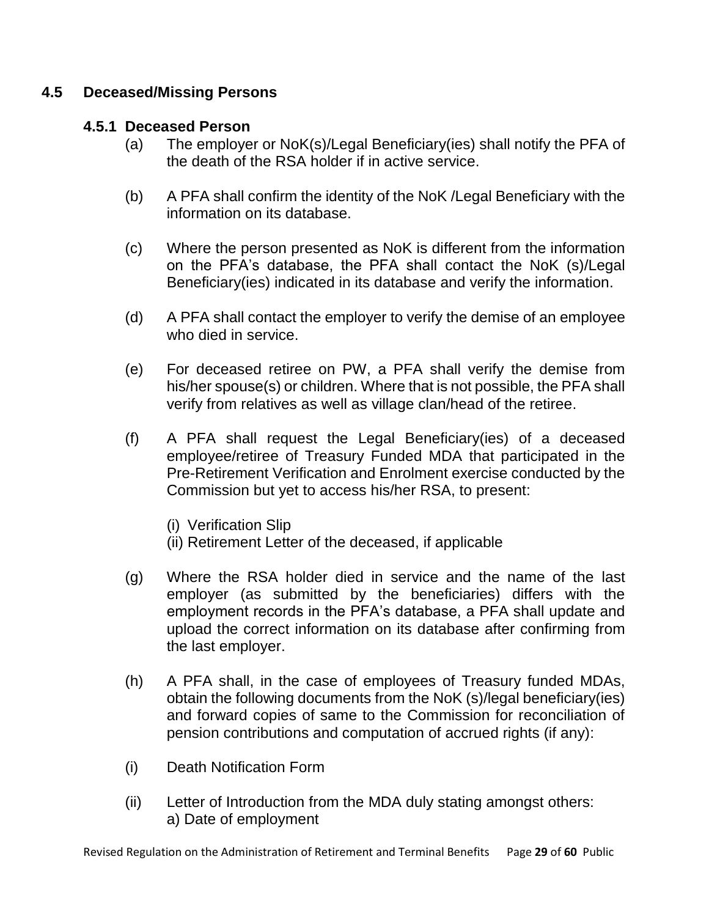## 4.5 Deceased/Missing Persons

### 4.5.1 Deceased Person

(a) The employer or NoK(s)/Legal Beneficiary(ies) shall notify the PFA of the death of the RSA holder if in active service.

(b) A PFA shall confirm the identity of the NoK /Legal Beneficiary with the information on its database.

(c) Where the person presented as NoK is different from the information on the PFA's database, the PFA shall contact the NoK (s)/Legal Beneficiary(ies) indicated in its database and verify the information.

(d) A PFA shall contact the employer to verify the demise of an employee who died in service.

(e) For deceased retiree on PW, a PFA shall verify the demise from his/her spouse(s) or children. Where that is not possible, the PFA shall verify from relatives as well as village clan/head of the retiree.

(f) A PFA shall request the Legal Beneficiary(ies) of a deceased employee/retiree of Treasury Funded MDA that participated in the Pre-Retirement Verification and Enrolment exercise conducted by the Commission but yet to access his/her RSA, to present:

(i) Verification Slip
(ii) Retirement Letter of the deceased, if applicable

(g) Where the RSA holder died in service and the name of the last employer (as submitted by the beneficiaries) differs with the employment records in the PFA's database, a PFA shall update and upload the correct information on its database after confirming from the last employer.

(h) A PFA shall, in the case of employees of Treasury funded MDAs, obtain the following documents from the NoK (s)/legal beneficiary(ies) and forward copies of same to the Commission for reconciliation of pension contributions and computation of accrued rights (if any):

(i) Death Notification Form

(ii) Letter of Introduction from the MDA duly stating amongst others:
a) Date of employment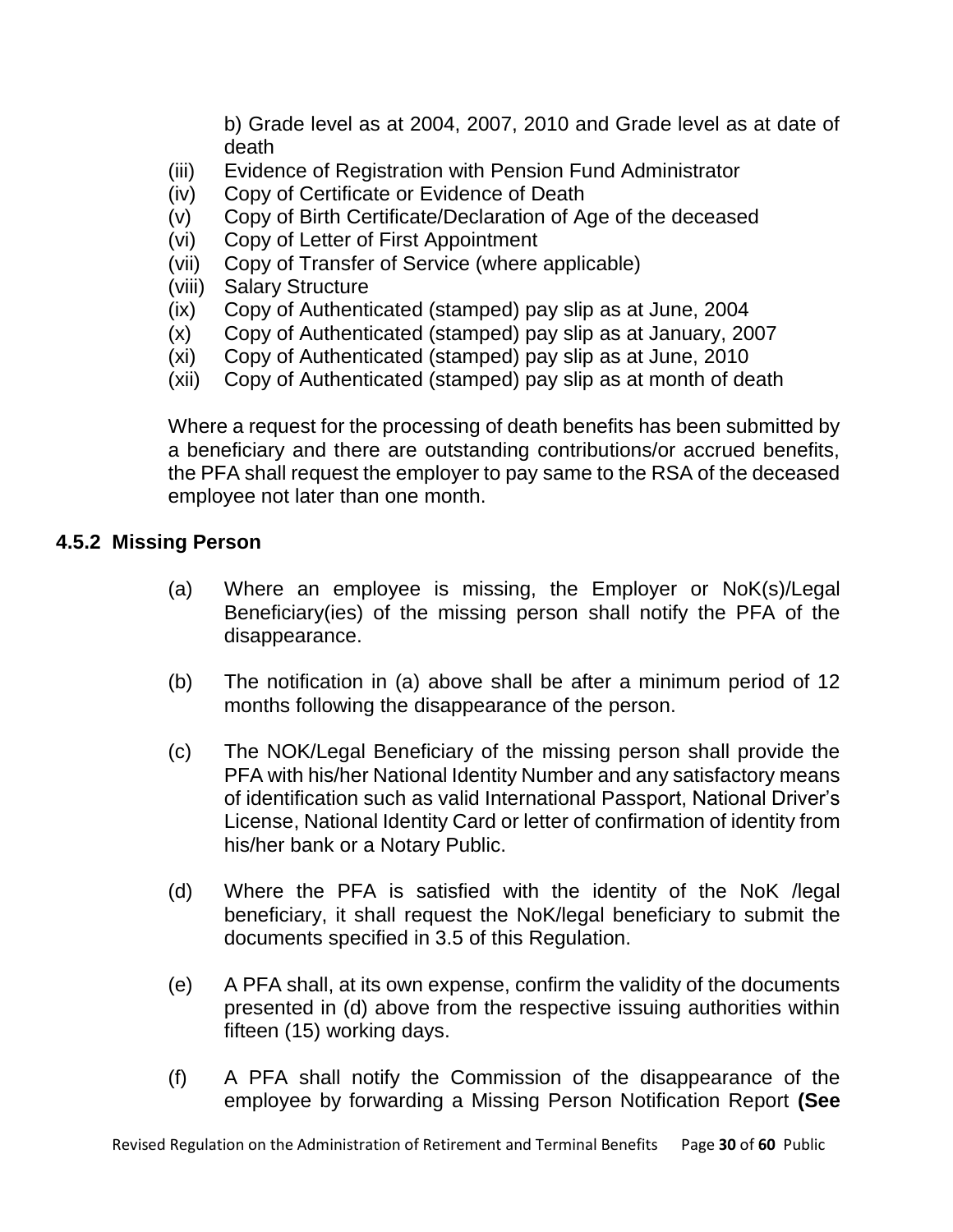b) Grade level as at 2004, 2007, 2010 and Grade level as at date of death

(iii) Evidence of Registration with Pension Fund Administrator
(iv) Copy of Certificate or Evidence of Death
(v) Copy of Birth Certificate/Declaration of Age of the deceased
(vi) Copy of Letter of First Appointment
(vii) Copy of Transfer of Service (where applicable)
(viii) Salary Structure
(ix) Copy of Authenticated (stamped) pay slip as at June, 2004
(x) Copy of Authenticated (stamped) pay slip as at January, 2007
(xi) Copy of Authenticated (stamped) pay slip as at June, 2010
(xii) Copy of Authenticated (stamped) pay slip as at month of death

Where a request for the processing of death benefits has been submitted by a beneficiary and there are outstanding contributions/or accrued benefits, the PFA shall request the employer to pay same to the RSA of the deceased employee not later than one month.

### 4.5.2 Missing Person

(a) Where an employee is missing, the Employer or NoK(s)/Legal Beneficiary(ies) of the missing person shall notify the PFA of the disappearance.

(b) The notification in (a) above shall be after a minimum period of 12 months following the disappearance of the person.

(c) The NOK/Legal Beneficiary of the missing person shall provide the PFA with his/her National Identity Number and any satisfactory means of identification such as valid International Passport, National Driver's License, National Identity Card or letter of confirmation of identity from his/her bank or a Notary Public.

(d) Where the PFA is satisfied with the identity of the NoK /legal beneficiary, it shall request the NoK/legal beneficiary to submit the documents specified in 3.5 of this Regulation.

(e) A PFA shall, at its own expense, confirm the validity of the documents presented in (d) above from the respective issuing authorities within fifteen (15) working days.

(f) A PFA shall notify the Commission of the disappearance of the employee by forwarding a Missing Person Notification Report **(See**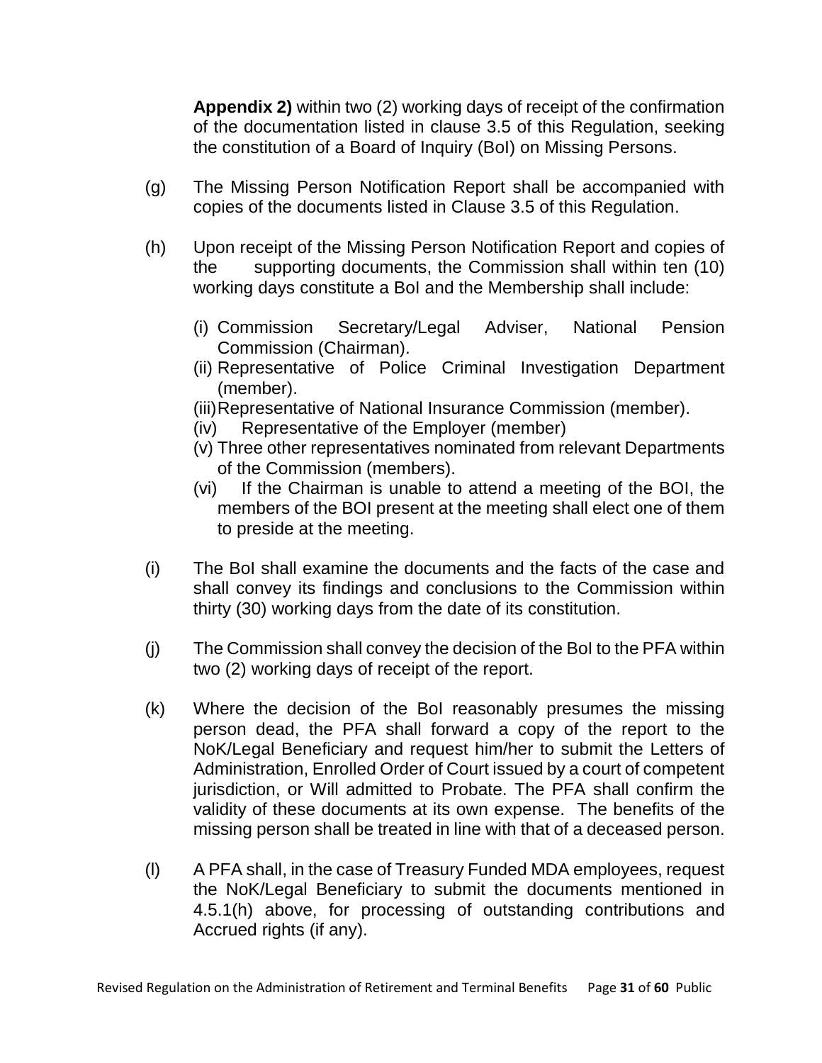**Appendix 2)** within two (2) working days of receipt of the confirmation of the documentation listed in clause 3.5 of this Regulation, seeking the constitution of a Board of Inquiry (BoI) on Missing Persons.

(g) The Missing Person Notification Report shall be accompanied with copies of the documents listed in Clause 3.5 of this Regulation.

(h) Upon receipt of the Missing Person Notification Report and copies of the supporting documents, the Commission shall within ten (10) working days constitute a BoI and the Membership shall include:

  (i) Commission Secretary/Legal Adviser, National Pension Commission (Chairman).
  (ii) Representative of Police Criminal Investigation Department (member).
  (iii) Representative of National Insurance Commission (member).
  (iv) Representative of the Employer (member)
  (v) Three other representatives nominated from relevant Departments of the Commission (members).
  (vi) If the Chairman is unable to attend a meeting of the BOI, the members of the BOI present at the meeting shall elect one of them to preside at the meeting.

(i) The BoI shall examine the documents and the facts of the case and shall convey its findings and conclusions to the Commission within thirty (30) working days from the date of its constitution.

(j) The Commission shall convey the decision of the BoI to the PFA within two (2) working days of receipt of the report.

(k) Where the decision of the BoI reasonably presumes the missing person dead, the PFA shall forward a copy of the report to the NoK/Legal Beneficiary and request him/her to submit the Letters of Administration, Enrolled Order of Court issued by a court of competent jurisdiction, or Will admitted to Probate. The PFA shall confirm the validity of these documents at its own expense. The benefits of the missing person shall be treated in line with that of a deceased person.

(l) A PFA shall, in the case of Treasury Funded MDA employees, request the NoK/Legal Beneficiary to submit the documents mentioned in 4.5.1(h) above, for processing of outstanding contributions and Accrued rights (if any).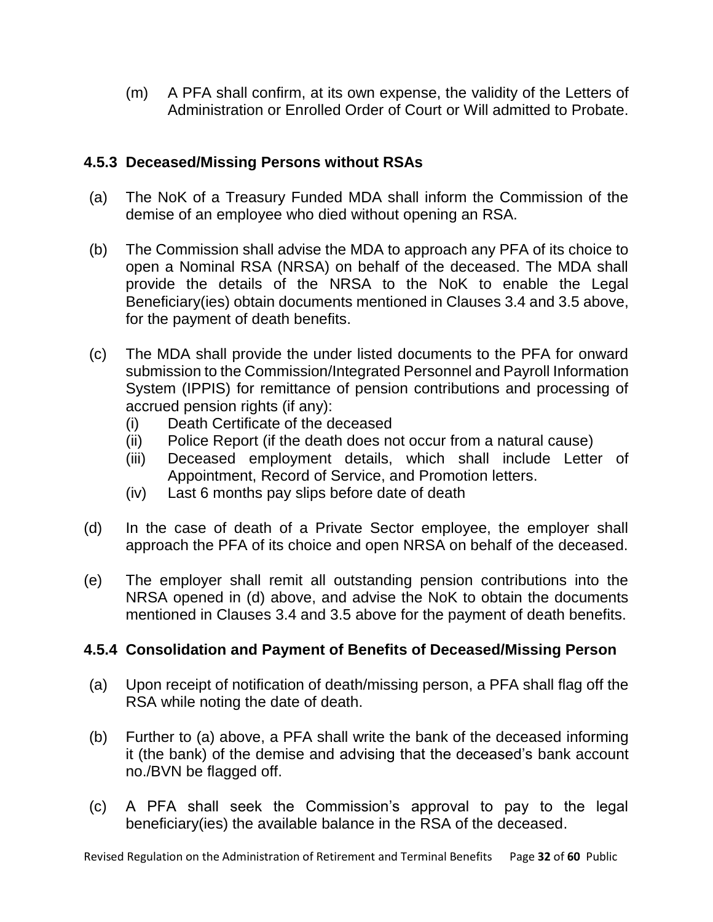(m) A PFA shall confirm, at its own expense, the validity of the Letters of Administration or Enrolled Order of Court or Will admitted to Probate.

### 4.5.3 Deceased/Missing Persons without RSAs

(a) The NoK of a Treasury Funded MDA shall inform the Commission of the demise of an employee who died without opening an RSA.

(b) The Commission shall advise the MDA to approach any PFA of its choice to open a Nominal RSA (NRSA) on behalf of the deceased. The MDA shall provide the details of the NRSA to the NoK to enable the Legal Beneficiary(ies) obtain documents mentioned in Clauses 3.4 and 3.5 above, for the payment of death benefits.

(c) The MDA shall provide the under listed documents to the PFA for onward submission to the Commission/Integrated Personnel and Payroll Information System (IPPIS) for remittance of pension contributions and processing of accrued pension rights (if any):
   (i) Death Certificate of the deceased
   (ii) Police Report (if the death does not occur from a natural cause)
   (iii) Deceased employment details, which shall include Letter of Appointment, Record of Service, and Promotion letters.
   (iv) Last 6 months pay slips before date of death

(d) In the case of death of a Private Sector employee, the employer shall approach the PFA of its choice and open NRSA on behalf of the deceased.

(e) The employer shall remit all outstanding pension contributions into the NRSA opened in (d) above, and advise the NoK to obtain the documents mentioned in Clauses 3.4 and 3.5 above for the payment of death benefits.

### 4.5.4 Consolidation and Payment of Benefits of Deceased/Missing Person

(a) Upon receipt of notification of death/missing person, a PFA shall flag off the RSA while noting the date of death.

(b) Further to (a) above, a PFA shall write the bank of the deceased informing it (the bank) of the demise and advising that the deceased's bank account no./BVN be flagged off.

(c) A PFA shall seek the Commission's approval to pay to the legal beneficiary(ies) the available balance in the RSA of the deceased.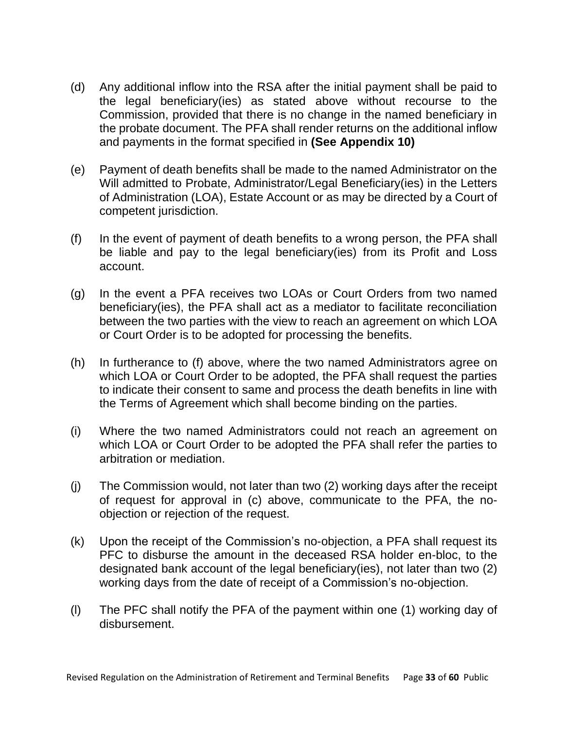(d) Any additional inflow into the RSA after the initial payment shall be paid to the legal beneficiary(ies) as stated above without recourse to the Commission, provided that there is no change in the named beneficiary in the probate document. The PFA shall render returns on the additional inflow and payments in the format specified in **(See Appendix 10)**

(e) Payment of death benefits shall be made to the named Administrator on the Will admitted to Probate, Administrator/Legal Beneficiary(ies) in the Letters of Administration (LOA), Estate Account or as may be directed by a Court of competent jurisdiction.

(f) In the event of payment of death benefits to a wrong person, the PFA shall be liable and pay to the legal beneficiary(ies) from its Profit and Loss account.

(g) In the event a PFA receives two LOAs or Court Orders from two named beneficiary(ies), the PFA shall act as a mediator to facilitate reconciliation between the two parties with the view to reach an agreement on which LOA or Court Order is to be adopted for processing the benefits.

(h) In furtherance to (f) above, where the two named Administrators agree on which LOA or Court Order to be adopted, the PFA shall request the parties to indicate their consent to same and process the death benefits in line with the Terms of Agreement which shall become binding on the parties.

(i) Where the two named Administrators could not reach an agreement on which LOA or Court Order to be adopted the PFA shall refer the parties to arbitration or mediation.

(j) The Commission would, not later than two (2) working days after the receipt of request for approval in (c) above, communicate to the PFA, the no-objection or rejection of the request.

(k) Upon the receipt of the Commission's no-objection, a PFA shall request its PFC to disburse the amount in the deceased RSA holder en-bloc, to the designated bank account of the legal beneficiary(ies), not later than two (2) working days from the date of receipt of a Commission's no-objection.

(l) The PFC shall notify the PFA of the payment within one (1) working day of disbursement.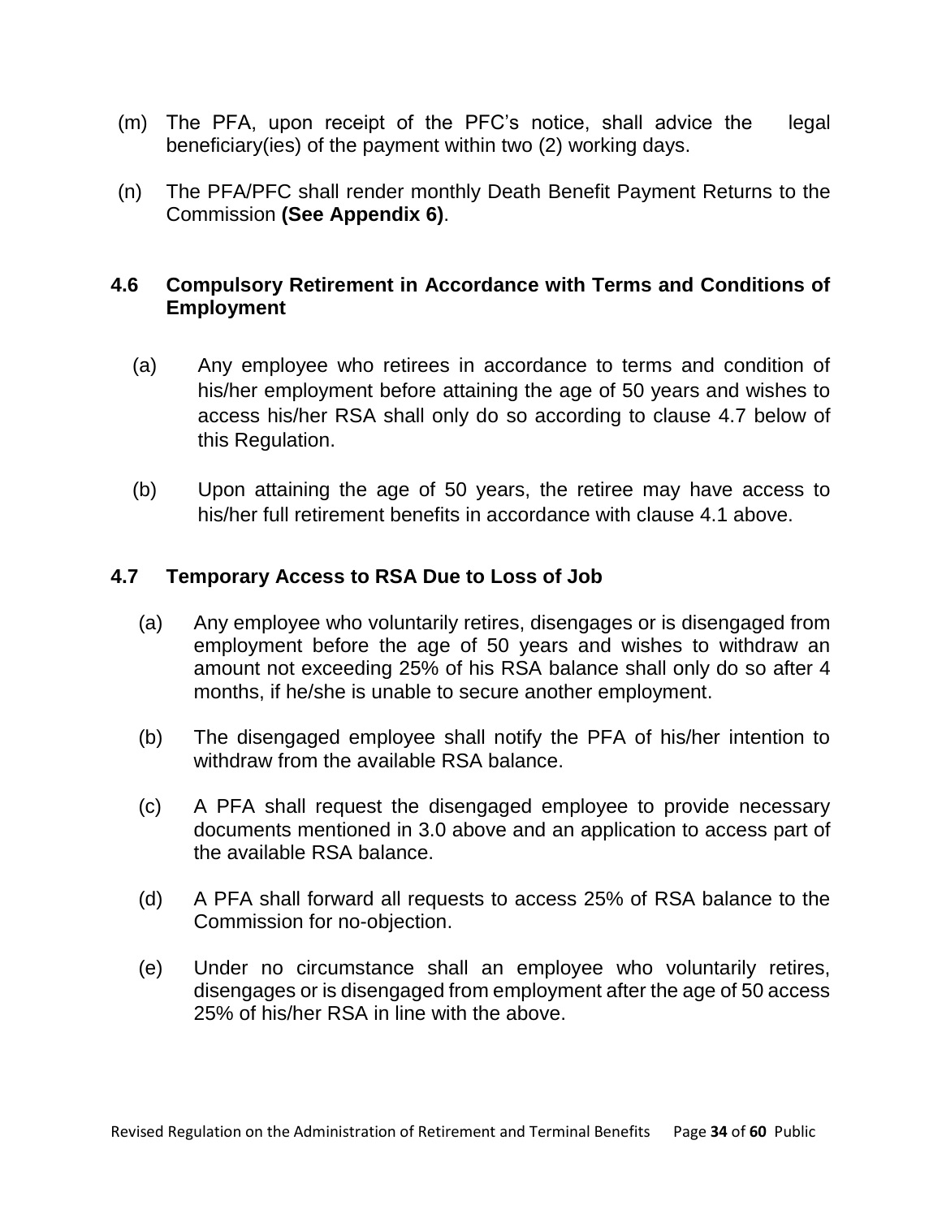(m) The PFA, upon receipt of the PFC's notice, shall advice the legal beneficiary(ies) of the payment within two (2) working days.

(n) The PFA/PFC shall render monthly Death Benefit Payment Returns to the Commission **(See Appendix 6)**.

## 4.6 Compulsory Retirement in Accordance with Terms and Conditions of Employment

(a) Any employee who retirees in accordance to terms and condition of his/her employment before attaining the age of 50 years and wishes to access his/her RSA shall only do so according to clause 4.7 below of this Regulation.

(b) Upon attaining the age of 50 years, the retiree may have access to his/her full retirement benefits in accordance with clause 4.1 above.

## 4.7 Temporary Access to RSA Due to Loss of Job

(a) Any employee who voluntarily retires, disengages or is disengaged from employment before the age of 50 years and wishes to withdraw an amount not exceeding 25% of his RSA balance shall only do so after 4 months, if he/she is unable to secure another employment.

(b) The disengaged employee shall notify the PFA of his/her intention to withdraw from the available RSA balance.

(c) A PFA shall request the disengaged employee to provide necessary documents mentioned in 3.0 above and an application to access part of the available RSA balance.

(d) A PFA shall forward all requests to access 25% of RSA balance to the Commission for no-objection.

(e) Under no circumstance shall an employee who voluntarily retires, disengages or is disengaged from employment after the age of 50 access 25% of his/her RSA in line with the above.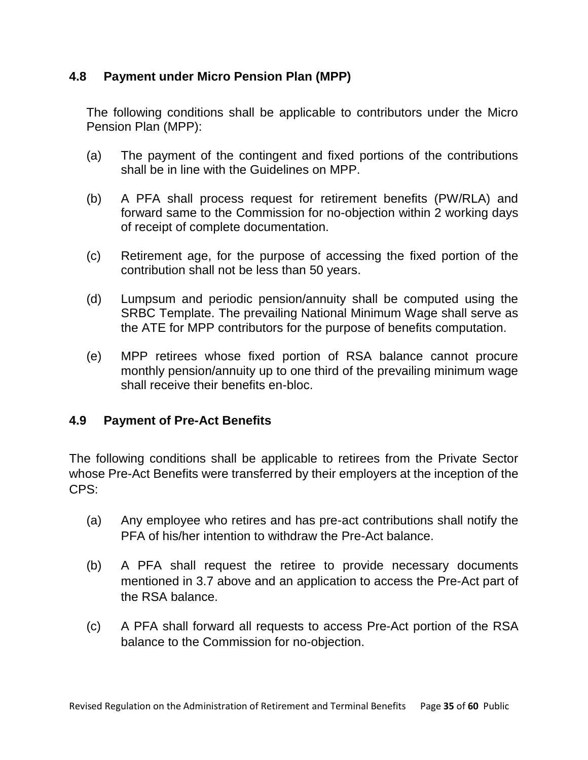### 4.8 Payment under Micro Pension Plan (MPP)

The following conditions shall be applicable to contributors under the Micro Pension Plan (MPP):

(a) The payment of the contingent and fixed portions of the contributions shall be in line with the Guidelines on MPP.

(b) A PFA shall process request for retirement benefits (PW/RLA) and forward same to the Commission for no-objection within 2 working days of receipt of complete documentation.

(c) Retirement age, for the purpose of accessing the fixed portion of the contribution shall not be less than 50 years.

(d) Lumpsum and periodic pension/annuity shall be computed using the SRBC Template. The prevailing National Minimum Wage shall serve as the ATE for MPP contributors for the purpose of benefits computation.

(e) MPP retirees whose fixed portion of RSA balance cannot procure monthly pension/annuity up to one third of the prevailing minimum wage shall receive their benefits en-bloc.

### 4.9 Payment of Pre-Act Benefits

The following conditions shall be applicable to retirees from the Private Sector whose Pre-Act Benefits were transferred by their employers at the inception of the CPS:

(a) Any employee who retires and has pre-act contributions shall notify the PFA of his/her intention to withdraw the Pre-Act balance.

(b) A PFA shall request the retiree to provide necessary documents mentioned in 3.7 above and an application to access the Pre-Act part of the RSA balance.

(c) A PFA shall forward all requests to access Pre-Act portion of the RSA balance to the Commission for no-objection.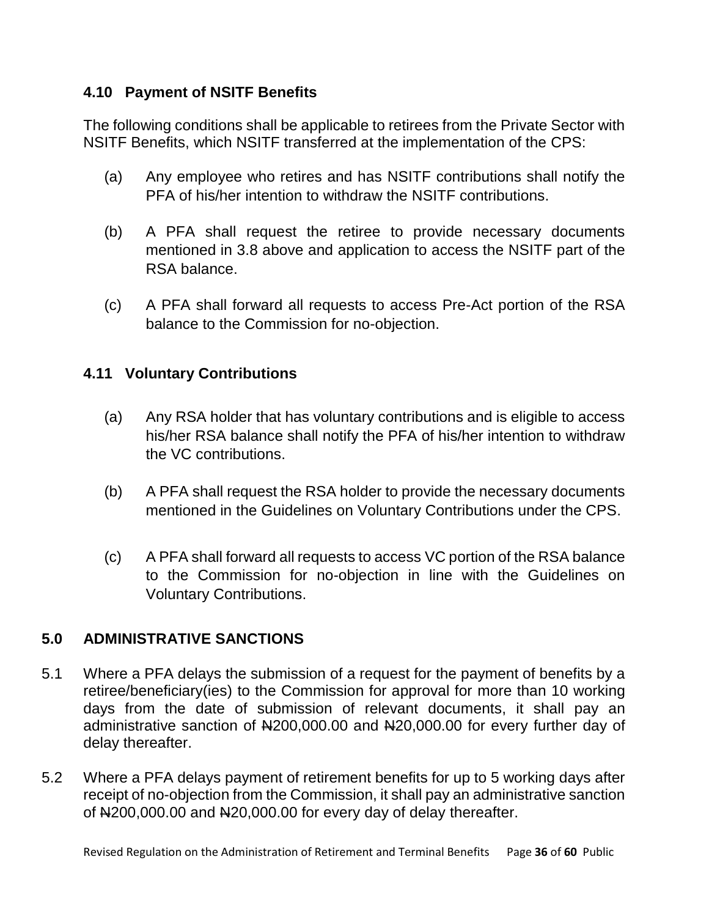### 4.10 Payment of NSITF Benefits

The following conditions shall be applicable to retirees from the Private Sector with NSITF Benefits, which NSITF transferred at the implementation of the CPS:

(a) Any employee who retires and has NSITF contributions shall notify the PFA of his/her intention to withdraw the NSITF contributions.

(b) A PFA shall request the retiree to provide necessary documents mentioned in 3.8 above and application to access the NSITF part of the RSA balance.

(c) A PFA shall forward all requests to access Pre-Act portion of the RSA balance to the Commission for no-objection.

### 4.11 Voluntary Contributions

(a) Any RSA holder that has voluntary contributions and is eligible to access his/her RSA balance shall notify the PFA of his/her intention to withdraw the VC contributions.

(b) A PFA shall request the RSA holder to provide the necessary documents mentioned in the Guidelines on Voluntary Contributions under the CPS.

(c) A PFA shall forward all requests to access VC portion of the RSA balance to the Commission for no-objection in line with the Guidelines on Voluntary Contributions.

## 5.0 ADMINISTRATIVE SANCTIONS

5.1 Where a PFA delays the submission of a request for the payment of benefits by a retiree/beneficiary(ies) to the Commission for approval for more than 10 working days from the date of submission of relevant documents, it shall pay an administrative sanction of ₦200,000.00 and ₦20,000.00 for every further day of delay thereafter.

5.2 Where a PFA delays payment of retirement benefits for up to 5 working days after receipt of no-objection from the Commission, it shall pay an administrative sanction of ₦200,000.00 and ₦20,000.00 for every day of delay thereafter.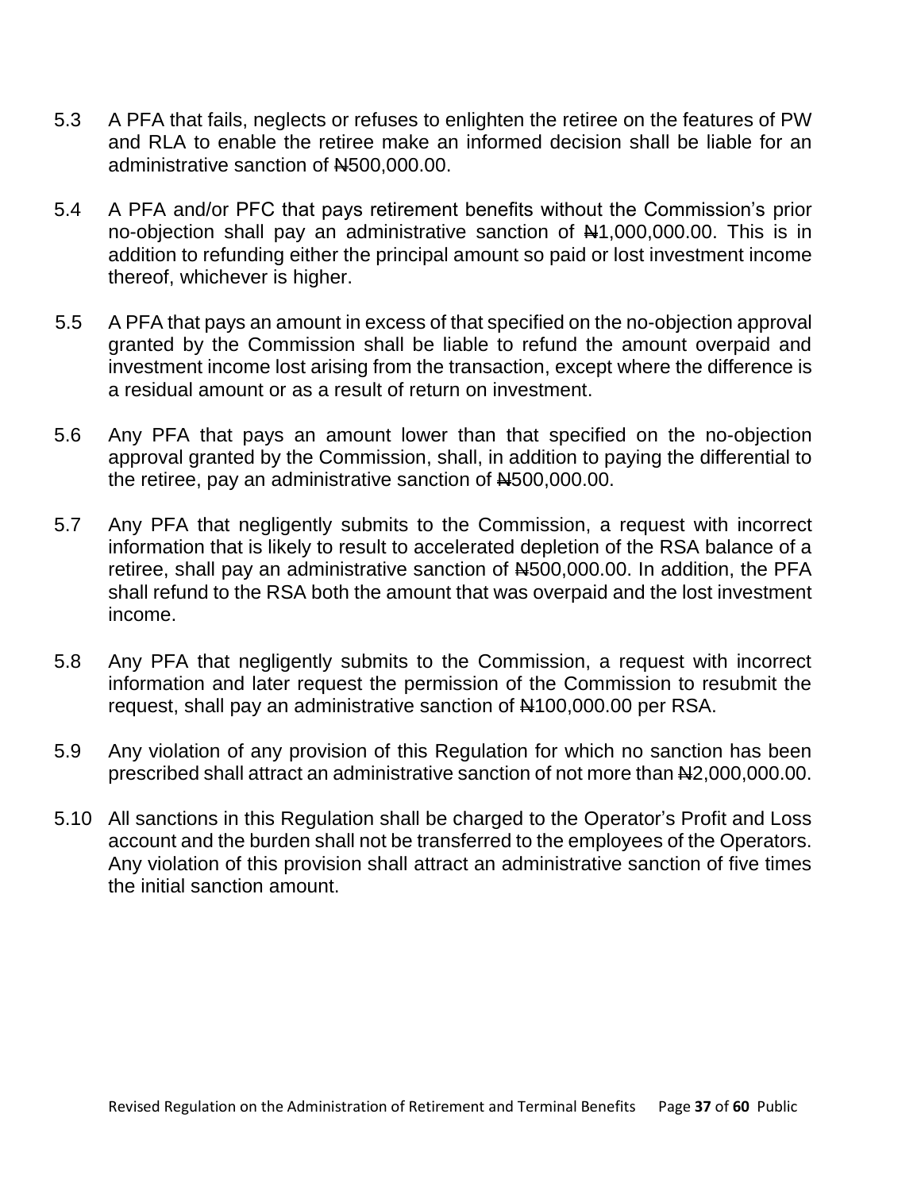5.3 A PFA that fails, neglects or refuses to enlighten the retiree on the features of PW and RLA to enable the retiree make an informed decision shall be liable for an administrative sanction of ₦500,000.00.

5.4 A PFA and/or PFC that pays retirement benefits without the Commission's prior no-objection shall pay an administrative sanction of ₦1,000,000.00. This is in addition to refunding either the principal amount so paid or lost investment income thereof, whichever is higher.

5.5 A PFA that pays an amount in excess of that specified on the no-objection approval granted by the Commission shall be liable to refund the amount overpaid and investment income lost arising from the transaction, except where the difference is a residual amount or as a result of return on investment.

5.6 Any PFA that pays an amount lower than that specified on the no-objection approval granted by the Commission, shall, in addition to paying the differential to the retiree, pay an administrative sanction of ₦500,000.00.

5.7 Any PFA that negligently submits to the Commission, a request with incorrect information that is likely to result to accelerated depletion of the RSA balance of a retiree, shall pay an administrative sanction of ₦500,000.00. In addition, the PFA shall refund to the RSA both the amount that was overpaid and the lost investment income.

5.8 Any PFA that negligently submits to the Commission, a request with incorrect information and later request the permission of the Commission to resubmit the request, shall pay an administrative sanction of ₦100,000.00 per RSA.

5.9 Any violation of any provision of this Regulation for which no sanction has been prescribed shall attract an administrative sanction of not more than ₦2,000,000.00.

5.10 All sanctions in this Regulation shall be charged to the Operator's Profit and Loss account and the burden shall not be transferred to the employees of the Operators. Any violation of this provision shall attract an administrative sanction of five times the initial sanction amount.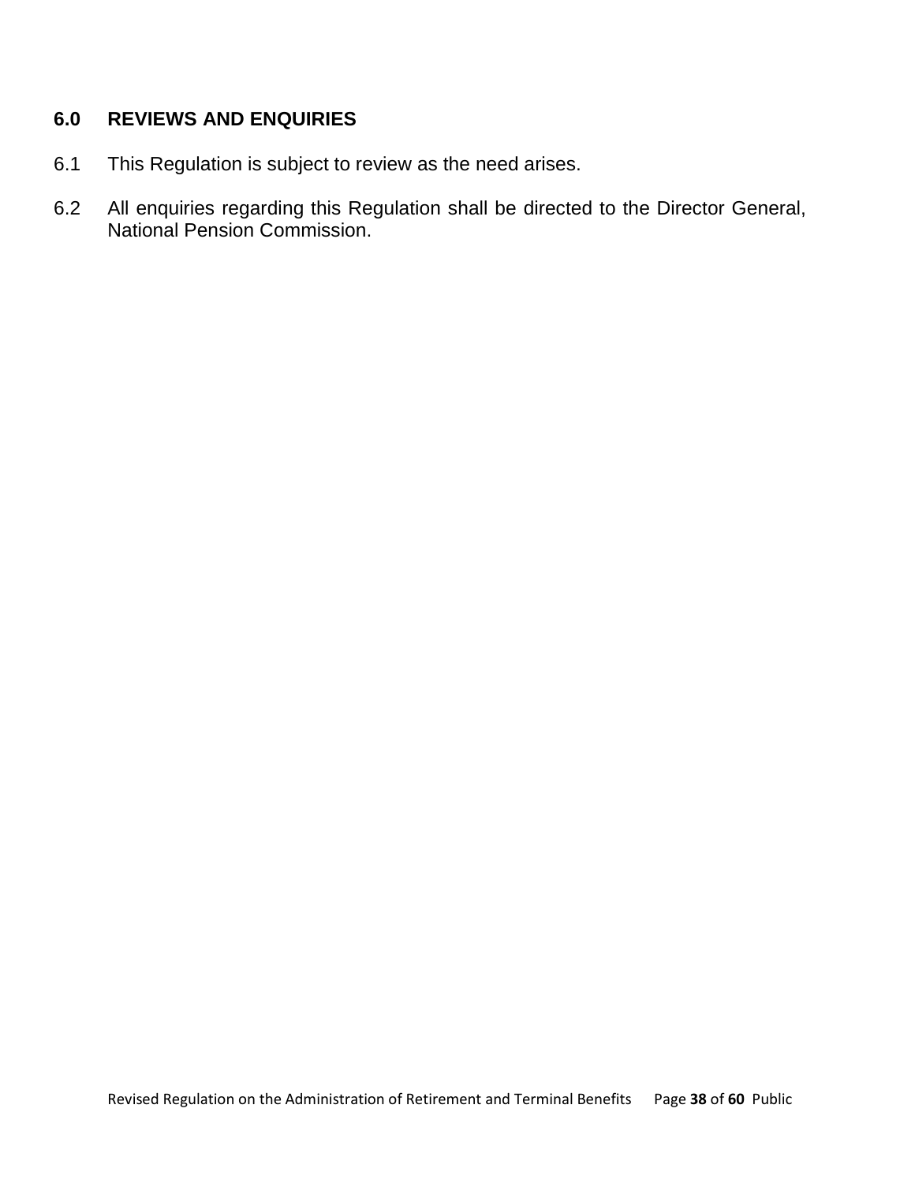## 6.0 REVIEWS AND ENQUIRIES

6.1 This Regulation is subject to review as the need arises.

6.2 All enquiries regarding this Regulation shall be directed to the Director General, National Pension Commission.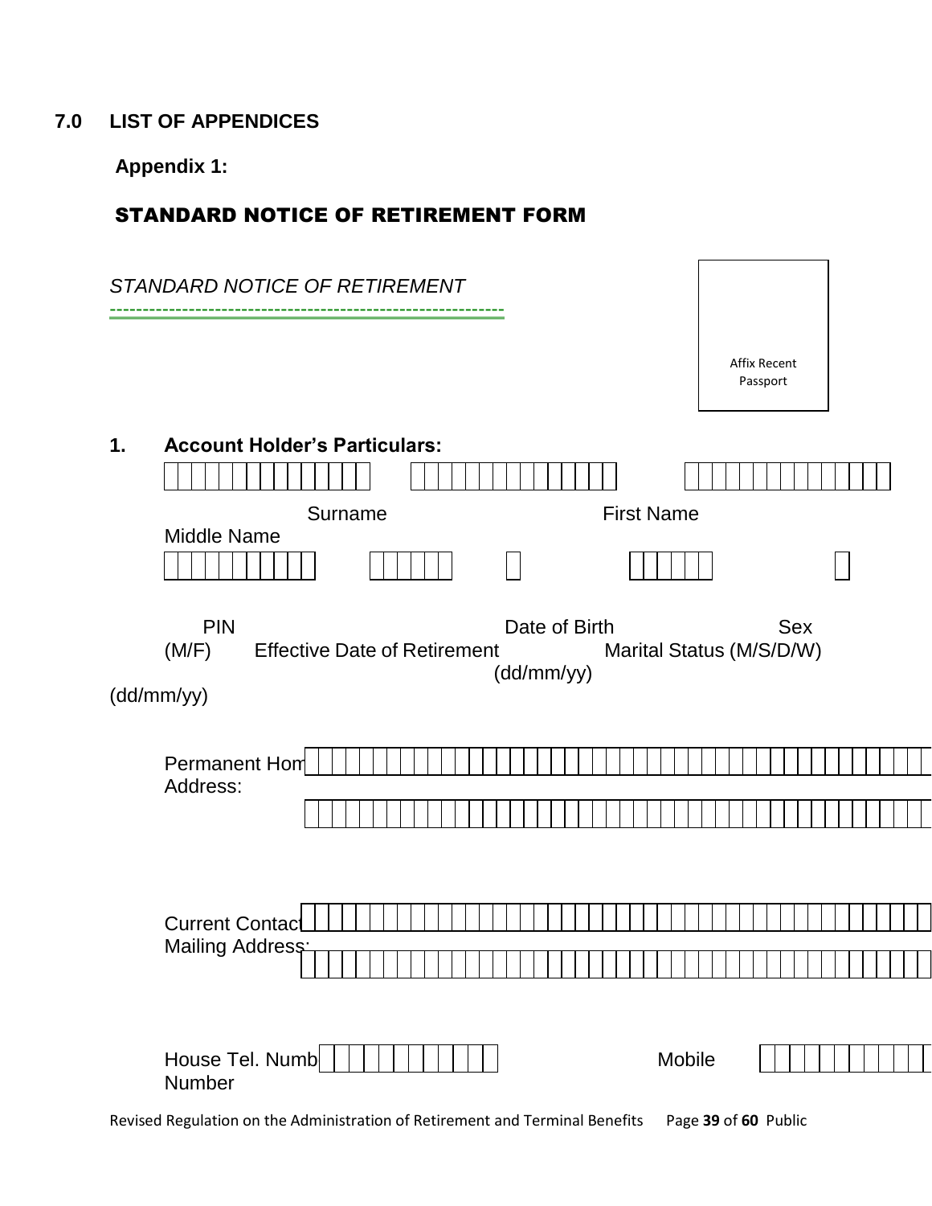## 7.0 LIST OF APPENDICES

**Appendix 1:**

## STANDARD NOTICE OF RETIREMENT FORM

*STANDARD NOTICE OF RETIREMENT*

Affix Recent Passport

**1. Account Holder's Particulars:**

Surname First Name Middle Name

PIN Date of Birth Sex (M/F) Effective Date of Retirement Marital Status (M/S/D/W) (dd/mm/yy) (dd/mm/yy)

Permanent Home Address:

Current Contact Mailing Address:

House Tel. Number Mobile Number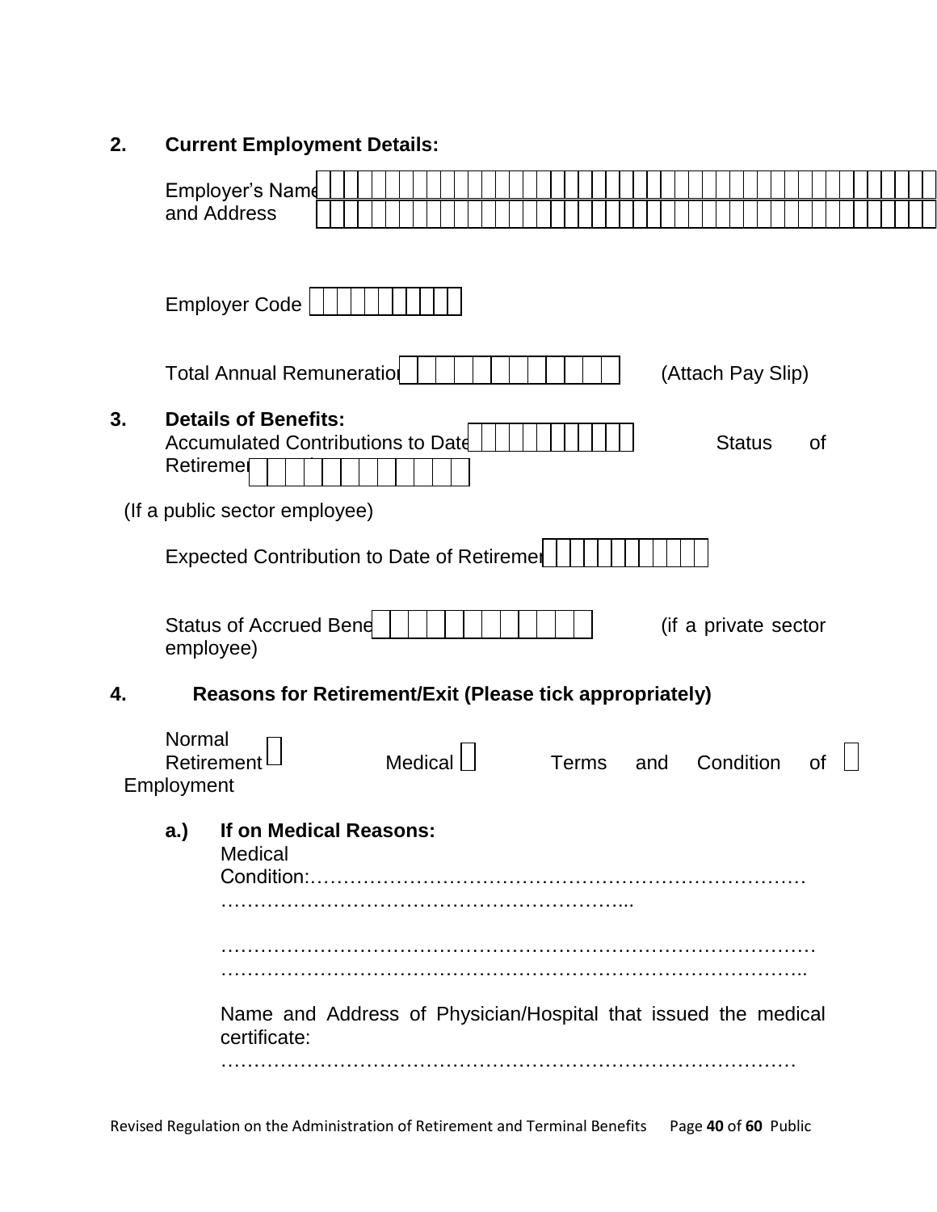**2. Current Employment Details:**

Employer's Name and Address ________________________________________

________________________________________

Employer Code __________

Total Annual Remuneration ____________ (Attach Pay Slip)

**3. Details of Benefits:**

Accumulated Contributions to Date ___________ Status of Retirement ___________

(If a public sector employee)

Expected Contribution to Date of Retirement ___________

Status of Accrued Benefits ____________ (if a private sector employee)

**4. Reasons for Retirement/Exit (Please tick appropriately)**

Normal Retirement ☐ Medical ☐ Terms and Condition of Employment ☐

**a.) If on Medical Reasons:**

Medical Condition:……………………………………………………………………
……………………………………………………...

……………………………………………………………………………
…………………………………………………………………………..

Name and Address of Physician/Hospital that issued the medical certificate:
……………………………………………………………………………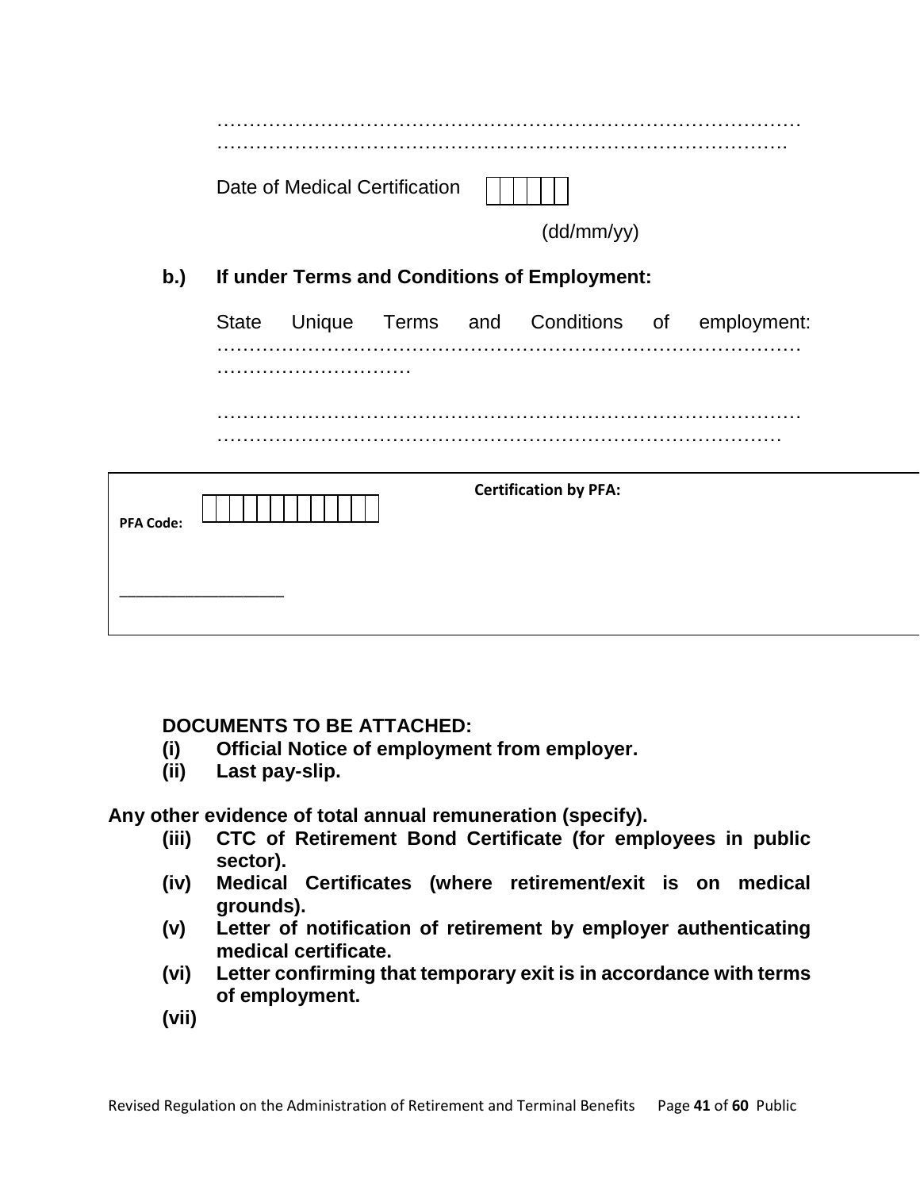…………………………………………………………………………………
…………………………………………………………………………….

Date of Medical Certification | | | | | | |

(dd/mm/yy)

**b.) If under Terms and Conditions of Employment:**

State Unique Terms and Conditions of employment: …………………………………………………………………………………
…………………………

…………………………………………………………………………………
……………………………………………………………………………

| | |
|---|---|
| **PFA Code:** | **Certification by PFA:** |
| _________________ | |

**DOCUMENTS TO BE ATTACHED:**

**(i) Official Notice of employment from employer.**

**(ii) Last pay-slip.**

**Any other evidence of total annual remuneration (specify).**

**(iii) CTC of Retirement Bond Certificate (for employees in public sector).**

**(iv) Medical Certificates (where retirement/exit is on medical grounds).**

**(v) Letter of notification of retirement by employer authenticating medical certificate.**

**(vi) Letter confirming that temporary exit is in accordance with terms of employment.**

**(vii)**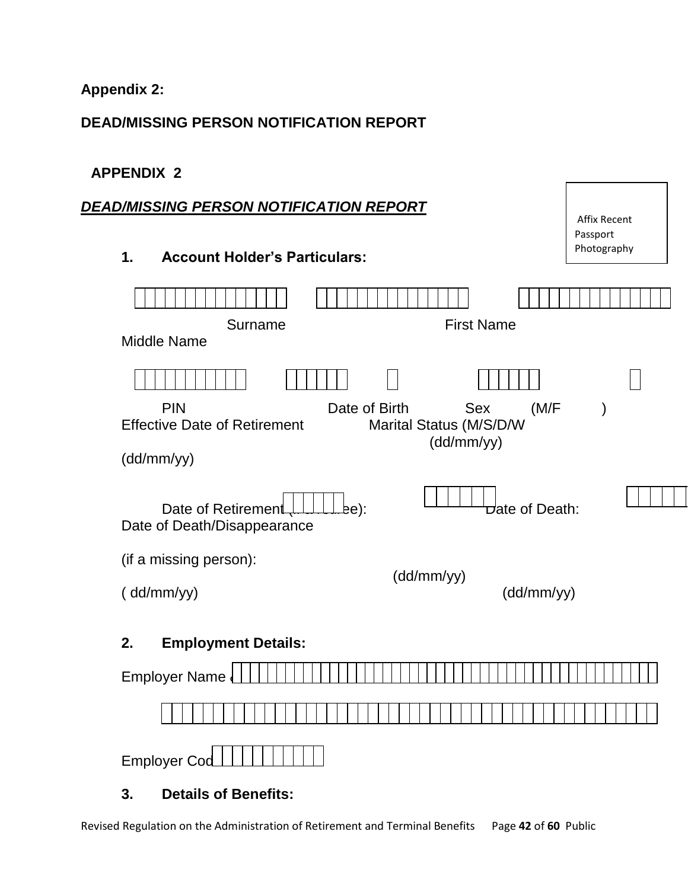**Appendix 2:**

**DEAD/MISSING PERSON NOTIFICATION REPORT**

**APPENDIX 2**

***DEAD/MISSING PERSON NOTIFICATION REPORT***

Affix Recent Passport Photography

### 1. Account Holder's Particulars:

Surname First Name Middle Name

PIN Date of Birth Sex (M/F ) Effective Date of Retirement Marital Status (M/S/D/W (dd/mm/yy)

(dd/mm/yy)

Date of Retirement (if retiree): Date of Death: Date of Death/Disappearance

(if a missing person):

(dd/mm/yy)

( dd/mm/yy) (dd/mm/yy)

### 2. Employment Details:

Employer Name

Employer Code

### 3. Details of Benefits: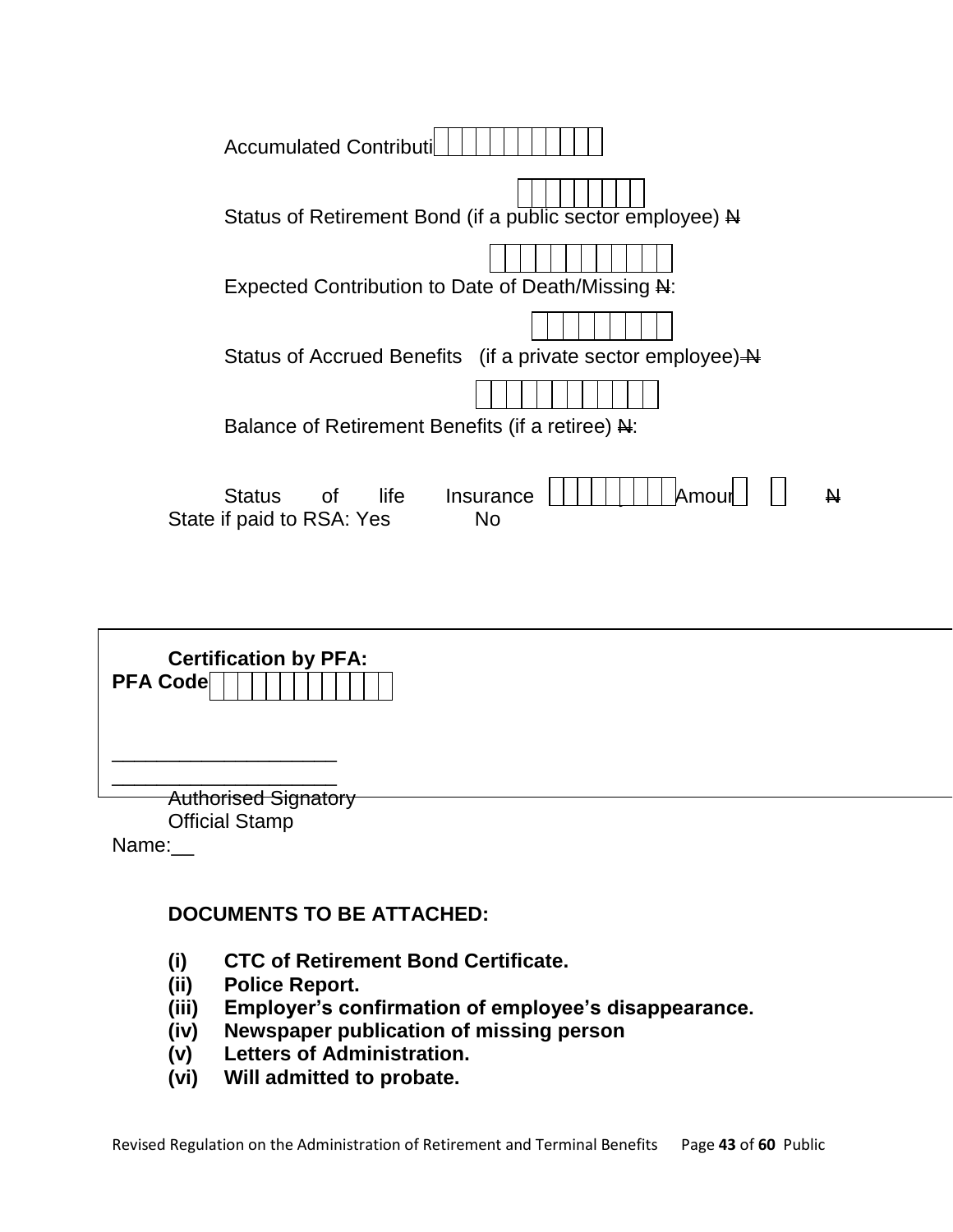Accumulated Contributi

Status of Retirement Bond (if a public sector employee) ₦

Expected Contribution to Date of Death/Missing ₦:

Status of Accrued Benefits (if a private sector employee) ₦

Balance of Retirement Benefits (if a retiree) ₦:

Status of life Insurance Amour ₦
State if paid to RSA: Yes No

**Certification by PFA:**
**PFA Code**

____________________
____________________
Authorised Signatory
Official Stamp
Name:__

**DOCUMENTS TO BE ATTACHED:**

**(i) CTC of Retirement Bond Certificate.**
**(ii) Police Report.**
**(iii) Employer's confirmation of employee's disappearance.**
**(iv) Newspaper publication of missing person**
**(v) Letters of Administration.**
**(vi) Will admitted to probate.**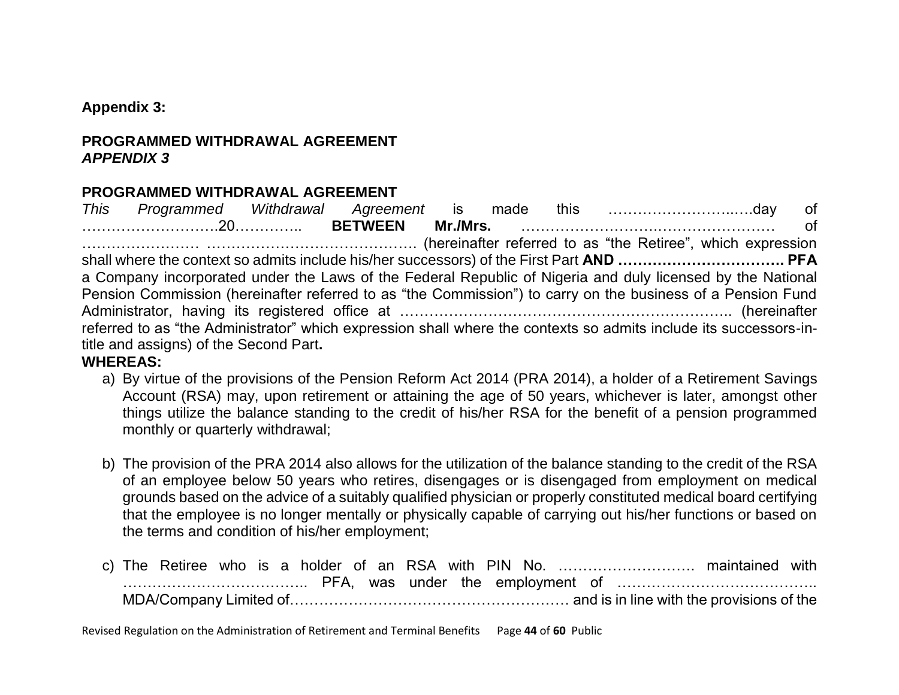**Appendix 3:**

**PROGRAMMED WITHDRAWAL AGREEMENT**
***APPENDIX 3***

**PROGRAMMED WITHDRAWAL AGREEMENT**

*This Programmed Withdrawal Agreement* is made this ……………………..….day of ……………………….20………….. **BETWEEN Mr./Mrs.** …………………………….………………… of …………………… ……………………………………. (hereinafter referred to as "the Retiree", which expression shall where the context so admits include his/her successors) of the First Part **AND ……………………………. PFA** a Company incorporated under the Laws of the Federal Republic of Nigeria and duly licensed by the National Pension Commission (hereinafter referred to as "the Commission") to carry on the business of a Pension Fund Administrator, having its registered office at ………………………………………………………….. (hereinafter referred to as "the Administrator" which expression shall where the contexts so admits include its successors-in-title and assigns) of the Second Part**.**

**WHEREAS:**

a) By virtue of the provisions of the Pension Reform Act 2014 (PRA 2014), a holder of a Retirement Savings Account (RSA) may, upon retirement or attaining the age of 50 years, whichever is later, amongst other things utilize the balance standing to the credit of his/her RSA for the benefit of a pension programmed monthly or quarterly withdrawal;

b) The provision of the PRA 2014 also allows for the utilization of the balance standing to the credit of the RSA of an employee below 50 years who retires, disengages or is disengaged from employment on medical grounds based on the advice of a suitably qualified physician or properly constituted medical board certifying that the employee is no longer mentally or physically capable of carrying out his/her functions or based on the terms and condition of his/her employment;

c) The Retiree who is a holder of an RSA with PIN No. ………………………. maintained with ……………………………….. PFA, was under the employment of ………………………………….. MDA/Company Limited of………………………………………………… and is in line with the provisions of the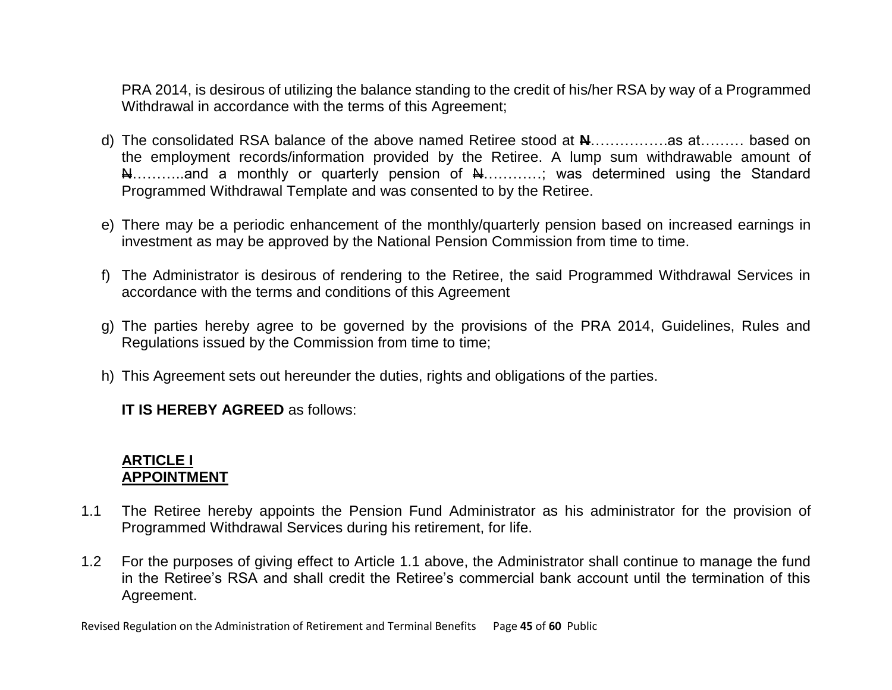PRA 2014, is desirous of utilizing the balance standing to the credit of his/her RSA by way of a Programmed Withdrawal in accordance with the terms of this Agreement;

d) The consolidated RSA balance of the above named Retiree stood at ₦…………….as at……… based on the employment records/information provided by the Retiree. A lump sum withdrawable amount of ₦………..and a monthly or quarterly pension of ₦…………; was determined using the Standard Programmed Withdrawal Template and was consented to by the Retiree.

e) There may be a periodic enhancement of the monthly/quarterly pension based on increased earnings in investment as may be approved by the National Pension Commission from time to time.

f) The Administrator is desirous of rendering to the Retiree, the said Programmed Withdrawal Services in accordance with the terms and conditions of this Agreement

g) The parties hereby agree to be governed by the provisions of the PRA 2014, Guidelines, Rules and Regulations issued by the Commission from time to time;

h) This Agreement sets out hereunder the duties, rights and obligations of the parties.

**IT IS HEREBY AGREED** as follows:

## ARTICLE I
## APPOINTMENT

1.1 The Retiree hereby appoints the Pension Fund Administrator as his administrator for the provision of Programmed Withdrawal Services during his retirement, for life.

1.2 For the purposes of giving effect to Article 1.1 above, the Administrator shall continue to manage the fund in the Retiree's RSA and shall credit the Retiree's commercial bank account until the termination of this Agreement.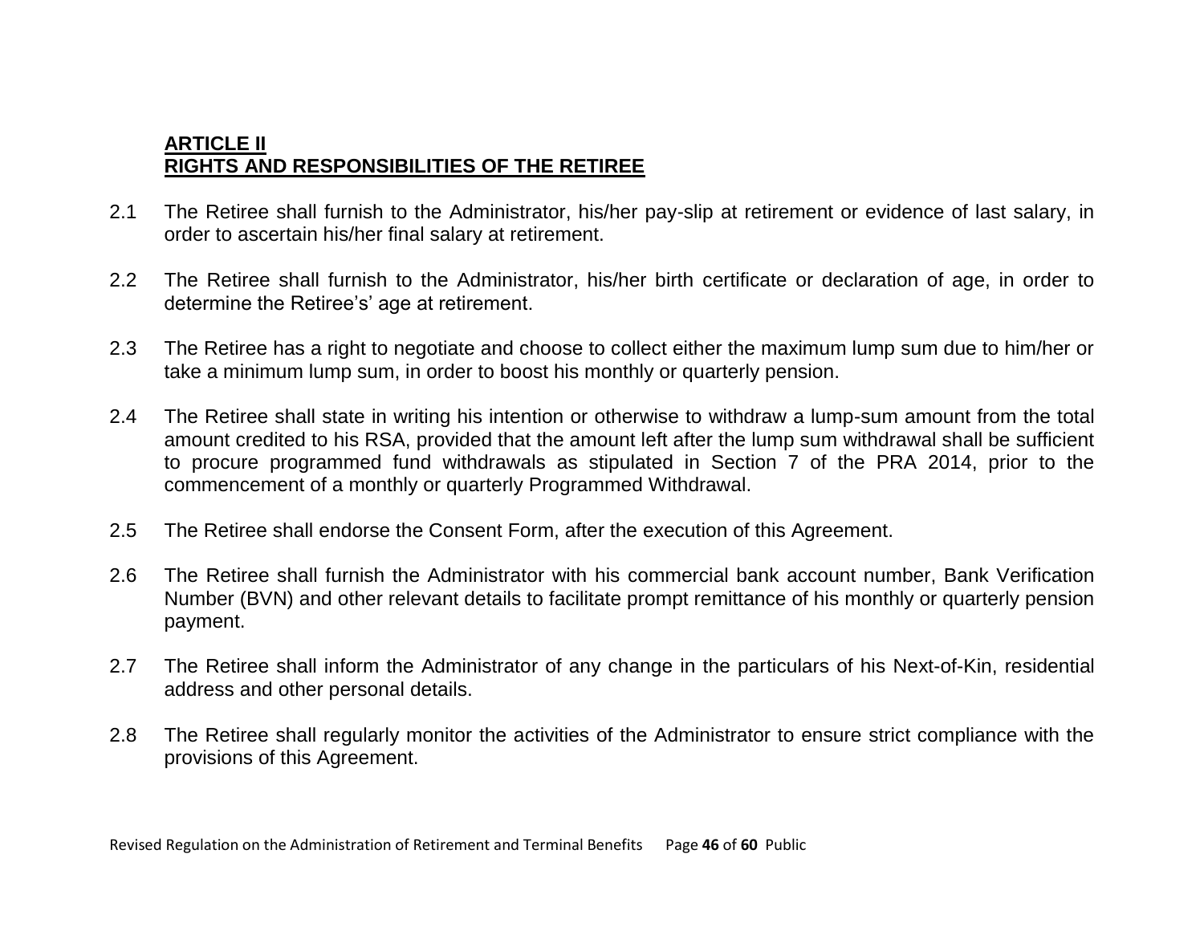## ARTICLE II
## RIGHTS AND RESPONSIBILITIES OF THE RETIREE

2.1 The Retiree shall furnish to the Administrator, his/her pay-slip at retirement or evidence of last salary, in order to ascertain his/her final salary at retirement.

2.2 The Retiree shall furnish to the Administrator, his/her birth certificate or declaration of age, in order to determine the Retiree's' age at retirement.

2.3 The Retiree has a right to negotiate and choose to collect either the maximum lump sum due to him/her or take a minimum lump sum, in order to boost his monthly or quarterly pension.

2.4 The Retiree shall state in writing his intention or otherwise to withdraw a lump-sum amount from the total amount credited to his RSA, provided that the amount left after the lump sum withdrawal shall be sufficient to procure programmed fund withdrawals as stipulated in Section 7 of the PRA 2014, prior to the commencement of a monthly or quarterly Programmed Withdrawal.

2.5 The Retiree shall endorse the Consent Form, after the execution of this Agreement.

2.6 The Retiree shall furnish the Administrator with his commercial bank account number, Bank Verification Number (BVN) and other relevant details to facilitate prompt remittance of his monthly or quarterly pension payment.

2.7 The Retiree shall inform the Administrator of any change in the particulars of his Next-of-Kin, residential address and other personal details.

2.8 The Retiree shall regularly monitor the activities of the Administrator to ensure strict compliance with the provisions of this Agreement.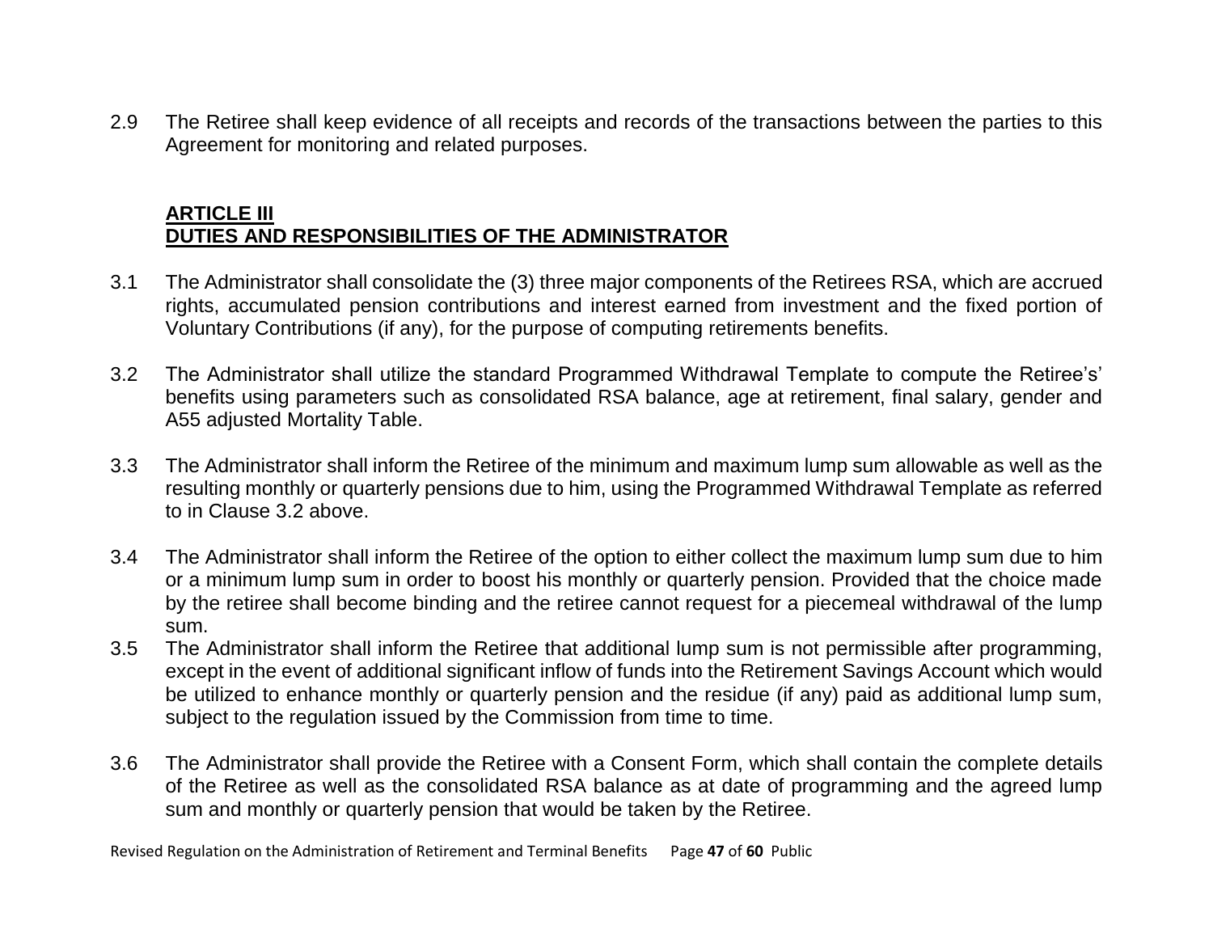2.9 The Retiree shall keep evidence of all receipts and records of the transactions between the parties to this Agreement for monitoring and related purposes.

## ARTICLE III
## DUTIES AND RESPONSIBILITIES OF THE ADMINISTRATOR

3.1 The Administrator shall consolidate the (3) three major components of the Retirees RSA, which are accrued rights, accumulated pension contributions and interest earned from investment and the fixed portion of Voluntary Contributions (if any), for the purpose of computing retirements benefits.

3.2 The Administrator shall utilize the standard Programmed Withdrawal Template to compute the Retiree's' benefits using parameters such as consolidated RSA balance, age at retirement, final salary, gender and A55 adjusted Mortality Table.

3.3 The Administrator shall inform the Retiree of the minimum and maximum lump sum allowable as well as the resulting monthly or quarterly pensions due to him, using the Programmed Withdrawal Template as referred to in Clause 3.2 above.

3.4 The Administrator shall inform the Retiree of the option to either collect the maximum lump sum due to him or a minimum lump sum in order to boost his monthly or quarterly pension. Provided that the choice made by the retiree shall become binding and the retiree cannot request for a piecemeal withdrawal of the lump sum.

3.5 The Administrator shall inform the Retiree that additional lump sum is not permissible after programming, except in the event of additional significant inflow of funds into the Retirement Savings Account which would be utilized to enhance monthly or quarterly pension and the residue (if any) paid as additional lump sum, subject to the regulation issued by the Commission from time to time.

3.6 The Administrator shall provide the Retiree with a Consent Form, which shall contain the complete details of the Retiree as well as the consolidated RSA balance as at date of programming and the agreed lump sum and monthly or quarterly pension that would be taken by the Retiree.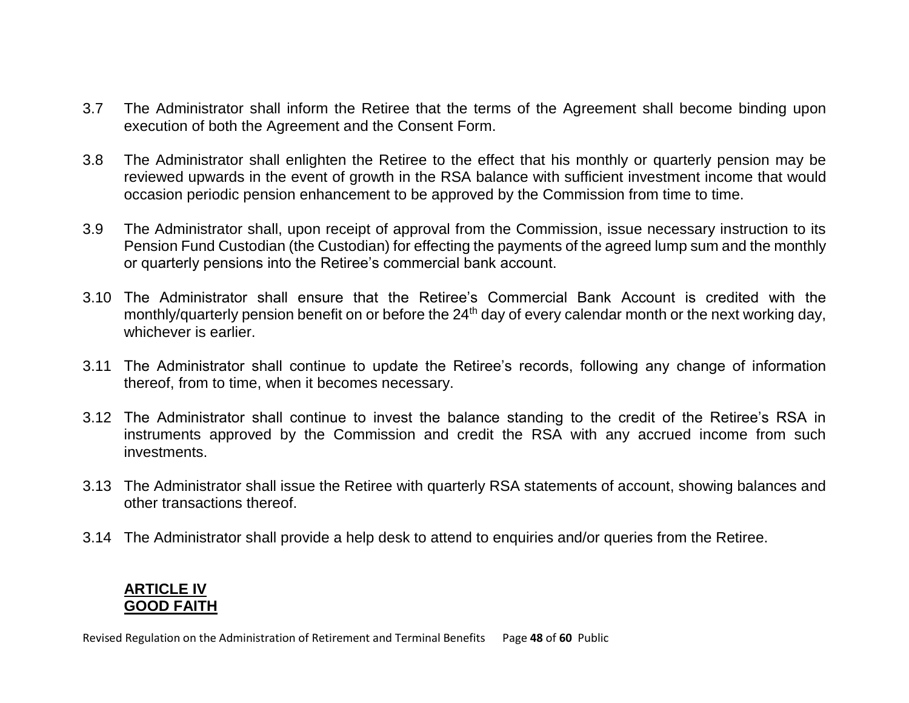3.7 The Administrator shall inform the Retiree that the terms of the Agreement shall become binding upon execution of both the Agreement and the Consent Form.

3.8 The Administrator shall enlighten the Retiree to the effect that his monthly or quarterly pension may be reviewed upwards in the event of growth in the RSA balance with sufficient investment income that would occasion periodic pension enhancement to be approved by the Commission from time to time.

3.9 The Administrator shall, upon receipt of approval from the Commission, issue necessary instruction to its Pension Fund Custodian (the Custodian) for effecting the payments of the agreed lump sum and the monthly or quarterly pensions into the Retiree's commercial bank account.

3.10 The Administrator shall ensure that the Retiree's Commercial Bank Account is credited with the monthly/quarterly pension benefit on or before the 24th day of every calendar month or the next working day, whichever is earlier.

3.11 The Administrator shall continue to update the Retiree's records, following any change of information thereof, from to time, when it becomes necessary.

3.12 The Administrator shall continue to invest the balance standing to the credit of the Retiree's RSA in instruments approved by the Commission and credit the RSA with any accrued income from such investments.

3.13 The Administrator shall issue the Retiree with quarterly RSA statements of account, showing balances and other transactions thereof.

3.14 The Administrator shall provide a help desk to attend to enquiries and/or queries from the Retiree.

## ARTICLE IV
## GOOD FAITH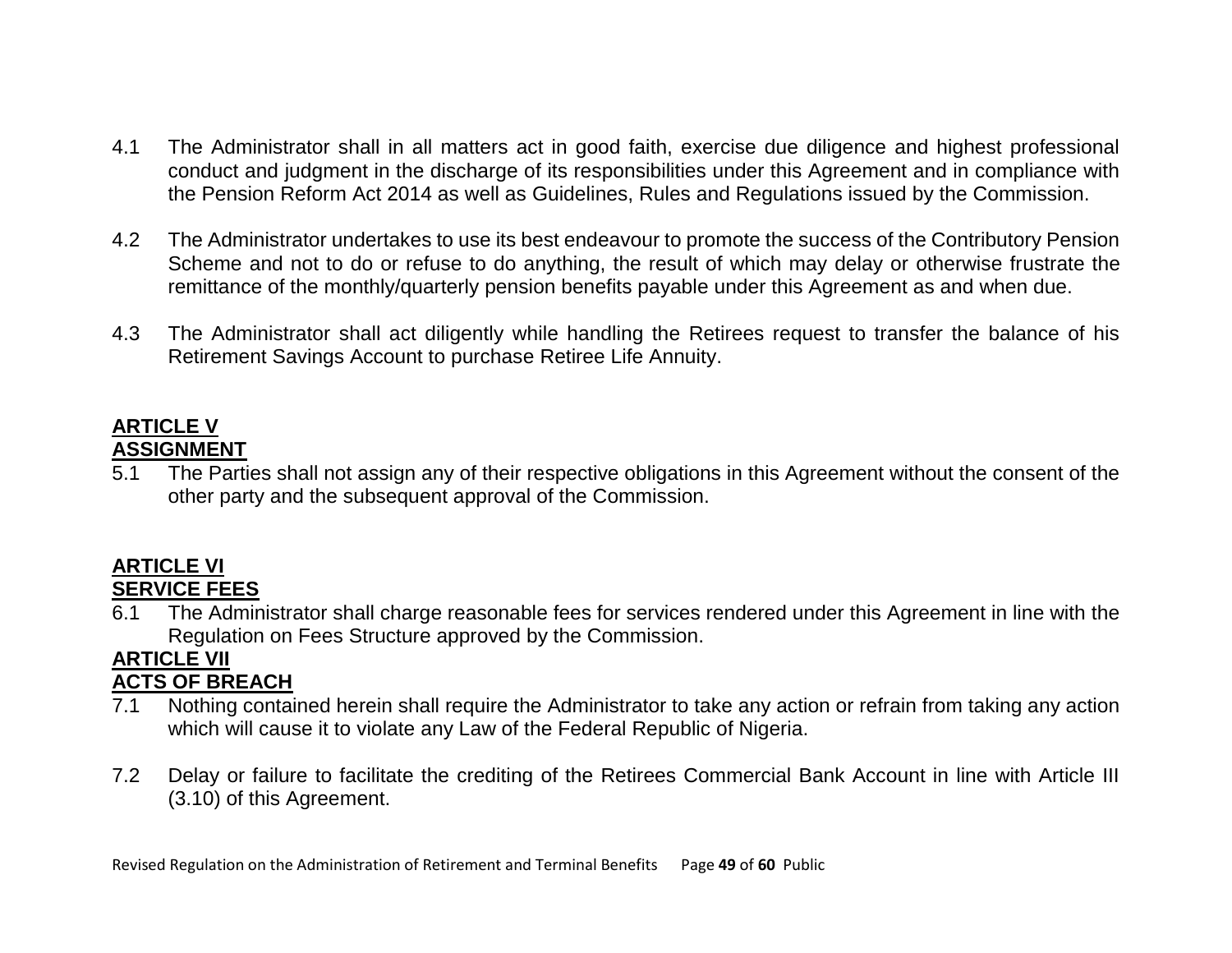4.1 The Administrator shall in all matters act in good faith, exercise due diligence and highest professional conduct and judgment in the discharge of its responsibilities under this Agreement and in compliance with the Pension Reform Act 2014 as well as Guidelines, Rules and Regulations issued by the Commission.

4.2 The Administrator undertakes to use its best endeavour to promote the success of the Contributory Pension Scheme and not to do or refuse to do anything, the result of which may delay or otherwise frustrate the remittance of the monthly/quarterly pension benefits payable under this Agreement as and when due.

4.3 The Administrator shall act diligently while handling the Retirees request to transfer the balance of his Retirement Savings Account to purchase Retiree Life Annuity.

## ARTICLE V
## ASSIGNMENT

5.1 The Parties shall not assign any of their respective obligations in this Agreement without the consent of the other party and the subsequent approval of the Commission.

## ARTICLE VI
## SERVICE FEES

6.1 The Administrator shall charge reasonable fees for services rendered under this Agreement in line with the Regulation on Fees Structure approved by the Commission.

## ARTICLE VII
## ACTS OF BREACH

7.1 Nothing contained herein shall require the Administrator to take any action or refrain from taking any action which will cause it to violate any Law of the Federal Republic of Nigeria.

7.2 Delay or failure to facilitate the crediting of the Retirees Commercial Bank Account in line with Article III (3.10) of this Agreement.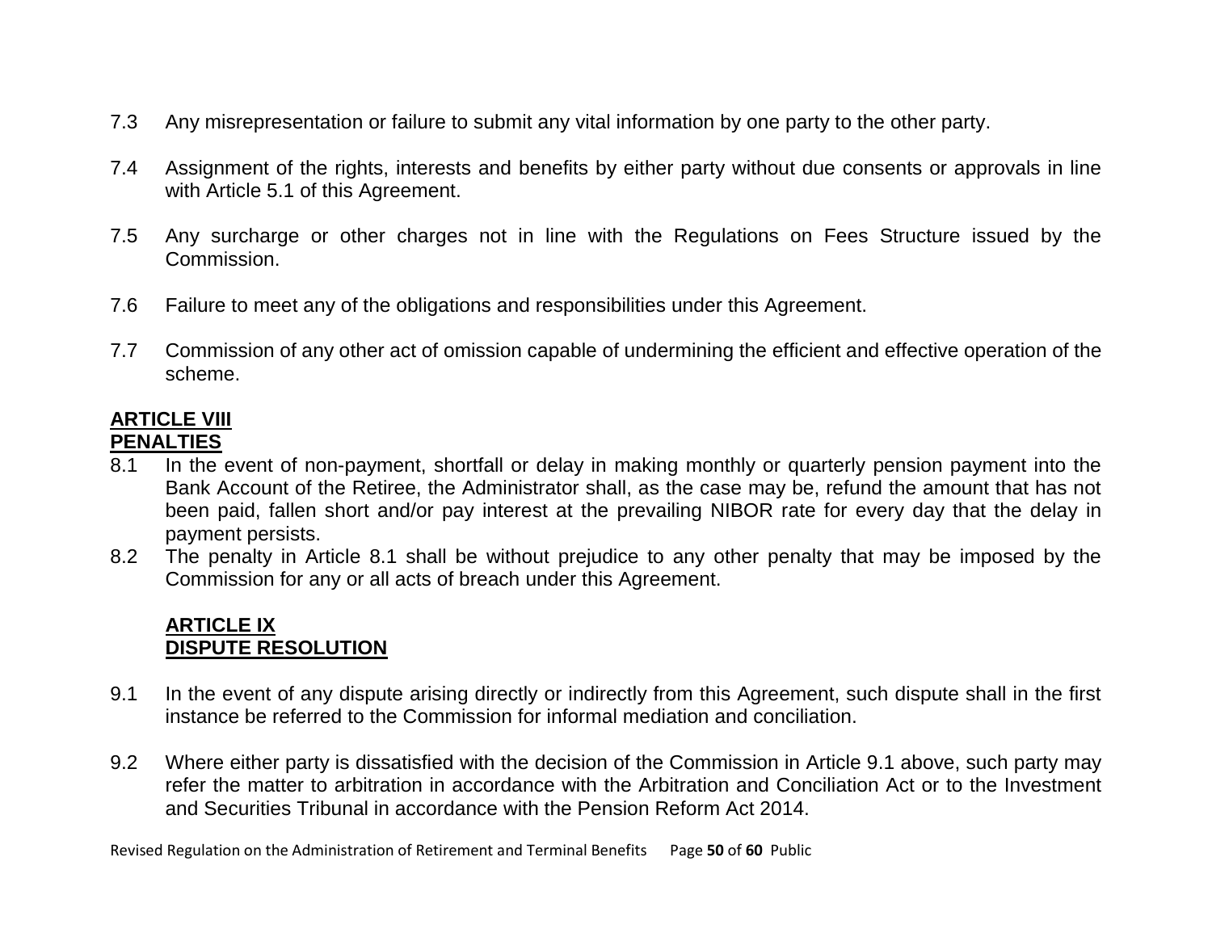7.3 Any misrepresentation or failure to submit any vital information by one party to the other party.

7.4 Assignment of the rights, interests and benefits by either party without due consents or approvals in line with Article 5.1 of this Agreement.

7.5 Any surcharge or other charges not in line with the Regulations on Fees Structure issued by the Commission.

7.6 Failure to meet any of the obligations and responsibilities under this Agreement.

7.7 Commission of any other act of omission capable of undermining the efficient and effective operation of the scheme.

## ARTICLE VIII
## PENALTIES

8.1 In the event of non-payment, shortfall or delay in making monthly or quarterly pension payment into the Bank Account of the Retiree, the Administrator shall, as the case may be, refund the amount that has not been paid, fallen short and/or pay interest at the prevailing NIBOR rate for every day that the delay in payment persists.

8.2 The penalty in Article 8.1 shall be without prejudice to any other penalty that may be imposed by the Commission for any or all acts of breach under this Agreement.

## ARTICLE IX
## DISPUTE RESOLUTION

9.1 In the event of any dispute arising directly or indirectly from this Agreement, such dispute shall in the first instance be referred to the Commission for informal mediation and conciliation.

9.2 Where either party is dissatisfied with the decision of the Commission in Article 9.1 above, such party may refer the matter to arbitration in accordance with the Arbitration and Conciliation Act or to the Investment and Securities Tribunal in accordance with the Pension Reform Act 2014.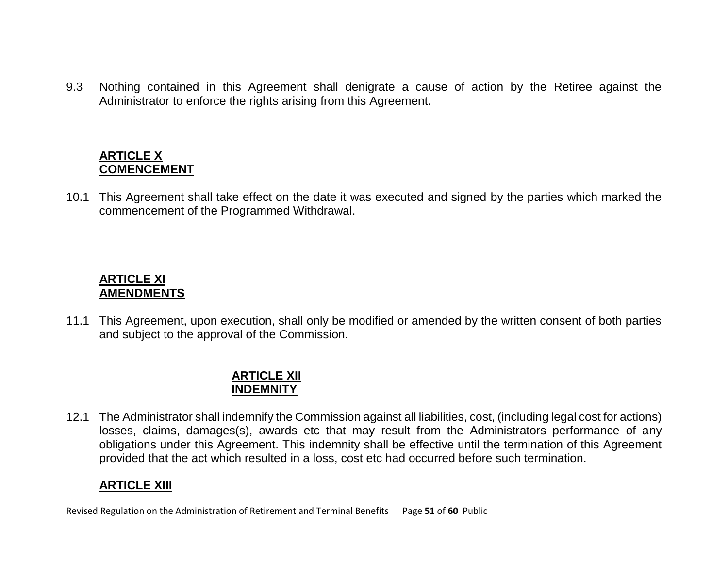9.3 Nothing contained in this Agreement shall denigrate a cause of action by the Retiree against the Administrator to enforce the rights arising from this Agreement.

**ARTICLE X**
**COMENCEMENT**

10.1 This Agreement shall take effect on the date it was executed and signed by the parties which marked the commencement of the Programmed Withdrawal.

**ARTICLE XI**
**AMENDMENTS**

11.1 This Agreement, upon execution, shall only be modified or amended by the written consent of both parties and subject to the approval of the Commission.

**ARTICLE XII**
**INDEMNITY**

12.1 The Administrator shall indemnify the Commission against all liabilities, cost, (including legal cost for actions) losses, claims, damages(s), awards etc that may result from the Administrators performance of any obligations under this Agreement. This indemnity shall be effective until the termination of this Agreement provided that the act which resulted in a loss, cost etc had occurred before such termination.

**ARTICLE XIII**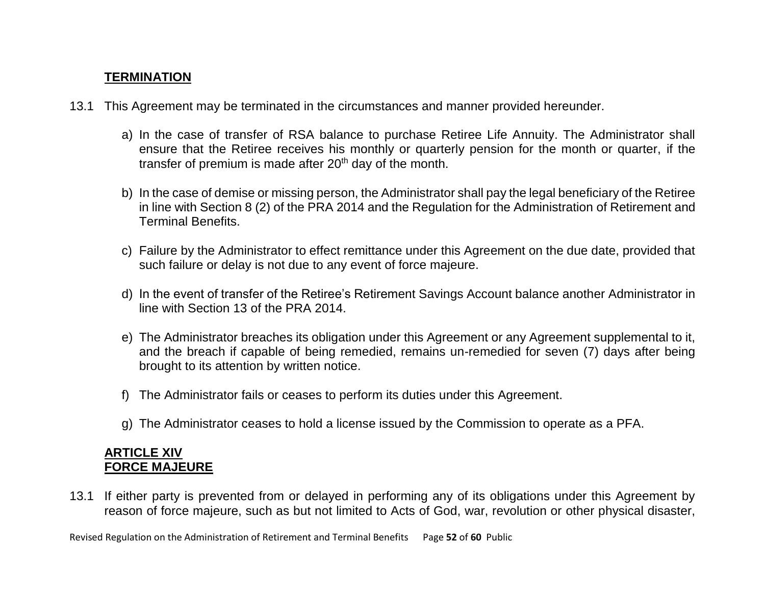## TERMINATION

13.1 This Agreement may be terminated in the circumstances and manner provided hereunder.

a) In the case of transfer of RSA balance to purchase Retiree Life Annuity. The Administrator shall ensure that the Retiree receives his monthly or quarterly pension for the month or quarter, if the transfer of premium is made after 20th day of the month.

b) In the case of demise or missing person, the Administrator shall pay the legal beneficiary of the Retiree in line with Section 8 (2) of the PRA 2014 and the Regulation for the Administration of Retirement and Terminal Benefits.

c) Failure by the Administrator to effect remittance under this Agreement on the due date, provided that such failure or delay is not due to any event of force majeure.

d) In the event of transfer of the Retiree's Retirement Savings Account balance another Administrator in line with Section 13 of the PRA 2014.

e) The Administrator breaches its obligation under this Agreement or any Agreement supplemental to it, and the breach if capable of being remedied, remains un-remedied for seven (7) days after being brought to its attention by written notice.

f) The Administrator fails or ceases to perform its duties under this Agreement.

g) The Administrator ceases to hold a license issued by the Commission to operate as a PFA.

## ARTICLE XIV
## FORCE MAJEURE

13.1 If either party is prevented from or delayed in performing any of its obligations under this Agreement by reason of force majeure, such as but not limited to Acts of God, war, revolution or other physical disaster,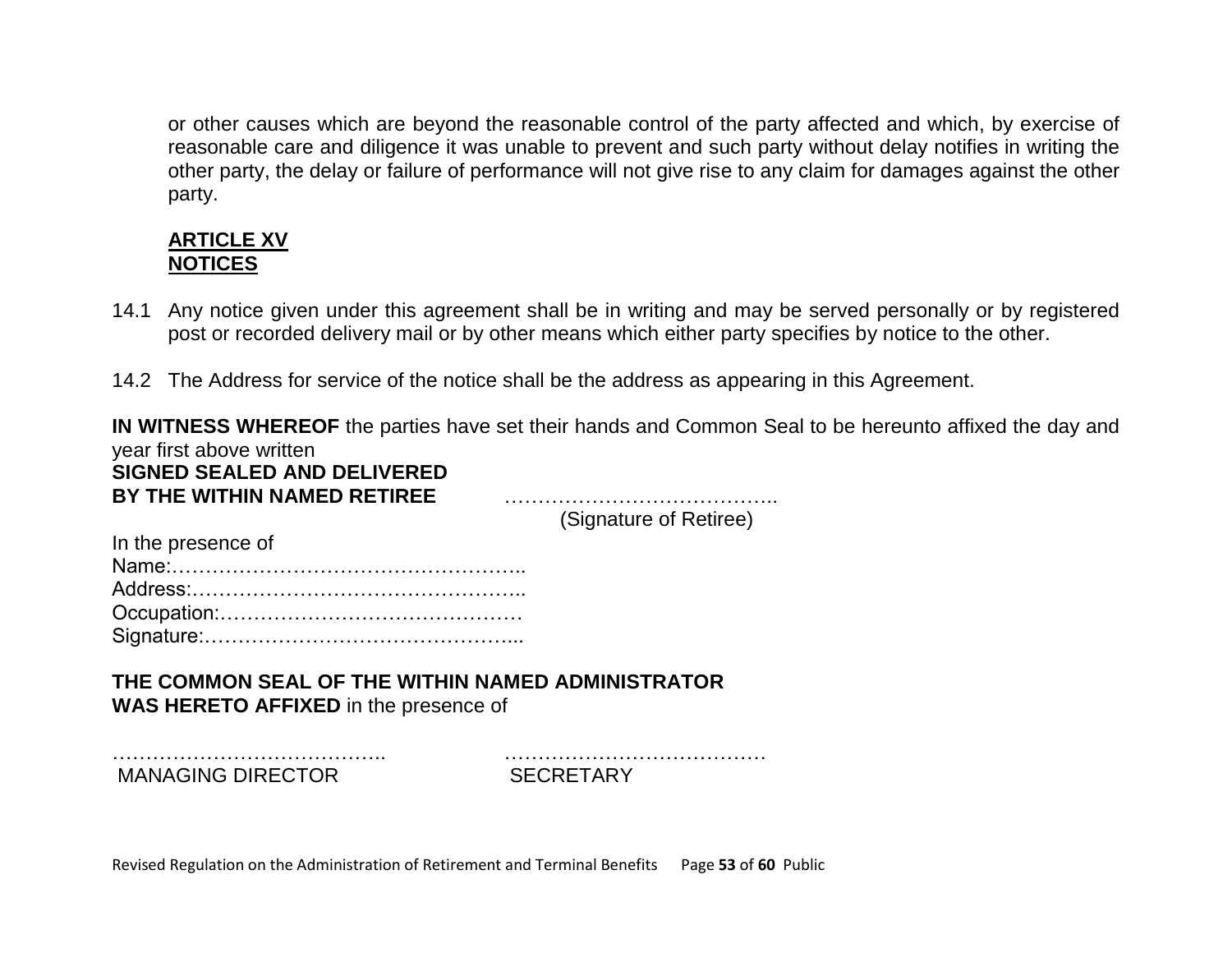or other causes which are beyond the reasonable control of the party affected and which, by exercise of reasonable care and diligence it was unable to prevent and such party without delay notifies in writing the other party, the delay or failure of performance will not give rise to any claim for damages against the other party.

## ARTICLE XV
## NOTICES

14.1 Any notice given under this agreement shall be in writing and may be served personally or by registered post or recorded delivery mail or by other means which either party specifies by notice to the other.

14.2 The Address for service of the notice shall be the address as appearing in this Agreement.

**IN WITNESS WHEREOF** the parties have set their hands and Common Seal to be hereunto affixed the day and year first above written

**SIGNED SEALED AND DELIVERED**
**BY THE WITHIN NAMED RETIREE** …………………………………..
(Signature of Retiree)

In the presence of
Name:……………………………………………..
Address:…………………………………………..
Occupation:………………………………………
Signature:………………………………………...

**THE COMMON SEAL OF THE WITHIN NAMED ADMINISTRATOR**
**WAS HERETO AFFIXED** in the presence of

………………………………….. …………………………………
MANAGING DIRECTOR SECRETARY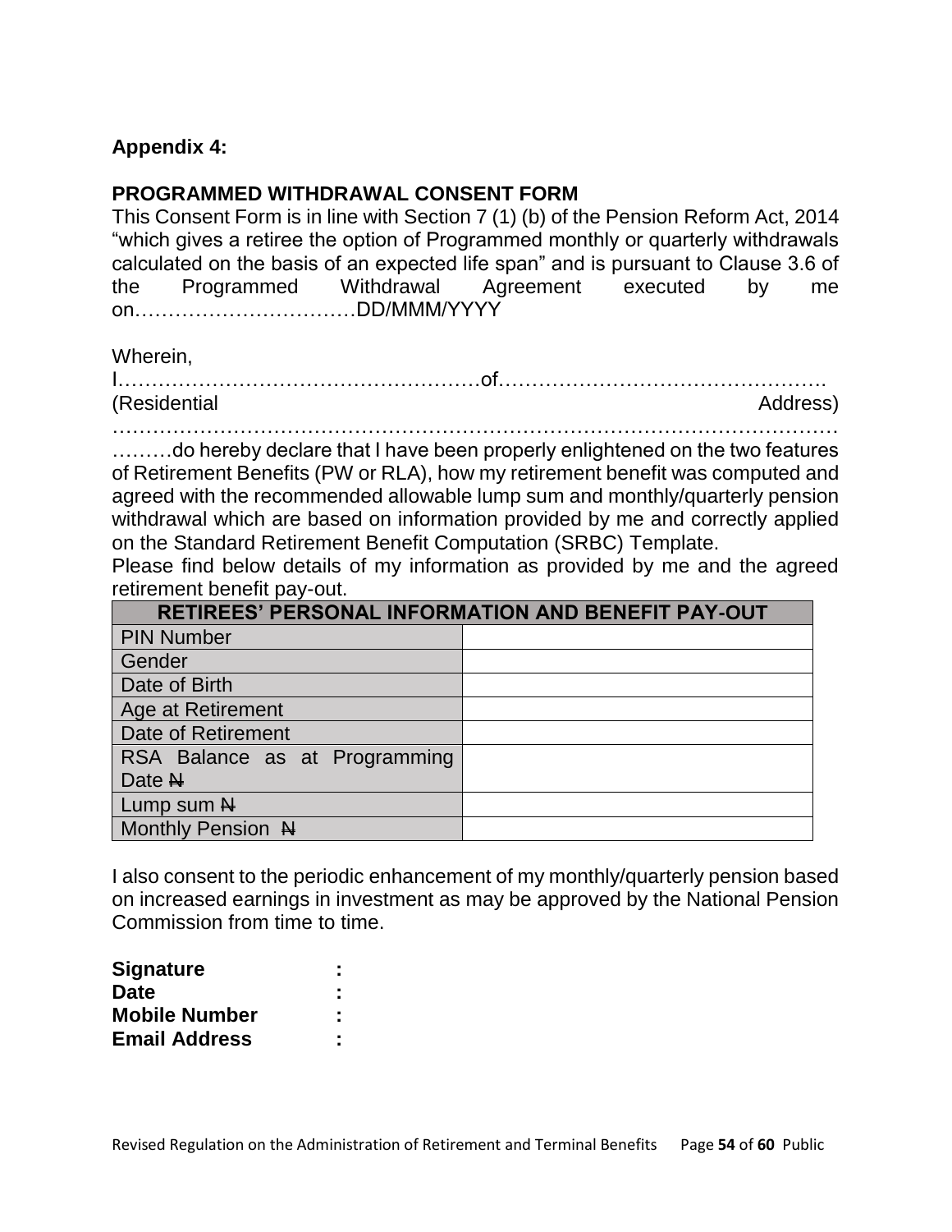**Appendix 4:**

**PROGRAMMED WITHDRAWAL CONSENT FORM**

This Consent Form is in line with Section 7 (1) (b) of the Pension Reform Act, 2014 "which gives a retiree the option of Programmed monthly or quarterly withdrawals calculated on the basis of an expected life span" and is pursuant to Clause 3.6 of the Programmed Withdrawal Agreement executed by me on……………………………DD/MMM/YYYY

Wherein,

I……………………………………………of…………………………………………. (Residential Address) …………………………………………………………………………………………… ………do hereby declare that I have been properly enlightened on the two features of Retirement Benefits (PW or RLA), how my retirement benefit was computed and agreed with the recommended allowable lump sum and monthly/quarterly pension withdrawal which are based on information provided by me and correctly applied on the Standard Retirement Benefit Computation (SRBC) Template.

Please find below details of my information as provided by me and the agreed retirement benefit pay-out.

| RETIREES' PERSONAL INFORMATION AND BENEFIT PAY-OUT | |
|---|---|
| PIN Number | |
| Gender | |
| Date of Birth | |
| Age at Retirement | |
| Date of Retirement | |
| RSA Balance as at Programming Date ₦ | |
| Lump sum ₦ | |
| Monthly Pension ₦ | |

I also consent to the periodic enhancement of my monthly/quarterly pension based on increased earnings in investment as may be approved by the National Pension Commission from time to time.

**Signature** :

**Date** :

**Mobile Number** :

**Email Address** :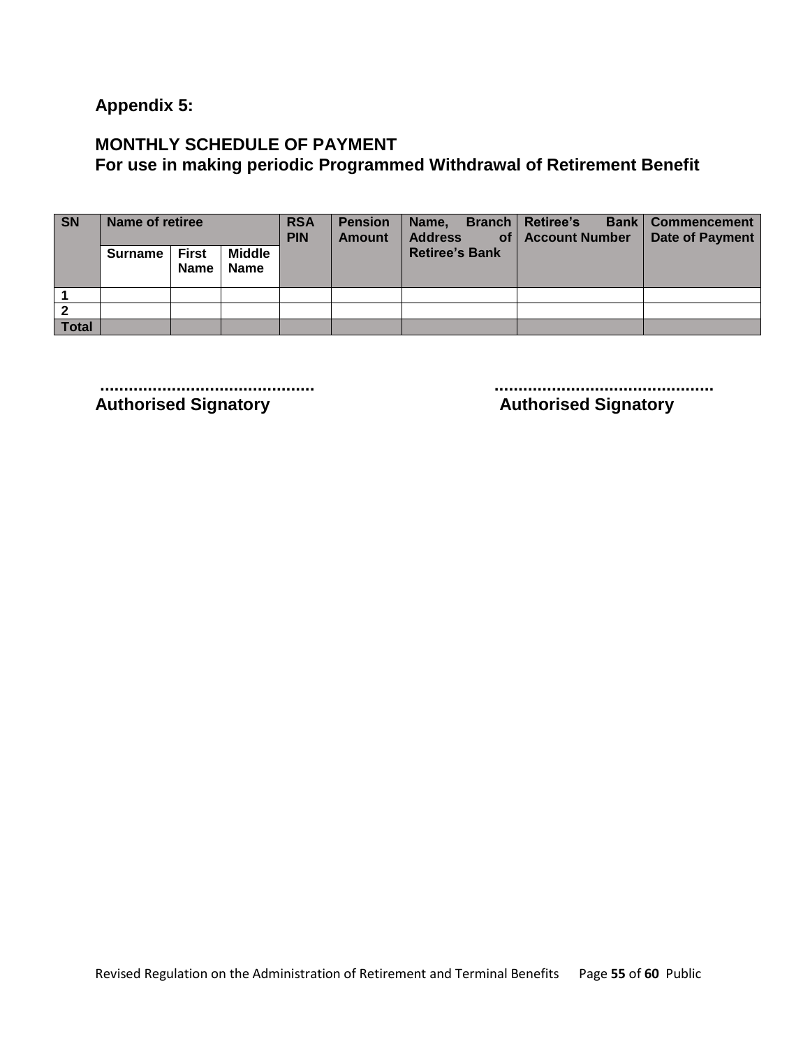**Appendix 5:**

**MONTHLY SCHEDULE OF PAYMENT**
**For use in making periodic Programmed Withdrawal of Retirement Benefit**

| SN | Name of retiree | | | RSA PIN | Pension Amount | Name, Branch Address of Retiree's Bank | Retiree's Bank Account Number | Commencement Date of Payment |
|---|---|---|---|---|---|---|---|---|
| | Surname | First Name | Middle Name | | | | | |
| 1 | | | | | | | | |
| 2 | | | | | | | | |
| Total | | | | | | | | |

............................................
**Authorised Signatory**

............................................
**Authorised Signatory**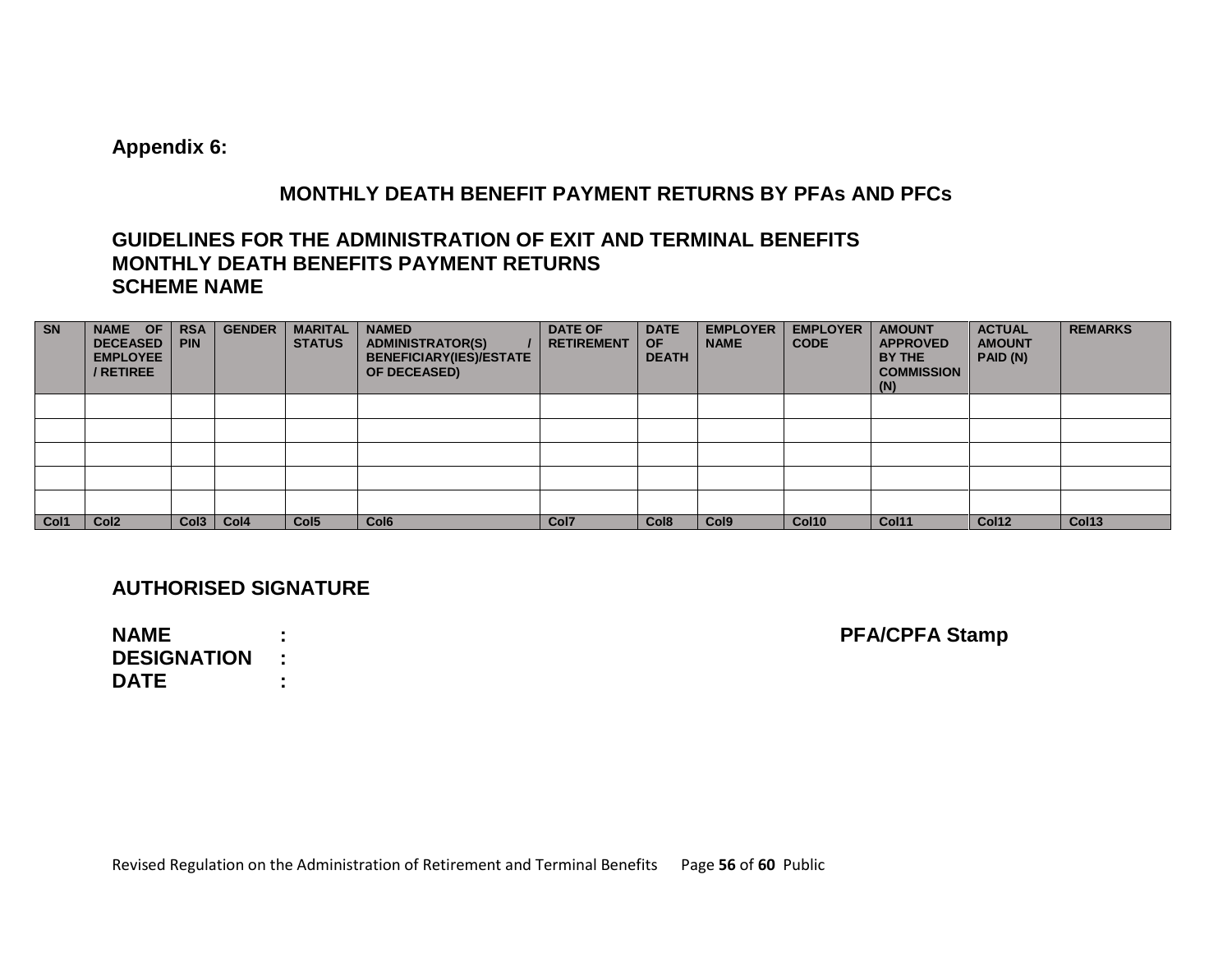**Appendix 6:**

## MONTHLY DEATH BENEFIT PAYMENT RETURNS BY PFAs AND PFCs

### GUIDELINES FOR THE ADMINISTRATION OF EXIT AND TERMINAL BENEFITS
### MONTHLY DEATH BENEFITS PAYMENT RETURNS
### SCHEME NAME

| SN | NAME OF DECEASED EMPLOYEE / RETIREE | RSA PIN | GENDER | MARITAL STATUS | NAMED ADMINISTRATOR(S) / BENEFICIARY(IES)/ESTATE OF DECEASED) | DATE OF RETIREMENT | DATE OF DEATH | EMPLOYER NAME | EMPLOYER CODE | AMOUNT APPROVED BY THE COMMISSION (N) | ACTUAL AMOUNT PAID (N) | REMARKS |
|---|---|---|---|---|---|---|---|---|---|---|---|---|
| | | | | | | | | | | | | |
| | | | | | | | | | | | | |
| | | | | | | | | | | | | |
| | | | | | | | | | | | | |
| | | | | | | | | | | | | |
| Col1 | Col2 | Col3 | Col4 | Col5 | Col6 | Col7 | Col8 | Col9 | Col10 | Col11 | Col12 | Col13 |

**AUTHORISED SIGNATURE**

**NAME :**

**DESIGNATION :**

**DATE :**

**PFA/CPFA Stamp**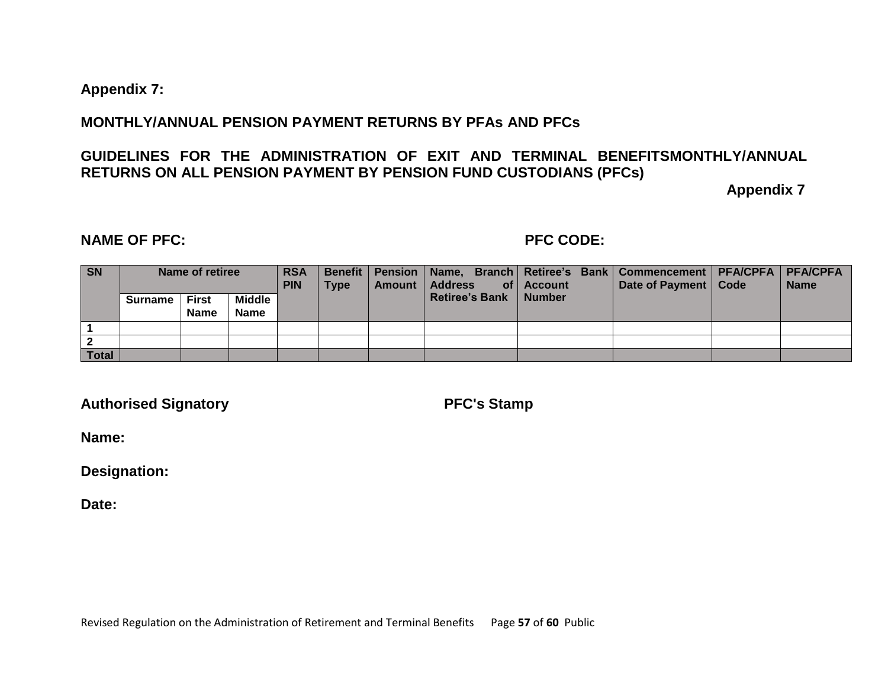**Appendix 7:**

**MONTHLY/ANNUAL PENSION PAYMENT RETURNS BY PFAs AND PFCs**

**GUIDELINES FOR THE ADMINISTRATION OF EXIT AND TERMINAL BENEFITSMONTHLY/ANNUAL RETURNS ON ALL PENSION PAYMENT BY PENSION FUND CUSTODIANS (PFCs)**

**Appendix 7**

**NAME OF PFC:** **PFC CODE:**

| SN | Name of retiree | | | RSA PIN | Benefit Type | Pension Amount | Name, Branch Address of Retiree's Bank | Retiree's Bank Account Number | Commencement Date of Payment | PFA/CPFA Code | PFA/CPFA Name |
|---|---|---|---|---|---|---|---|---|---|---|---|
| | Surname | First Name | Middle Name | | | | | | | | |
| 1 | | | | | | | | | | | |
| 2 | | | | | | | | | | | |
| Total | | | | | | | | | | | |

**Authorised Signatory** **PFC's Stamp**

**Name:**

**Designation:**

**Date:**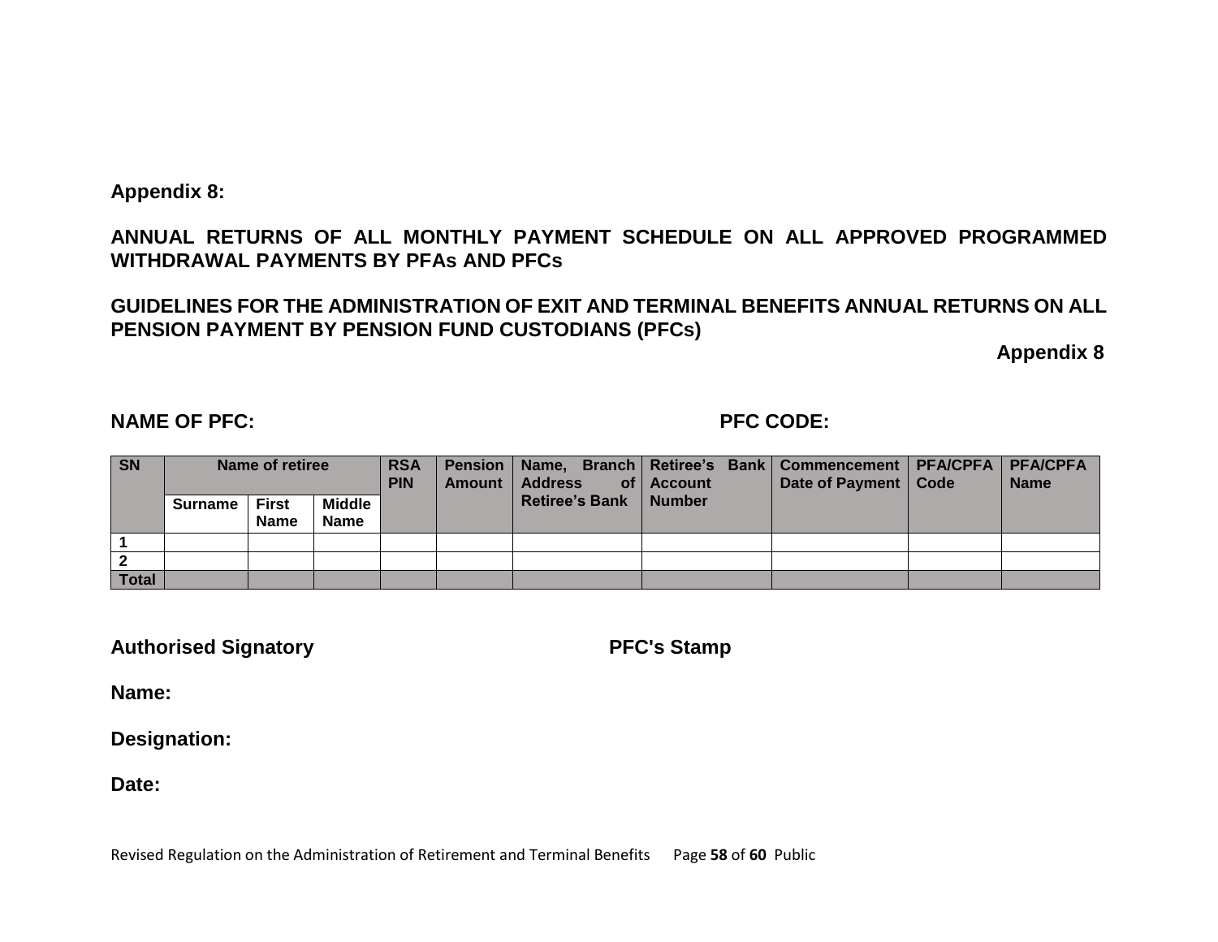**Appendix 8:**

**ANNUAL RETURNS OF ALL MONTHLY PAYMENT SCHEDULE ON ALL APPROVED PROGRAMMED WITHDRAWAL PAYMENTS BY PFAs AND PFCs**

**GUIDELINES FOR THE ADMINISTRATION OF EXIT AND TERMINAL BENEFITS ANNUAL RETURNS ON ALL PENSION PAYMENT BY PENSION FUND CUSTODIANS (PFCs)**

**Appendix 8**

**NAME OF PFC:** **PFC CODE:**

| SN | Name of retiree | | | RSA PIN | Pension Amount | Name, Branch Address of Retiree's Bank | Retiree's Bank Account Number | Commencement Date of Payment | PFA/CPFA Code | PFA/CPFA Name |
|---|---|---|---|---|---|---|---|---|---|---|
| | Surname | First Name | Middle Name | | | | | | | |
| 1 | | | | | | | | | | |
| 2 | | | | | | | | | | |
| Total | | | | | | | | | | |

**Authorised Signatory** **PFC's Stamp**

**Name:**

**Designation:**

**Date:**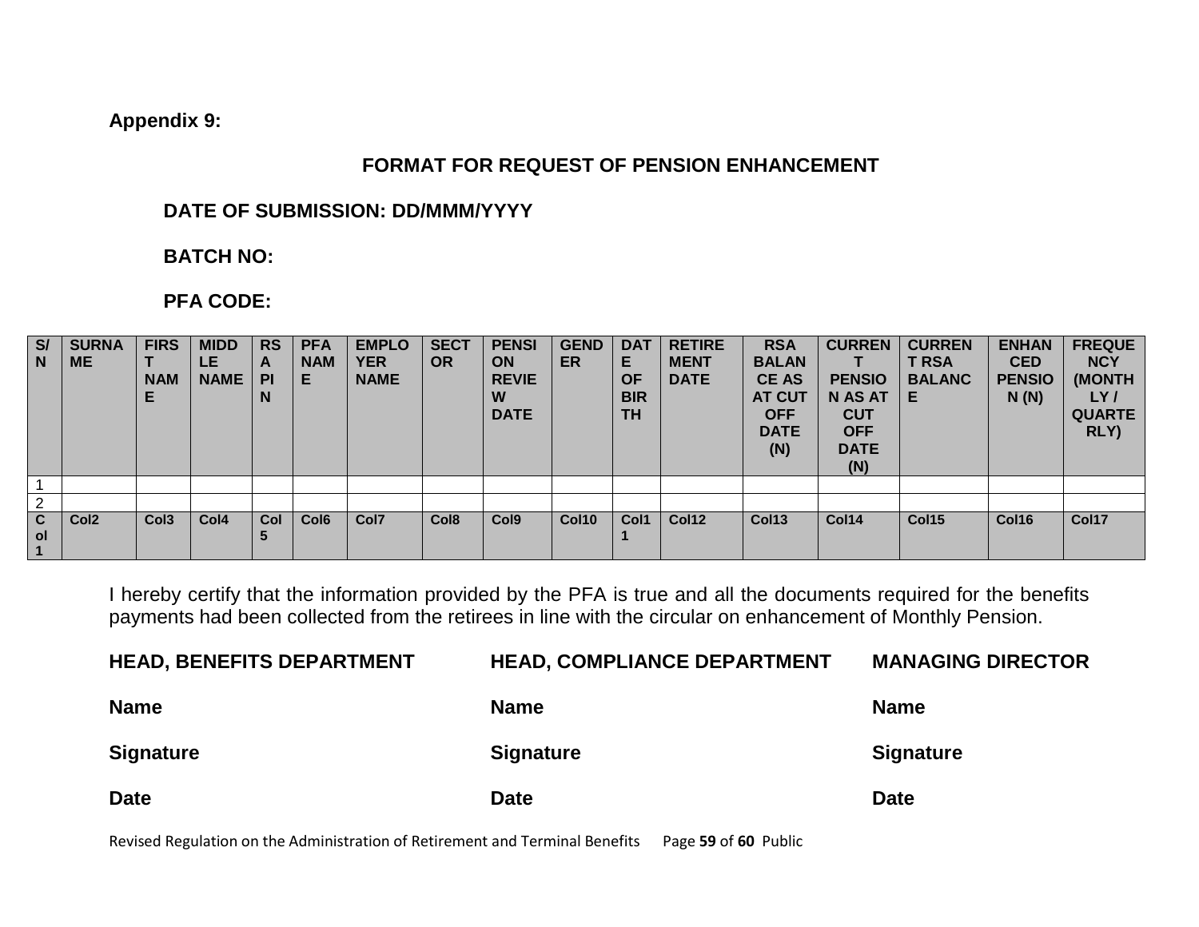**Appendix 9:**

**FORMAT FOR REQUEST OF PENSION ENHANCEMENT**

**DATE OF SUBMISSION: DD/MMM/YYYY**

**BATCH NO:**

**PFA CODE:**

| S/N | SURNAME | FIRST NAME | MIDDLE NAME | RSA PIN | PFA NAME | EMPLOYER NAME | SECTOR | PENSION REVIEW DATE | GENDER | DATE OF BIRTH | RETIREMENT DATE | RSA BALANCE AS AT CUT OFF DATE (N) | CURRENT PENSION AS AT CUT OFF DATE (N) | CURRENT RSA BALANCE | ENHANCED PENSION (N) | FREQUENCY (MONTHLY / QUARTERLY) |
|---|---|---|---|---|---|---|---|---|---|---|---|---|---|---|---|---|
| 1 | | | | | | | | | | | | | | | | |
| 2 | | | | | | | | | | | | | | | | |
| Col1 | Col2 | Col3 | Col4 | Col5 | Col6 | Col7 | Col8 | Col9 | Col10 | Col11 | Col12 | Col13 | Col14 | Col15 | Col16 | Col17 |

I hereby certify that the information provided by the PFA is true and all the documents required for the benefits payments had been collected from the retirees in line with the circular on enhancement of Monthly Pension.

| **HEAD, BENEFITS DEPARTMENT** | **HEAD, COMPLIANCE DEPARTMENT** | **MANAGING DIRECTOR** |
|---|---|---|
| **Name** | **Name** | **Name** |
| **Signature** | **Signature** | **Signature** |
| **Date** | **Date** | **Date** |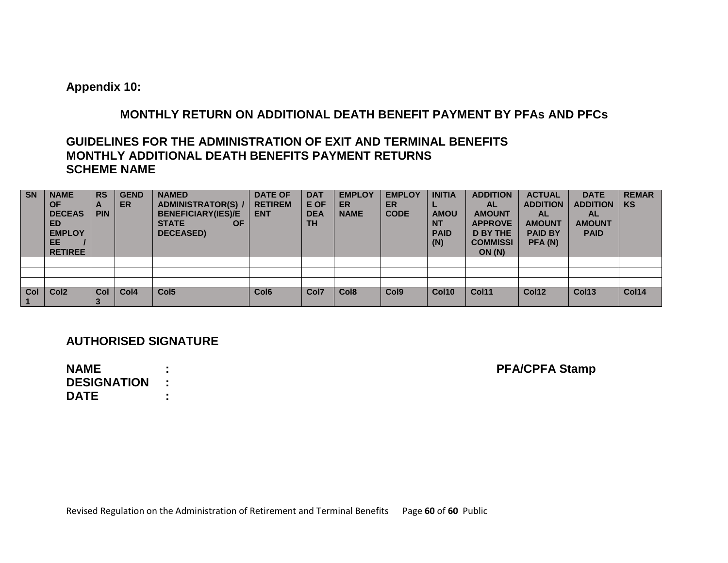**Appendix 10:**

## MONTHLY RETURN ON ADDITIONAL DEATH BENEFIT PAYMENT BY PFAs AND PFCs

### GUIDELINES FOR THE ADMINISTRATION OF EXIT AND TERMINAL BENEFITS
### MONTHLY ADDITIONAL DEATH BENEFITS PAYMENT RETURNS
### SCHEME NAME

| SN | NAME OF DECEASED EMPLOYEE / RETIREE | RSA PIN | GENDER | NAMED ADMINISTRATOR(S) / BENEFICIARY(IES)/ESTATE OF DECEASED) | DATE OF RETIREMENT | DATE OF DEATH | EMPLOYER NAME | EMPLOYER CODE | INITIAL AMOUNT PAID (N) | ADDITIONAL AMOUNT APPROVED BY THE COMMISSION (N) | ACTUAL ADDITIONAL AMOUNT PAID BY PFA (N) | DATE ADDITIONAL AMOUNT PAID | REMARKS |
|---|---|---|---|---|---|---|---|---|---|---|---|---|---|
| | | | | | | | | | | | | | |
| | | | | | | | | | | | | | |
| | | | | | | | | | | | | | |
| Col 1 | Col2 | Col 3 | Col4 | Col5 | Col6 | Col7 | Col8 | Col9 | Col10 | Col11 | Col12 | Col13 | Col14 |

**AUTHORISED SIGNATURE**

**NAME :**
**DESIGNATION :**
**DATE :**

**PFA/CPFA Stamp**